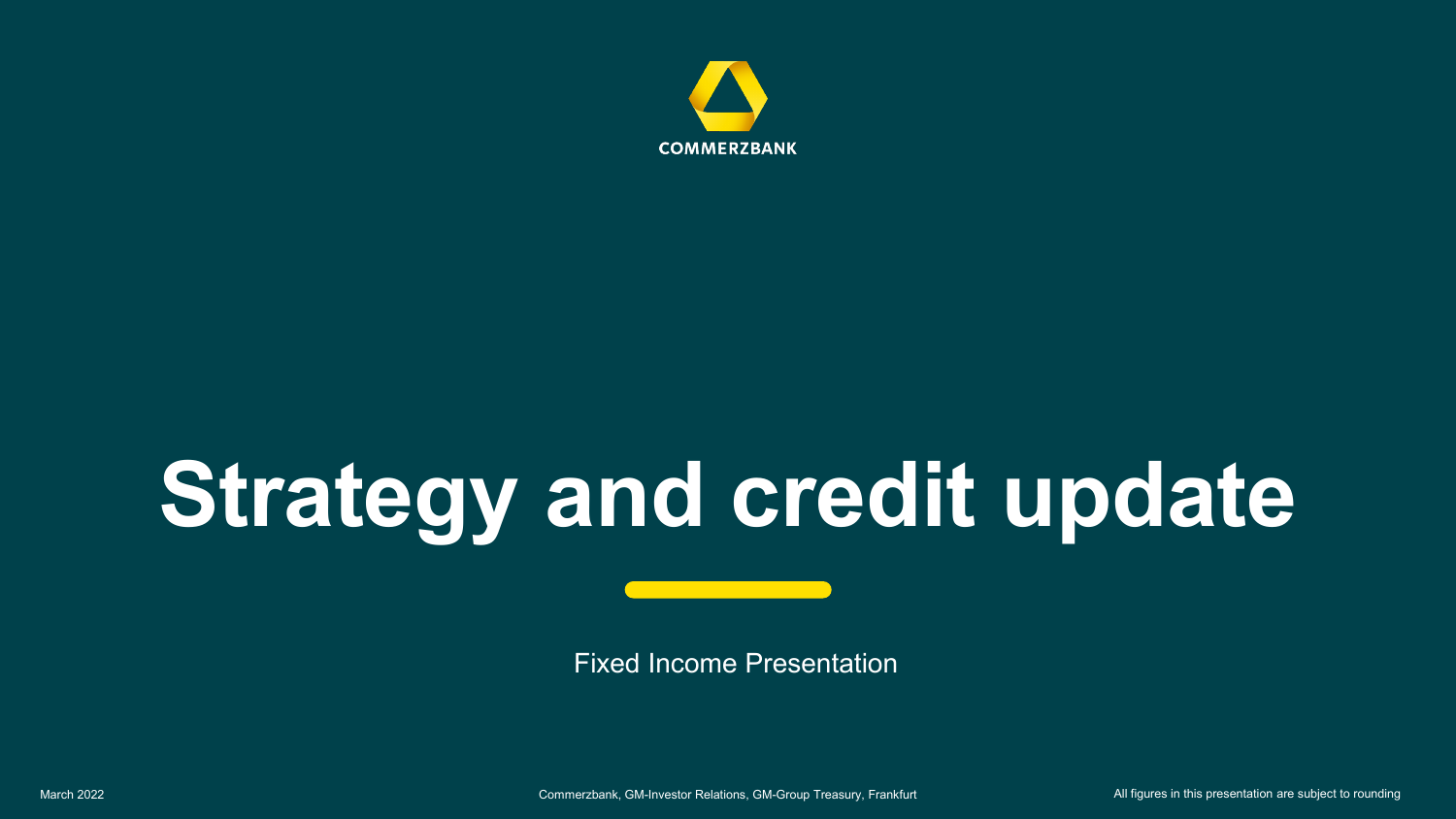COMMERZBANK

# Strategy and credit update

Fixed Income Presentation

March 2022

Commerzbank, GM-Investor Relations, GM-Group Treasury, Frankfurt

All figures in this presentation are subject to rounding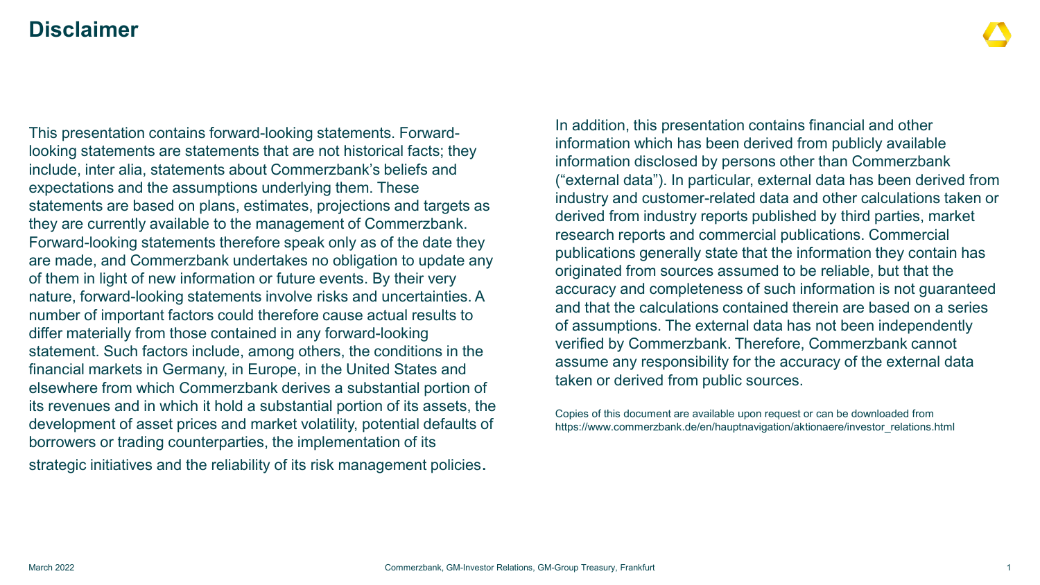# Disclaimer

This presentation contains forward-looking statements. Forward-looking statements are statements that are not historical facts; they include, inter alia, statements about Commerzbank's beliefs and expectations and the assumptions underlying them. These statements are based on plans, estimates, projections and targets as they are currently available to the management of Commerzbank. Forward-looking statements therefore speak only as of the date they are made, and Commerzbank undertakes no obligation to update any of them in light of new information or future events. By their very nature, forward-looking statements involve risks and uncertainties. A number of important factors could therefore cause actual results to differ materially from those contained in any forward-looking statement. Such factors include, among others, the conditions in the financial markets in Germany, in Europe, in the United States and elsewhere from which Commerzbank derives a substantial portion of its revenues and in which it hold a substantial portion of its assets, the development of asset prices and market volatility, potential defaults of borrowers or trading counterparties, the implementation of its strategic initiatives and the reliability of its risk management policies.

In addition, this presentation contains financial and other information which has been derived from publicly available information disclosed by persons other than Commerzbank ("external data"). In particular, external data has been derived from industry and customer-related data and other calculations taken or derived from industry reports published by third parties, market research reports and commercial publications. Commercial publications generally state that the information they contain has originated from sources assumed to be reliable, but that the accuracy and completeness of such information is not guaranteed and that the calculations contained therein are based on a series of assumptions. The external data has not been independently verified by Commerzbank. Therefore, Commerzbank cannot assume any responsibility for the accuracy of the external data taken or derived from public sources.

Copies of this document are available upon request or can be downloaded from https://www.commerzbank.de/en/hauptnavigation/aktionaere/investor_relations.html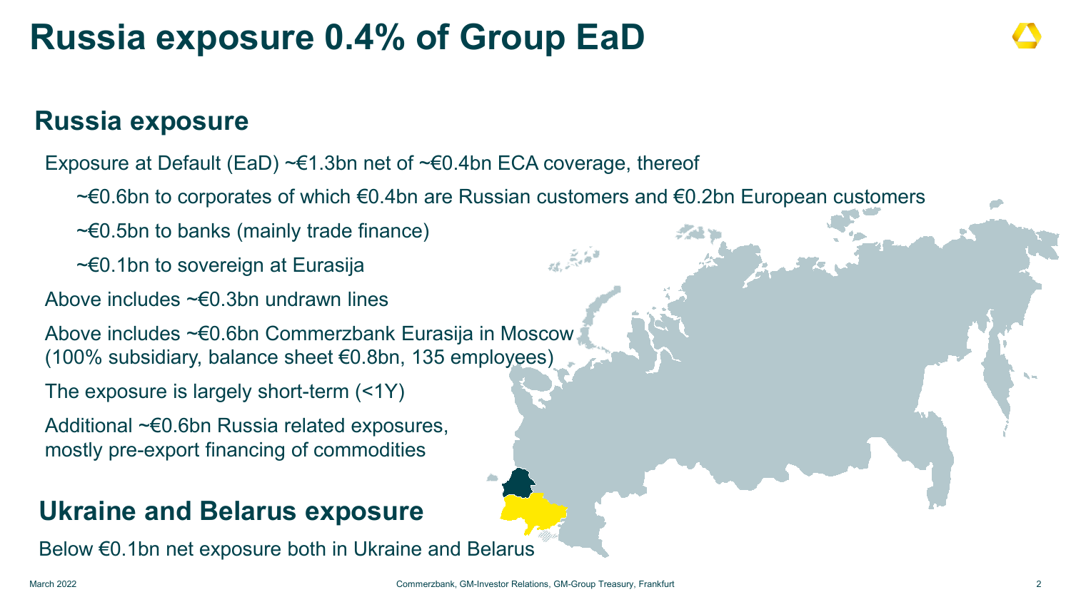# Russia exposure 0.4% of Group EaD

## Russia exposure

Exposure at Default (EaD) ~€1.3bn net of ~€0.4bn ECA coverage, thereof

- ~€0.6bn to corporates of which €0.4bn are Russian customers and €0.2bn European customers
- ~€0.5bn to banks (mainly trade finance)
- ~€0.1bn to sovereign at Eurasija

Above includes ~€0.3bn undrawn lines

Above includes ~€0.6bn Commerzbank Eurasija in Moscow (100% subsidiary, balance sheet €0.8bn, 135 employees)

The exposure is largely short-term (<1Y)

Additional ~€0.6bn Russia related exposures, mostly pre-export financing of commodities

## Ukraine and Belarus exposure

Below €0.1bn net exposure both in Ukraine and Belarus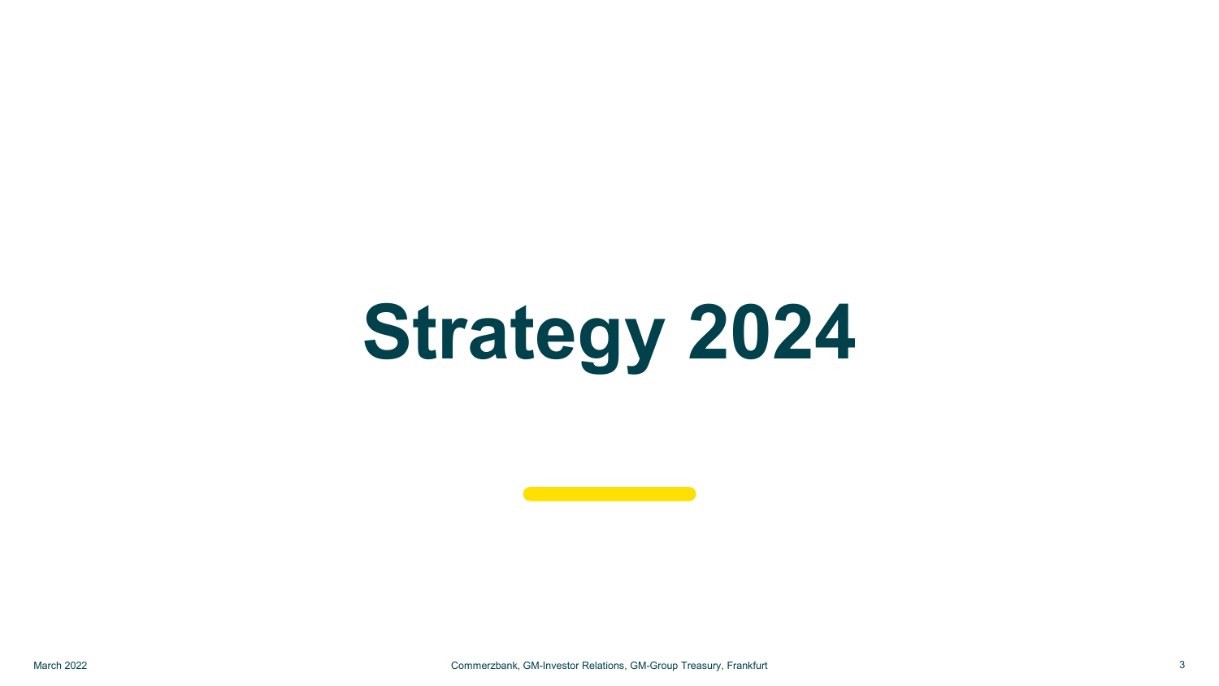# Strategy 2024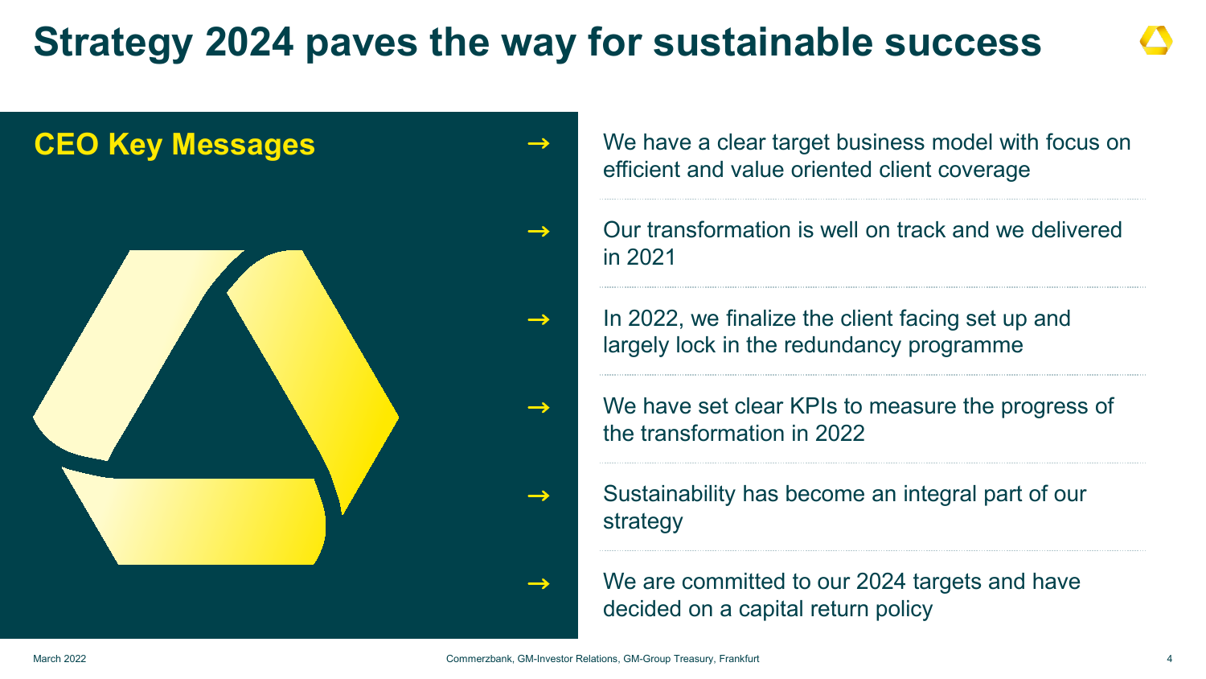# Strategy 2024 paves the way for sustainable success

## CEO Key Messages

→ We have a clear target business model with focus on efficient and value oriented client coverage

→ Our transformation is well on track and we delivered in 2021

→ In 2022, we finalize the client facing set up and largely lock in the redundancy programme

→ We have set clear KPIs to measure the progress of the transformation in 2022

→ Sustainability has become an integral part of our strategy

→ We are committed to our 2024 targets and have decided on a capital return policy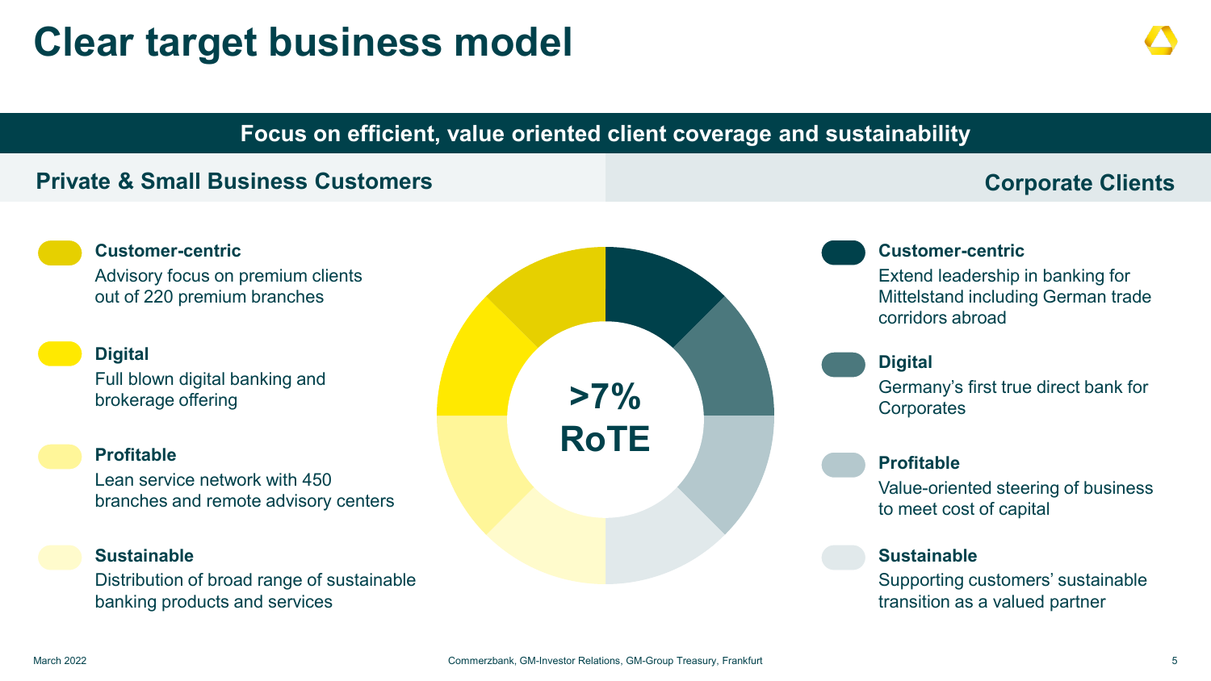# Clear target business model

**Focus on efficient, value oriented client coverage and sustainability**

## Private & Small Business Customers

**Customer-centric**
Advisory focus on premium clients out of 220 premium branches

**Digital**
Full blown digital banking and brokerage offering

**Profitable**
Lean service network with 450 branches and remote advisory centers

**Sustainable**
Distribution of broad range of sustainable banking products and services

**>7% RoTE**

## Corporate Clients

**Customer-centric**
Extend leadership in banking for Mittelstand including German trade corridors abroad

**Digital**
Germany's first true direct bank for Corporates

**Profitable**
Value-oriented steering of business to meet cost of capital

**Sustainable**
Supporting customers' sustainable transition as a valued partner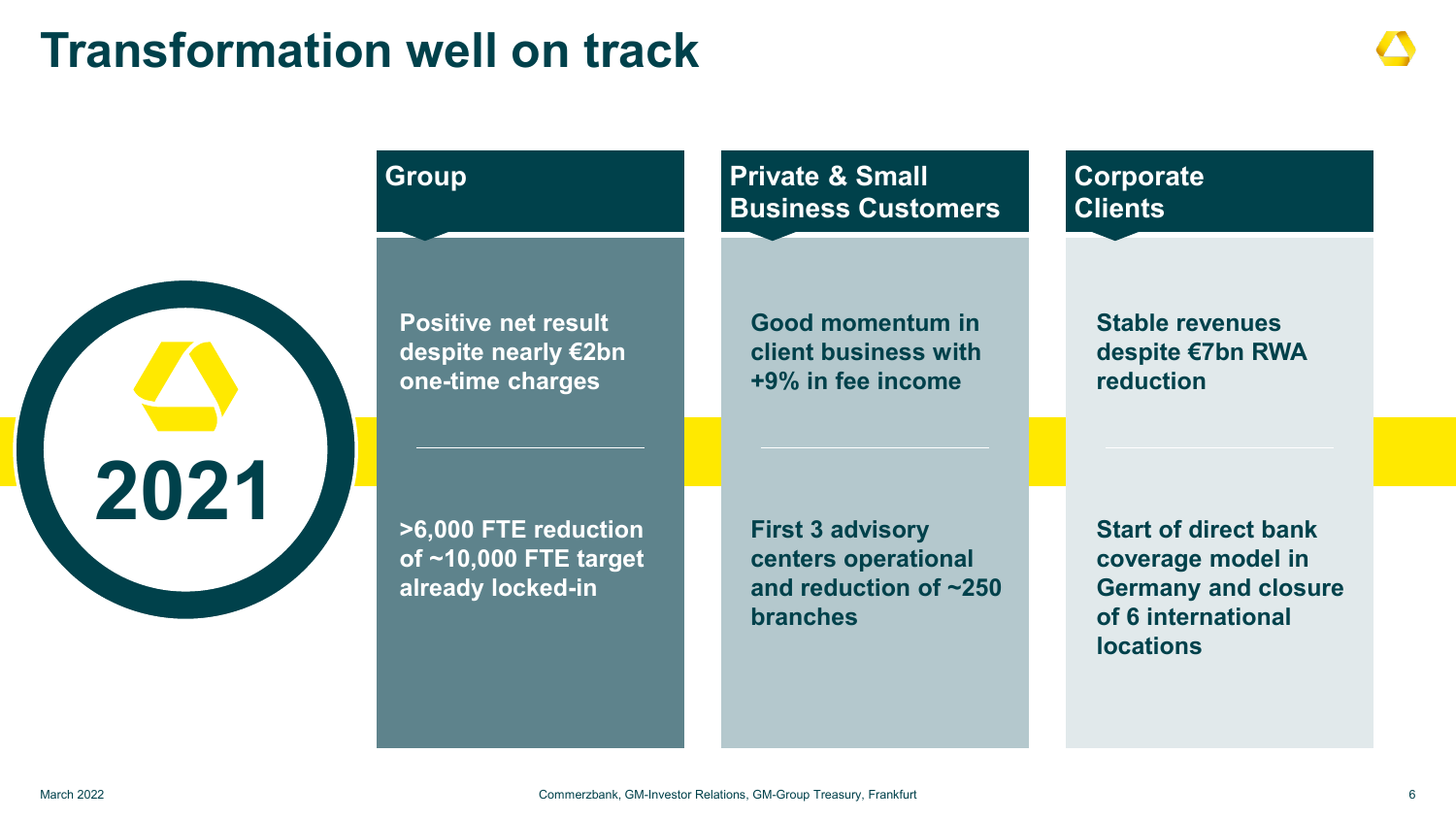# Transformation well on track

**2021**

| Group | Private & Small Business Customers | Corporate Clients |
| --- | --- | --- |
| Positive net result despite nearly €2bn one-time charges | Good momentum in client business with +9% in fee income | Stable revenues despite €7bn RWA reduction |
| >6,000 FTE reduction of ~10,000 FTE target already locked-in | First 3 advisory centers operational and reduction of ~250 branches | Start of direct bank coverage model in Germany and closure of 6 international locations |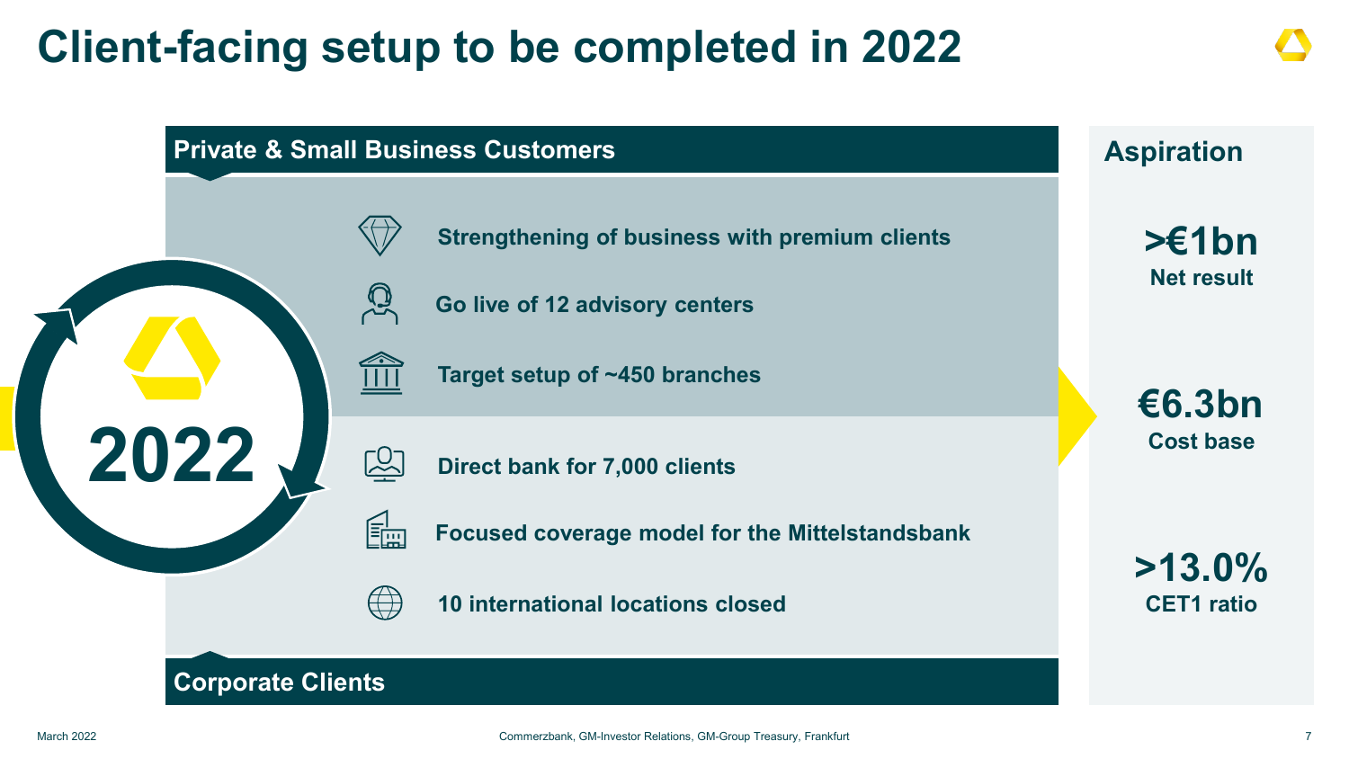# Client-facing setup to be completed in 2022

## Private & Small Business Customers

2022

- Strengthening of business with premium clients
- Go live of 12 advisory centers
- Target setup of ~450 branches
- Direct bank for 7,000 clients
- Focused coverage model for the Mittelstandsbank
- 10 international locations closed

## Corporate Clients

## Aspiration

**>€1bn**
Net result

**€6.3bn**
Cost base

**>13.0%**
CET1 ratio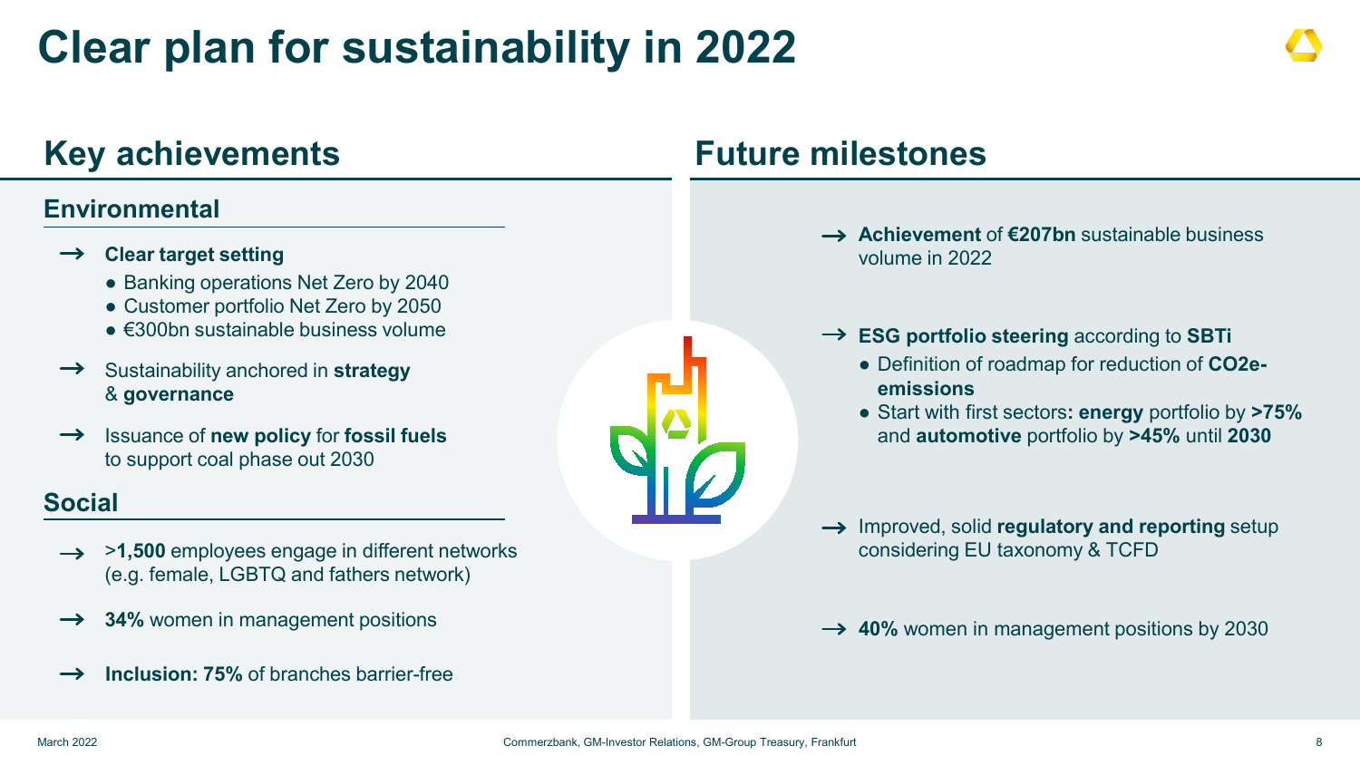# Clear plan for sustainability in 2022

## Key achievements

### Environmental

- **Clear target setting**
  - Banking operations Net Zero by 2040
  - Customer portfolio Net Zero by 2050
  - €300bn sustainable business volume
- Sustainability anchored in **strategy** & **governance**
- Issuance of **new policy** for **fossil fuels** to support coal phase out 2030

### Social

- >**1,500** employees engage in different networks (e.g. female, LGBTQ and fathers network)
- **34%** women in management positions
- **Inclusion: 75%** of branches barrier-free

## Future milestones

- **Achievement** of **€207bn** sustainable business volume in 2022
- **ESG portfolio steering** according to **SBTi**
  - Definition of roadmap for reduction of **CO2e-emissions**
  - Start with first sectors**: energy** portfolio by **>75%** and **automotive** portfolio by **>45%** until **2030**
- Improved, solid **regulatory and reporting** setup considering EU taxonomy & TCFD
- **40%** women in management positions by 2030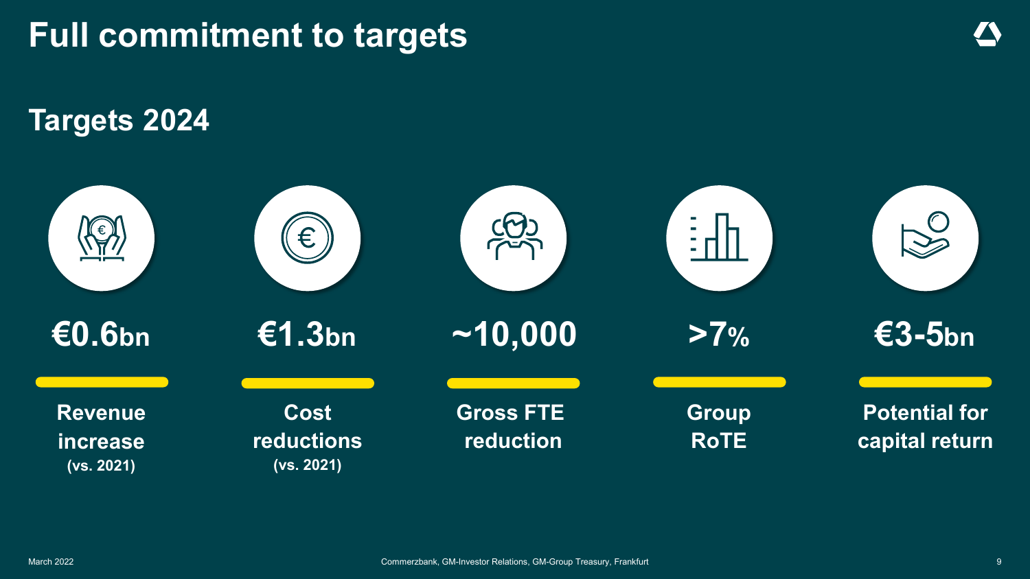# Full commitment to targets

## Targets 2024

**€0.6bn**
Revenue increase (vs. 2021)

**€1.3bn**
Cost reductions (vs. 2021)

**~10,000**
Gross FTE reduction

**>7%**
Group RoTE

**€3-5bn**
Potential for capital return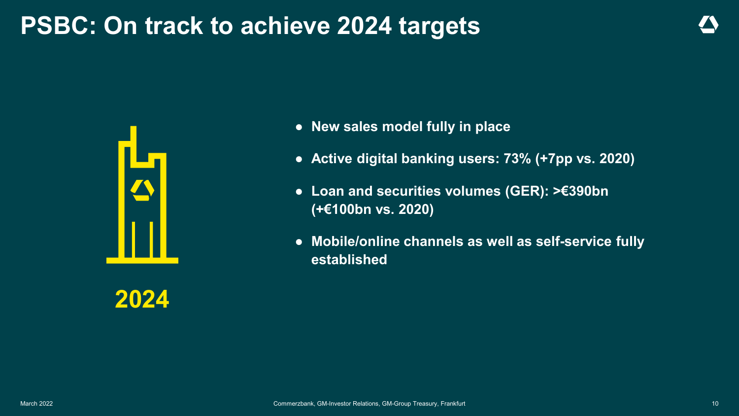# PSBC: On track to achieve 2024 targets

2024

- **New sales model fully in place**
- **Active digital banking users: 73% (+7pp vs. 2020)**
- **Loan and securities volumes (GER): >€390bn (+€100bn vs. 2020)**
- **Mobile/online channels as well as self-service fully established**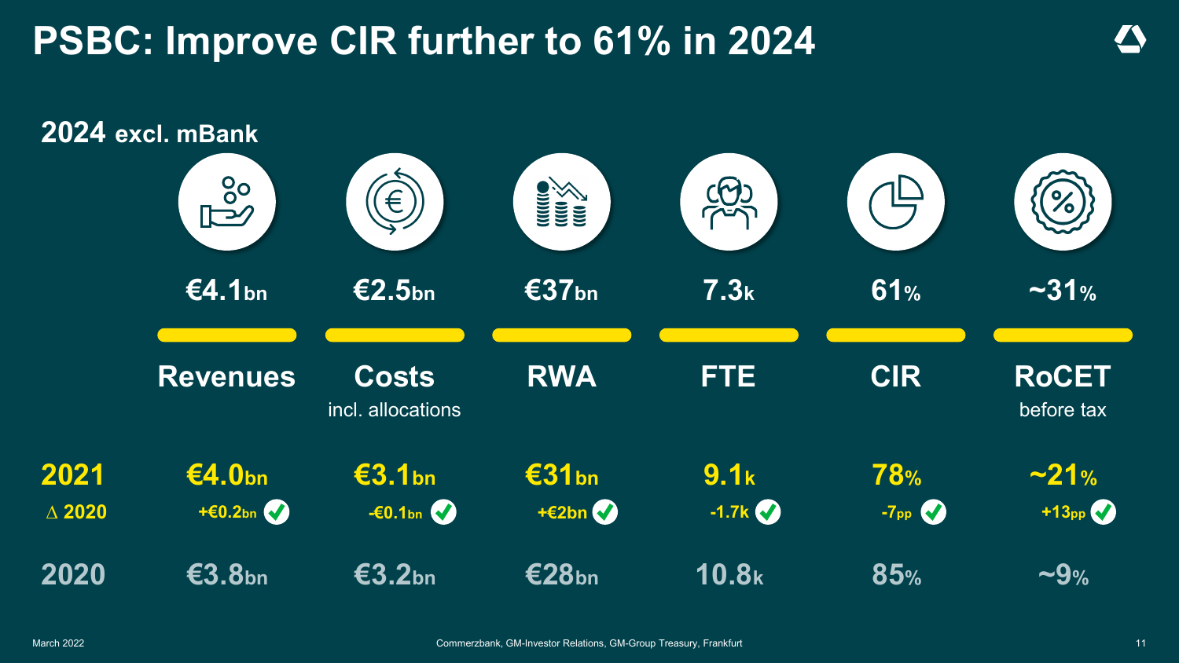# PSBC: Improve CIR further to 61% in 2024

## 2024 excl. mBank

| | Revenues | Costs incl. allocations | RWA | FTE | CIR | RoCET before tax |
|---|---|---|---|---|---|---|
| 2024 excl. mBank | €4.1bn | €2.5bn | €37bn | 7.3k | 61% | ~31% |
| 2021 | €4.0bn | €3.1bn | €31bn | 9.1k | 78% | ~21% |
| ∆ 2020 | +€0.2bn ✓ | -€0.1bn ✓ | +€2bn ✓ | -1.7k ✓ | -7pp ✓ | +13pp ✓ |
| 2020 | €3.8bn | €3.2bn | €28bn | 10.8k | 85% | ~9% |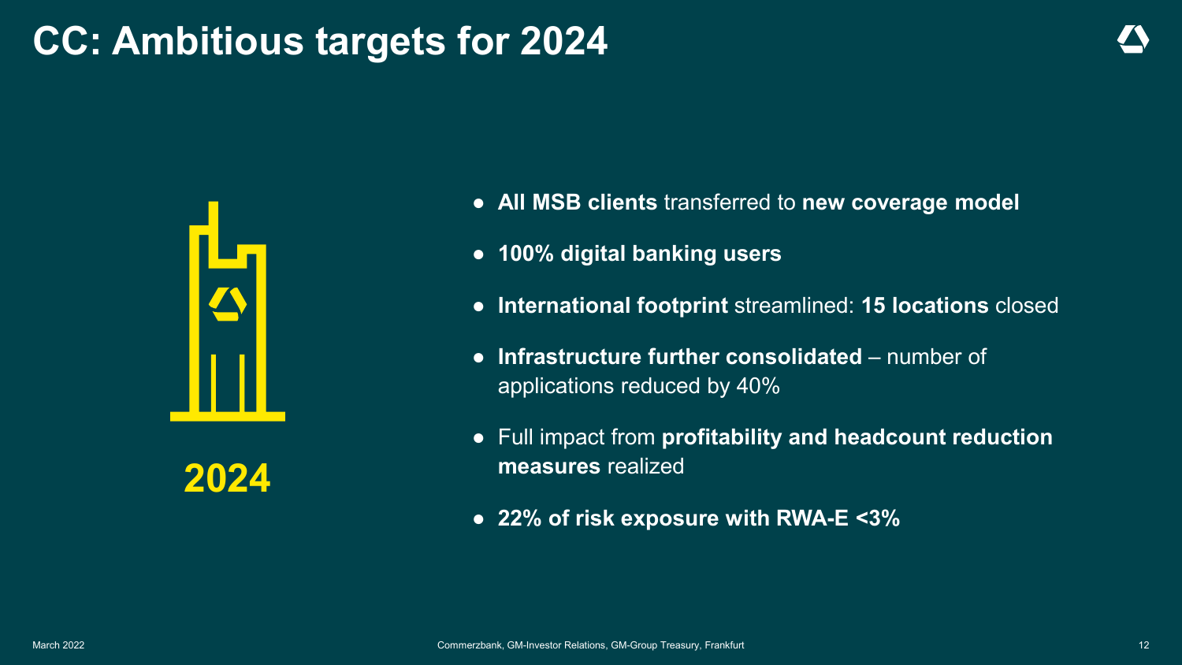# CC: Ambitious targets for 2024

2024

- **All MSB clients** transferred to **new coverage model**
- **100% digital banking users**
- **International footprint** streamlined: **15 locations** closed
- **Infrastructure further consolidated** – number of applications reduced by 40%
- Full impact from **profitability and headcount reduction measures** realized
- **22% of risk exposure with RWA-E <3%**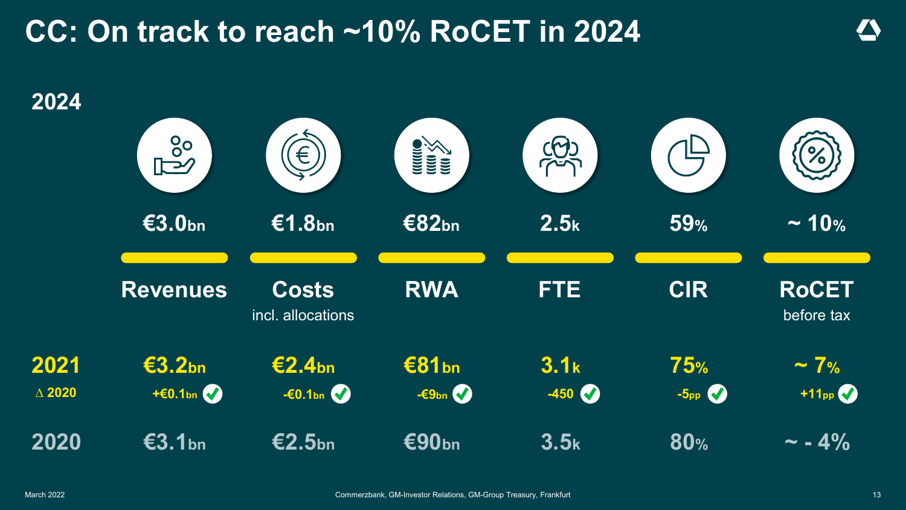# CC: On track to reach ~10% RoCET in 2024

| | Revenues | Costs incl. allocations | RWA | FTE | CIR | RoCET before tax |
|---|---|---|---|---|---|---|
| 2024 | €3.0bn | €1.8bn | €82bn | 2.5k | 59% | ~ 10% |
| 2021 | €3.2bn | €2.4bn | €81bn | 3.1k | 75% | ~ 7% |
| ∆ 2020 | +€0.1bn ✓ | -€0.1bn ✓ | -€9bn ✓ | -450 ✓ | -5pp ✓ | +11pp ✓ |
| 2020 | €3.1bn | €2.5bn | €90bn | 3.5k | 80% | ~ - 4% |

March 2022

Commerzbank, GM-Investor Relations, GM-Group Treasury, Frankfurt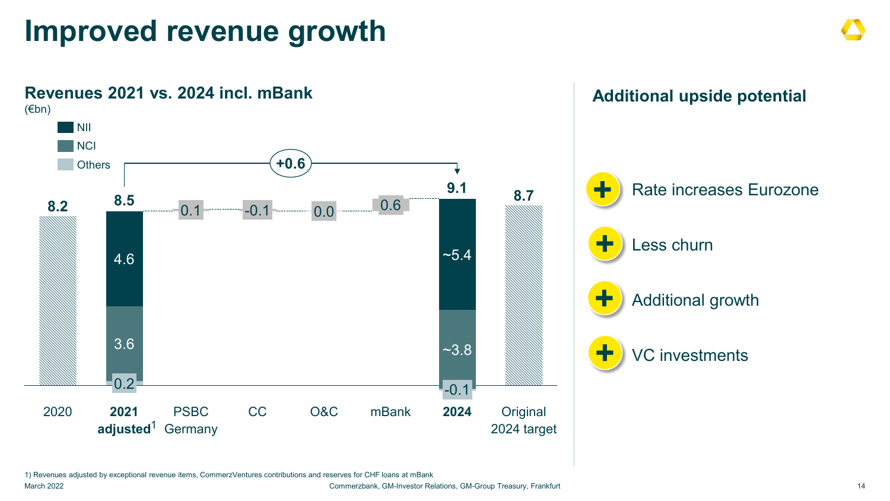# Improved revenue growth

## Revenues 2021 vs. 2024 incl. mBank

(€bn)

Legend: NII, NCI, Others

| | 2020 | 2021 adjusted[1] | PSBC Germany | CC | O&C | mBank | 2024 | Original 2024 target |
|---|---|---|---|---|---|---|---|---|
| Total | 8.2 | 8.5 | 0.1 | -0.1 | 0.0 | 0.6 | 9.1 | 8.7 |
| NII | | 4.6 | | | | | ~5.4 | |
| NCI | | 3.6 | | | | | ~3.8 | |
| Others | | 0.2 | | | | | -0.1 | |

+0.6 (2021 adjusted to 2024)

## Additional upside potential

- Rate increases Eurozone
- Less churn
- Additional growth
- VC investments

1) Revenues adjusted by exceptional revenue items, CommerzVentures contributions and reserves for CHF loans at mBank

March 2022

Commerzbank, GM-Investor Relations, GM-Group Treasury, Frankfurt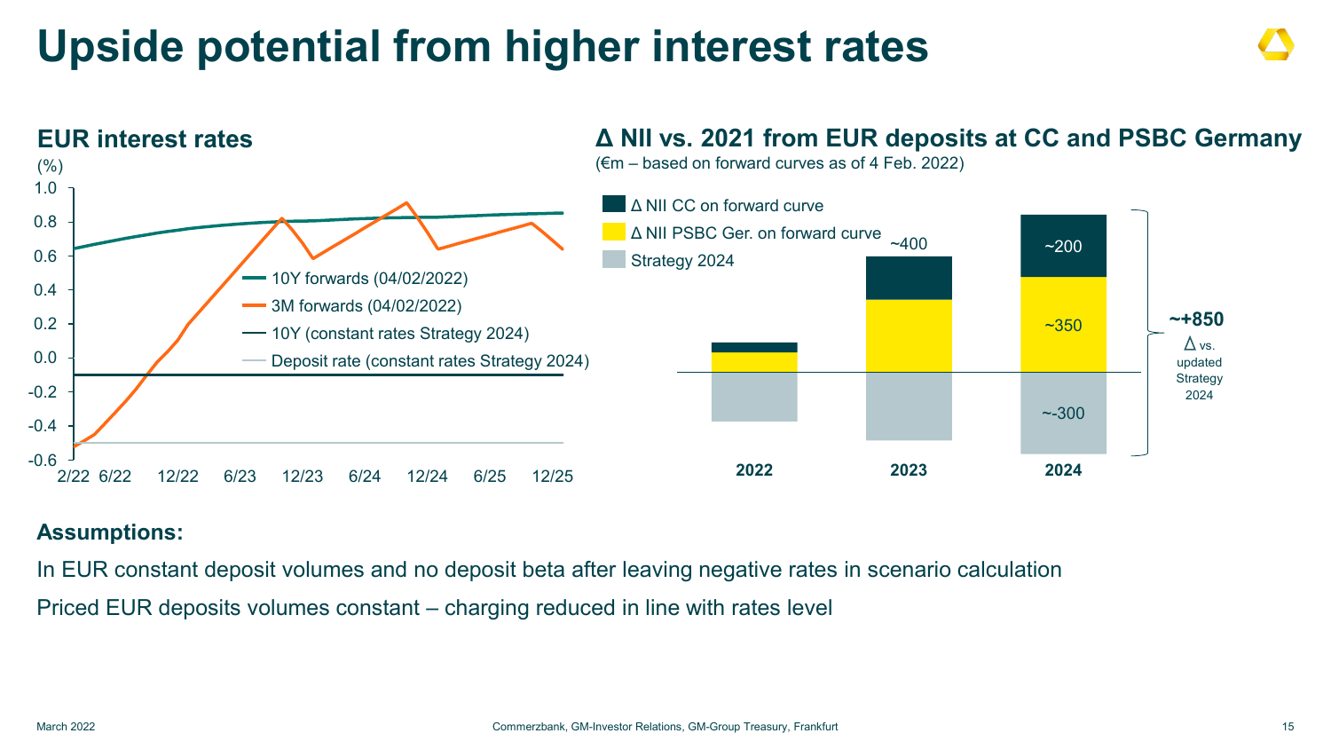# Upside potential from higher interest rates

## EUR interest rates

(%)

- 10Y forwards (04/02/2022)
- 3M forwards (04/02/2022)
- 10Y (constant rates Strategy 2024)
- Deposit rate (constant rates Strategy 2024)

## Δ NII vs. 2021 from EUR deposits at CC and PSBC Germany

(€m – based on forward curves as of 4 Feb. 2022)

- Δ NII CC on forward curve
- Δ NII PSBC Ger. on forward curve
- Strategy 2024

| | 2022 | 2023 | 2024 |
|---|---|---|---|
| Δ NII CC on forward curve | | | ~200 |
| Δ NII PSBC Ger. on forward curve | | | ~350 |
| Total | | ~400 | |
| Strategy 2024 | | | ~-300 |

**~+850** Δ vs. updated Strategy 2024

**Assumptions:**

In EUR constant deposit volumes and no deposit beta after leaving negative rates in scenario calculation

Priced EUR deposits volumes constant – charging reduced in line with rates level

March 2022 | Commerzbank, GM-Investor Relations, GM-Group Treasury, Frankfurt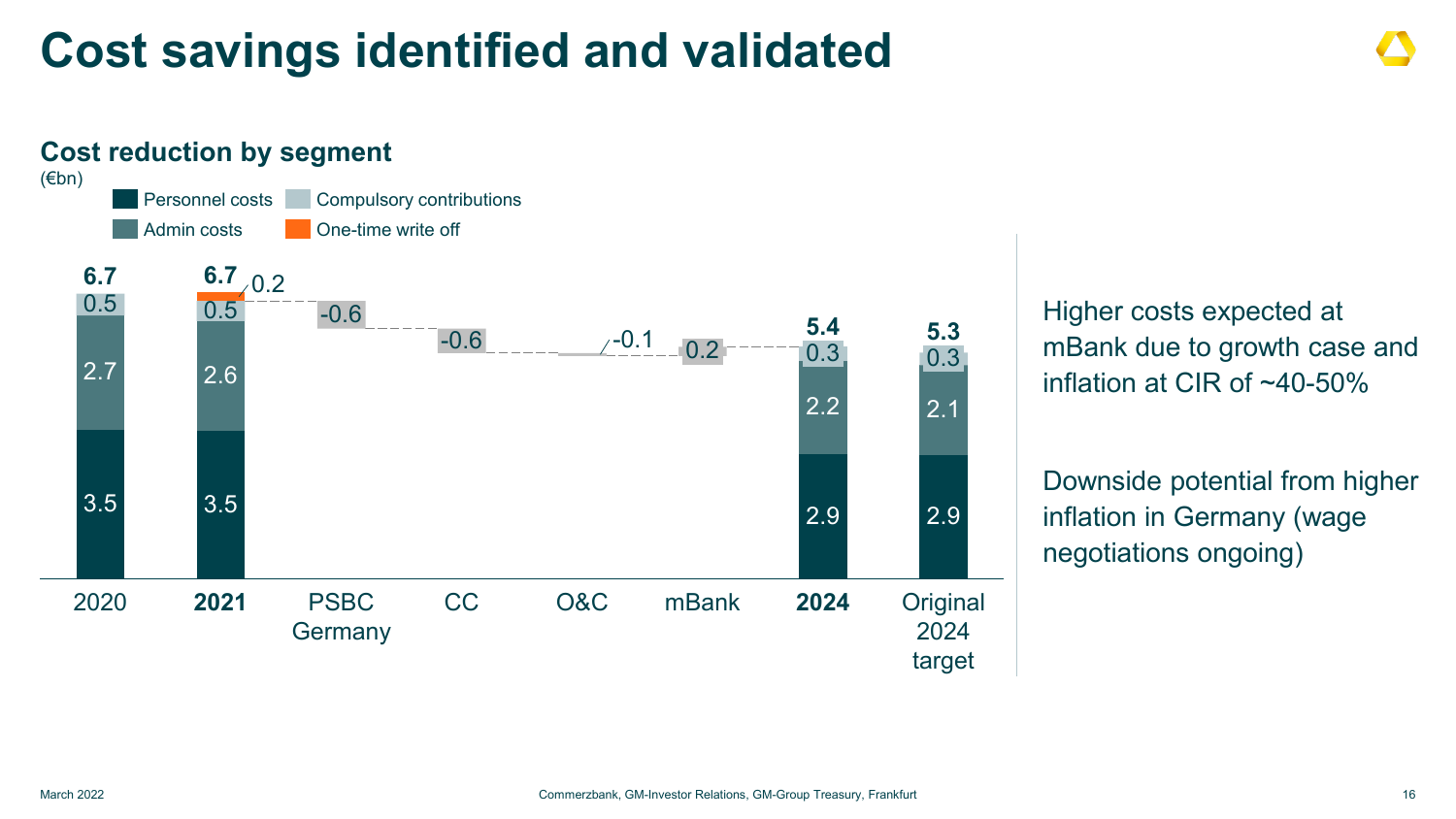# Cost savings identified and validated

## Cost reduction by segment

(€bn)

Legend: Personnel costs, Compulsory contributions, Admin costs, One-time write off

| | 2020 | **2021** | PSBC Germany | CC | O&C | mBank | **2024** | Original 2024 target |
|---|---|---|---|---|---|---|---|---|
| Total | 6.7 | 6.7 | | | | | 5.4 | 5.3 |
| One-time write off | | 0.2 | | | | | | |
| Compulsory contributions | 0.5 | 0.5 | | | | | 0.3 | 0.3 |
| Admin costs | 2.7 | 2.6 | | | | | 2.2 | 2.1 |
| Personnel costs | 3.5 | 3.5 | | | | | 2.9 | 2.9 |
| Change | | | -0.6 | -0.6 | -0.1 | 0.2 | | |

Higher costs expected at mBank due to growth case and inflation at CIR of ~40-50%

Downside potential from higher inflation in Germany (wage negotiations ongoing)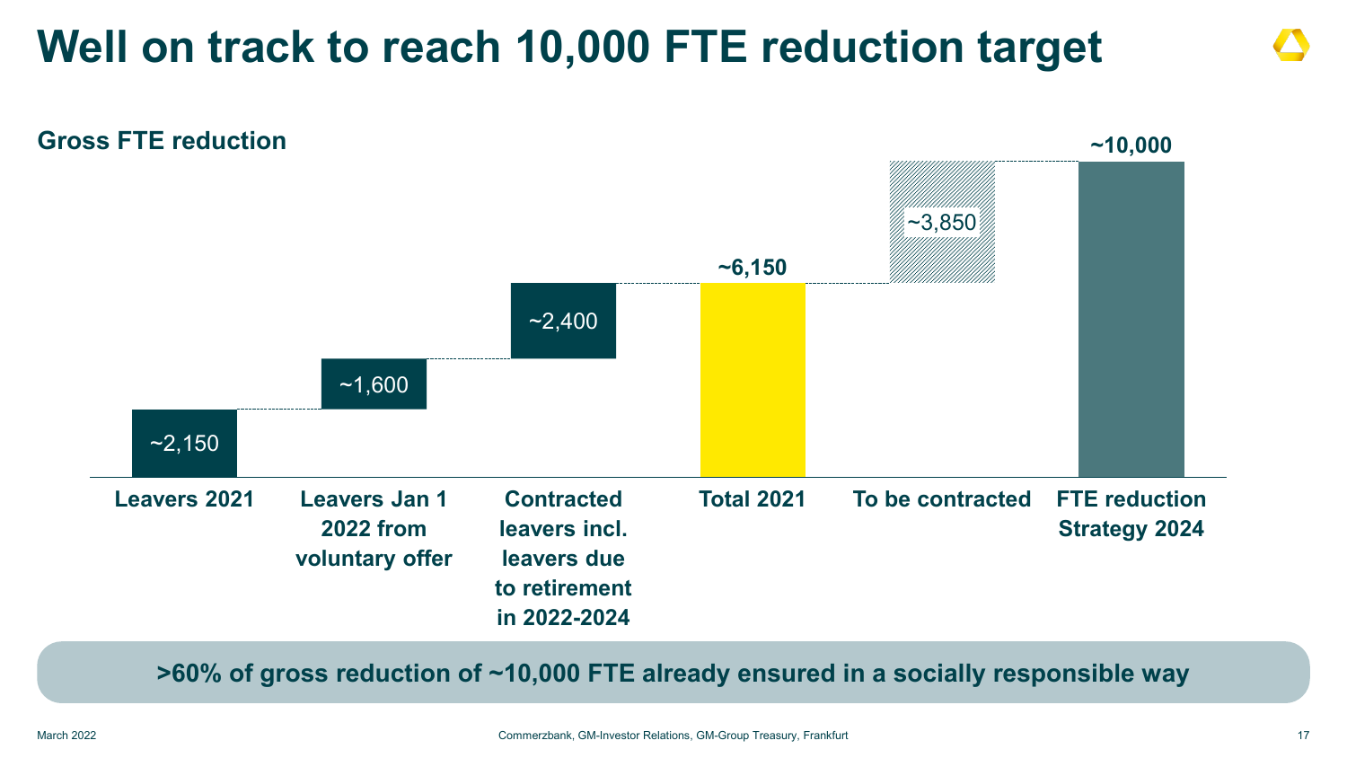# Well on track to reach 10,000 FTE reduction target

**Gross FTE reduction**

| Category | FTE |
|---|---|
| Leavers 2021 | ~2,150 |
| Leavers Jan 1 2022 from voluntary offer | ~1,600 |
| Contracted leavers incl. leavers due to retirement in 2022-2024 | ~2,400 |
| Total 2021 | ~6,150 |
| To be contracted | ~3,850 |
| FTE reduction Strategy 2024 | ~10,000 |

**>60% of gross reduction of ~10,000 FTE already ensured in a socially responsible way**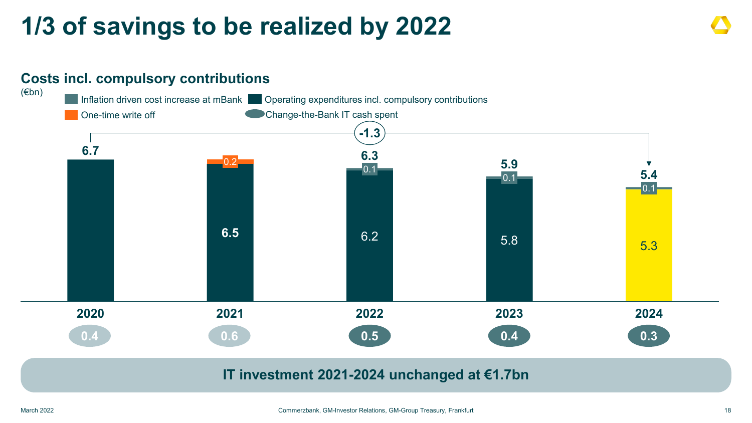# 1/3 of savings to be realized by 2022

## Costs incl. compulsory contributions

(€bn)

Legend: Inflation driven cost increase at mBank; Operating expenditures incl. compulsory contributions; One-time write off; Change-the-Bank IT cash spent

| | 2020 | 2021 | 2022 | 2023 | 2024 |
|---|---|---|---|---|---|
| Total | 6.7 | | 6.3 | 5.9 | 5.4 |
| Operating expenditures incl. compulsory contributions | 6.7 | 6.5 | 6.2 | 5.8 | 5.3 |
| One-time write off | | 0.2 | | | |
| Inflation driven cost increase at mBank | | | 0.1 | 0.1 | 0.1 |
| Change-the-Bank IT cash spent | 0.4 | 0.6 | 0.5 | 0.4 | 0.3 |

Change 2020–2024: -1.3

**IT investment 2021-2024 unchanged at €1.7bn**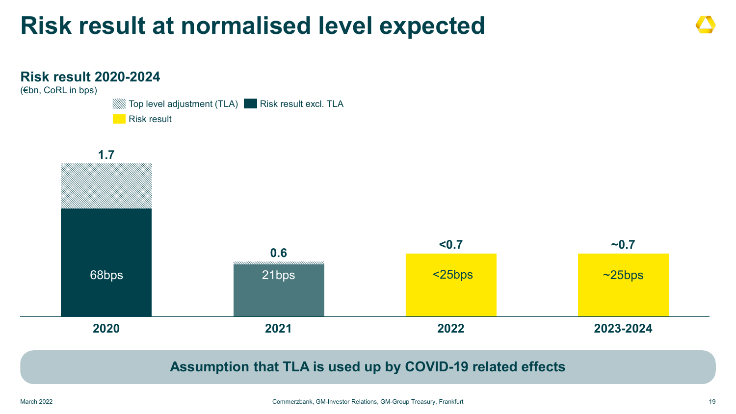# Risk result at normalised level expected

## Risk result 2020-2024

(€bn, CoRL in bps)

Top level adjustment (TLA) | Risk result excl. TLA | Risk result

| | 2020 | 2021 | 2022 | 2023-2024 |
|---|---|---|---|---|
| Risk result (€bn) | 1.7 | 0.6 | <0.7 | ~0.7 |
| CoRL | 68bps | 21bps | <25bps | ~25bps |

**Assumption that TLA is used up by COVID-19 related effects**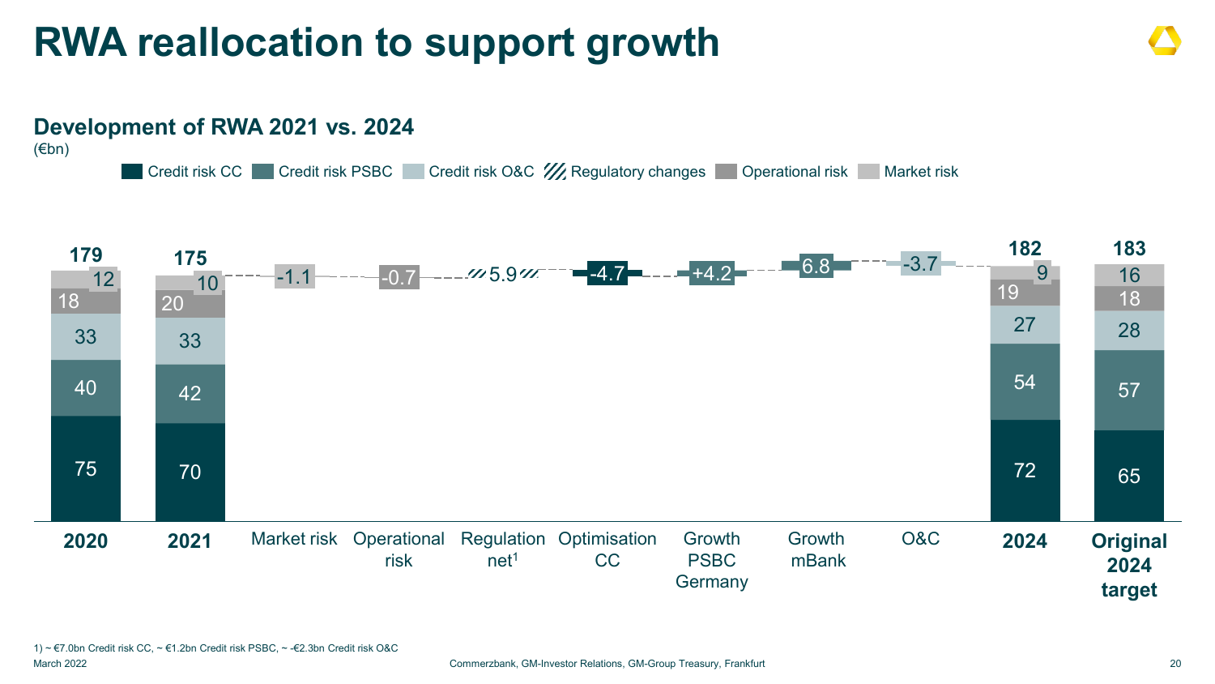# RWA reallocation to support growth

## Development of RWA 2021 vs. 2024

(€bn)

Legend: Credit risk CC | Credit risk PSBC | Credit risk O&C | Regulatory changes | Operational risk | Market risk

| | 2020 | 2021 | 2024 | Original 2024 target |
|---|---|---|---|---|
| Market risk | 12 | 10 | 9 | 16 |
| Operational risk | 18 | 20 | 19 | 18 |
| Credit risk O&C | 33 | 33 | 27 | 28 |
| Credit risk PSBC | 40 | 42 | 54 | 57 |
| Credit risk CC | 75 | 70 | 72 | 65 |
| **Total** | **179** | **175** | **182** | **183** |

| Development 2021 → 2024 | Change |
|---|---|
| Market risk | -1.1 |
| Operational risk | -0.7 |
| Regulation net[1] | 5.9 |
| Optimisation CC | -4.7 |
| Growth PSBC Germany | +4.2 |
| Growth mBank | 6.8 |
| O&C | -3.7 |

1) ~ €7.0bn Credit risk CC, ~ €1.2bn Credit risk PSBC, ~ -€2.3bn Credit risk O&C

March 2022

Commerzbank, GM-Investor Relations, GM-Group Treasury, Frankfurt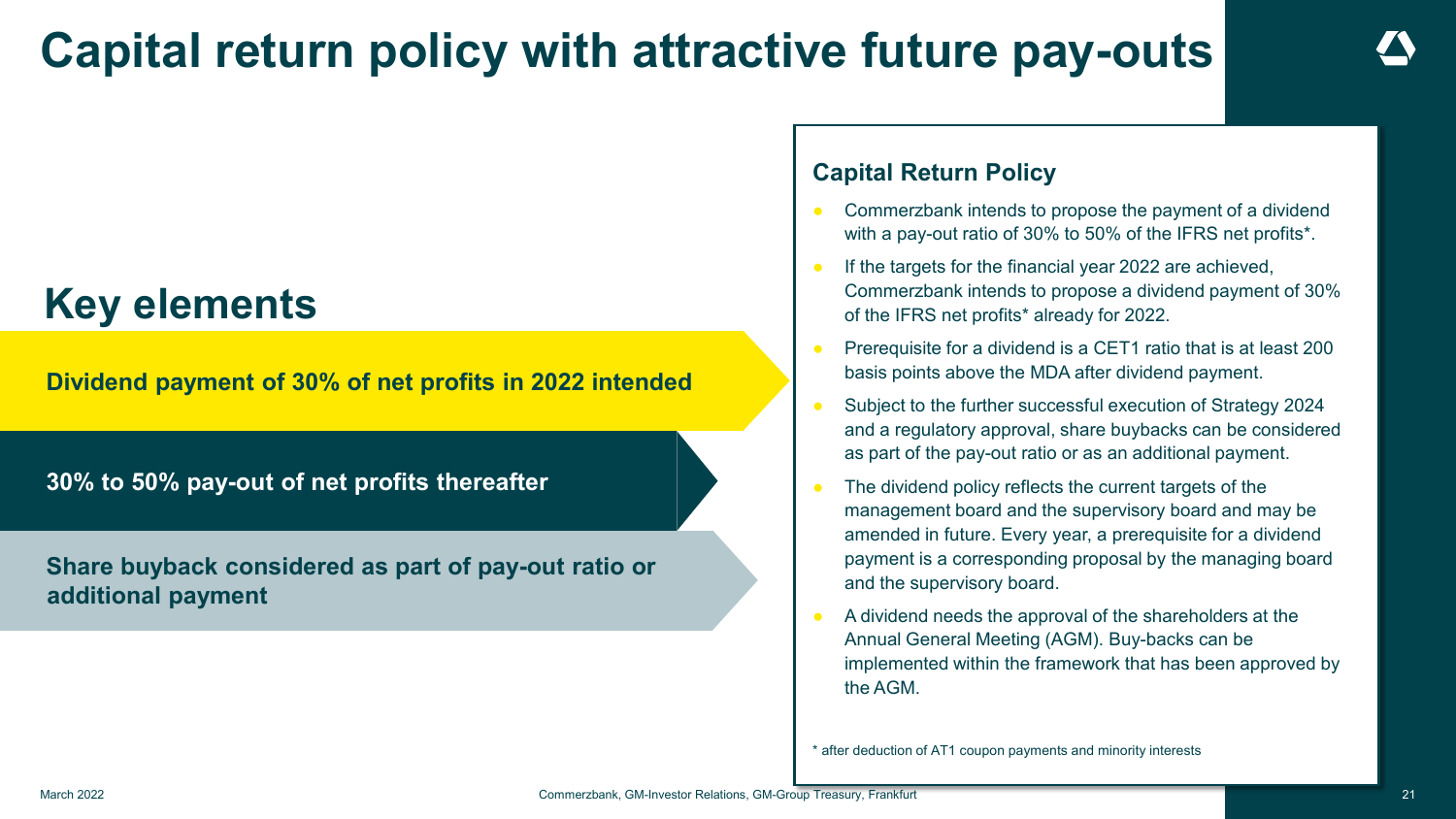# Capital return policy with attractive future pay-outs

## Key elements

**Dividend payment of 30% of net profits in 2022 intended**

**30% to 50% pay-out of net profits thereafter**

**Share buyback considered as part of pay-out ratio or additional payment**

### Capital Return Policy

- Commerzbank intends to propose the payment of a dividend with a pay-out ratio of 30% to 50% of the IFRS net profits*.
- If the targets for the financial year 2022 are achieved, Commerzbank intends to propose a dividend payment of 30% of the IFRS net profits* already for 2022.
- Prerequisite for a dividend is a CET1 ratio that is at least 200 basis points above the MDA after dividend payment.
- Subject to the further successful execution of Strategy 2024 and a regulatory approval, share buybacks can be considered as part of the pay-out ratio or as an additional payment.
- The dividend policy reflects the current targets of the management board and the supervisory board and may be amended in future. Every year, a prerequisite for a dividend payment is a corresponding proposal by the managing board and the supervisory board.
- A dividend needs the approval of the shareholders at the Annual General Meeting (AGM). Buy-backs can be implemented within the framework that has been approved by the AGM.

* after deduction of AT1 coupon payments and minority interests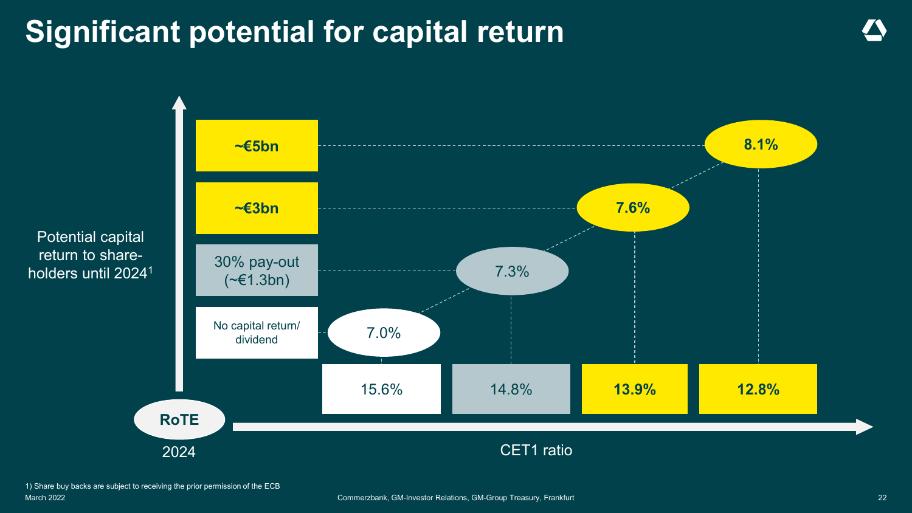# Significant potential for capital return

Potential capital return to shareholders until 2024[1]

| Potential capital return to shareholders until 2024 | RoTE 2024 | CET1 ratio |
| --- | --- | --- |
| No capital return/ dividend | 7.0% | 15.6% |
| 30% pay-out (~€1.3bn) | 7.3% | 14.8% |
| **~€3bn** | **7.6%** | **13.9%** |
| **~€5bn** | **8.1%** | **12.8%** |

1) Share buy backs are subject to receiving the prior permission of the ECB

March 2022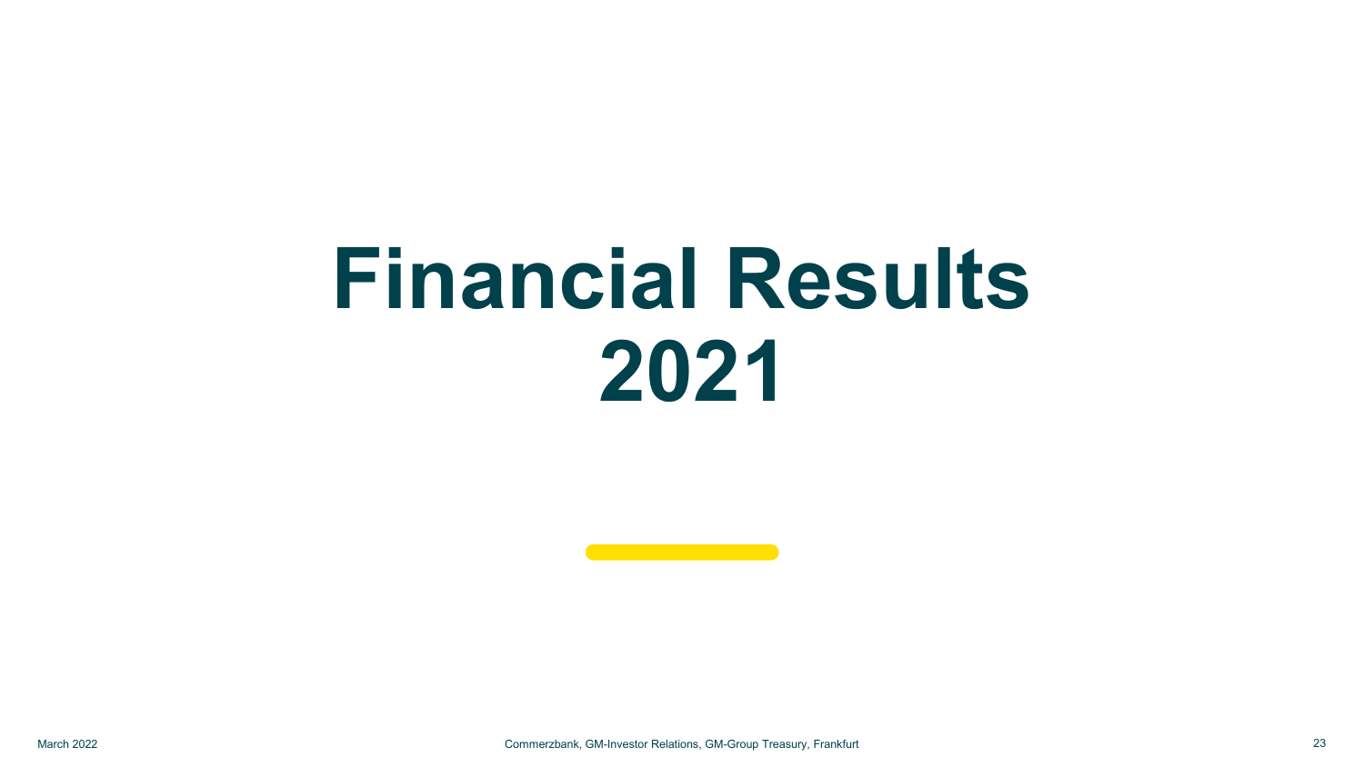# Financial Results 2021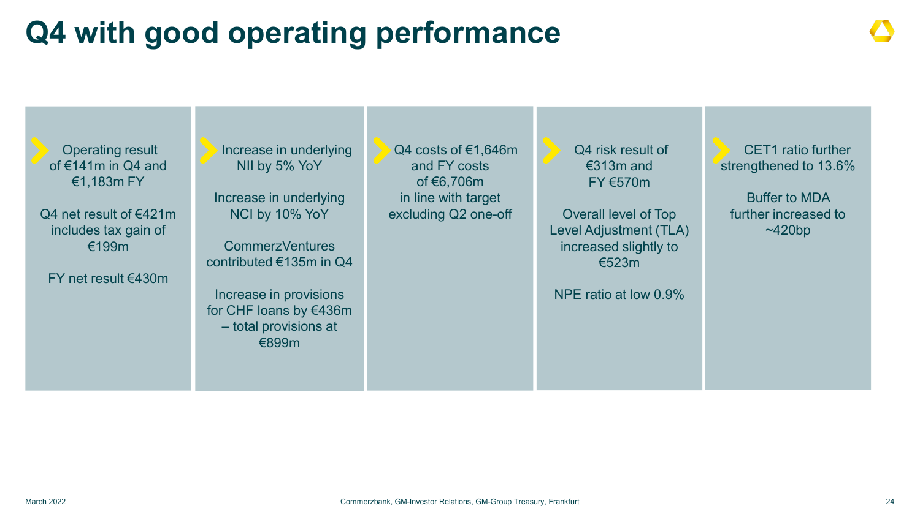# Q4 with good operating performance

- Operating result of €141m in Q4 and €1,183m FY

  Q4 net result of €421m includes tax gain of €199m

  FY net result €430m

- Increase in underlying NII by 5% YoY

  Increase in underlying NCI by 10% YoY

  CommerzVentures contributed €135m in Q4

  Increase in provisions for CHF loans by €436m – total provisions at €899m

- Q4 costs of €1,646m and FY costs of €6,706m in line with target excluding Q2 one-off

- Q4 risk result of €313m and FY €570m

  Overall level of Top Level Adjustment (TLA) increased slightly to €523m

  NPE ratio at low 0.9%

- CET1 ratio further strengthened to 13.6%

  Buffer to MDA further increased to ~420bp

March 2022

Commerzbank, GM-Investor Relations, GM-Group Treasury, Frankfurt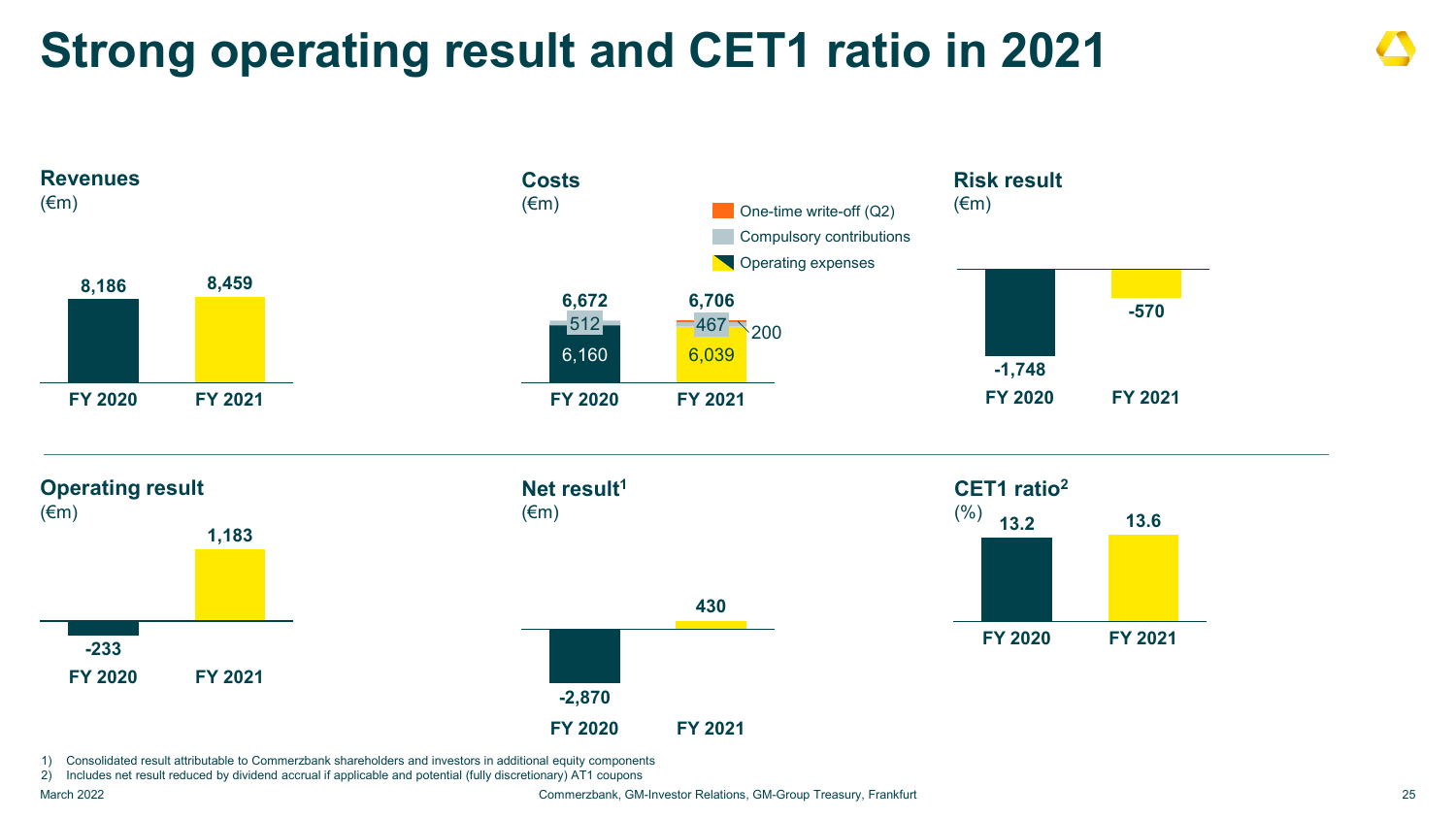# Strong operating result and CET1 ratio in 2021

## Revenues
(€m)

| | FY 2020 | FY 2021 |
|---|---|---|
| Revenues | 8,186 | 8,459 |

## Costs
(€m)

| | FY 2020 | FY 2021 |
|---|---|---|
| One-time write-off (Q2) | | 200 |
| Compulsory contributions | 512 | 467 |
| Operating expenses | 6,160 | 6,039 |
| Total | 6,672 | 6,706 |

## Risk result
(€m)

| | FY 2020 | FY 2021 |
|---|---|---|
| Risk result | -1,748 | -570 |

## Operating result
(€m)

| | FY 2020 | FY 2021 |
|---|---|---|
| Operating result | -233 | 1,183 |

## Net result[1]
(€m)

| | FY 2020 | FY 2021 |
|---|---|---|
| Net result | -2,870 | 430 |

## CET1 ratio[2]
(%)

| | FY 2020 | FY 2021 |
|---|---|---|
| CET1 ratio | 13.2 | 13.6 |

1) Consolidated result attributable to Commerzbank shareholders and investors in additional equity components
2) Includes net result reduced by dividend accrual if applicable and potential (fully discretionary) AT1 coupons

March 2022

Commerzbank, GM-Investor Relations, GM-Group Treasury, Frankfurt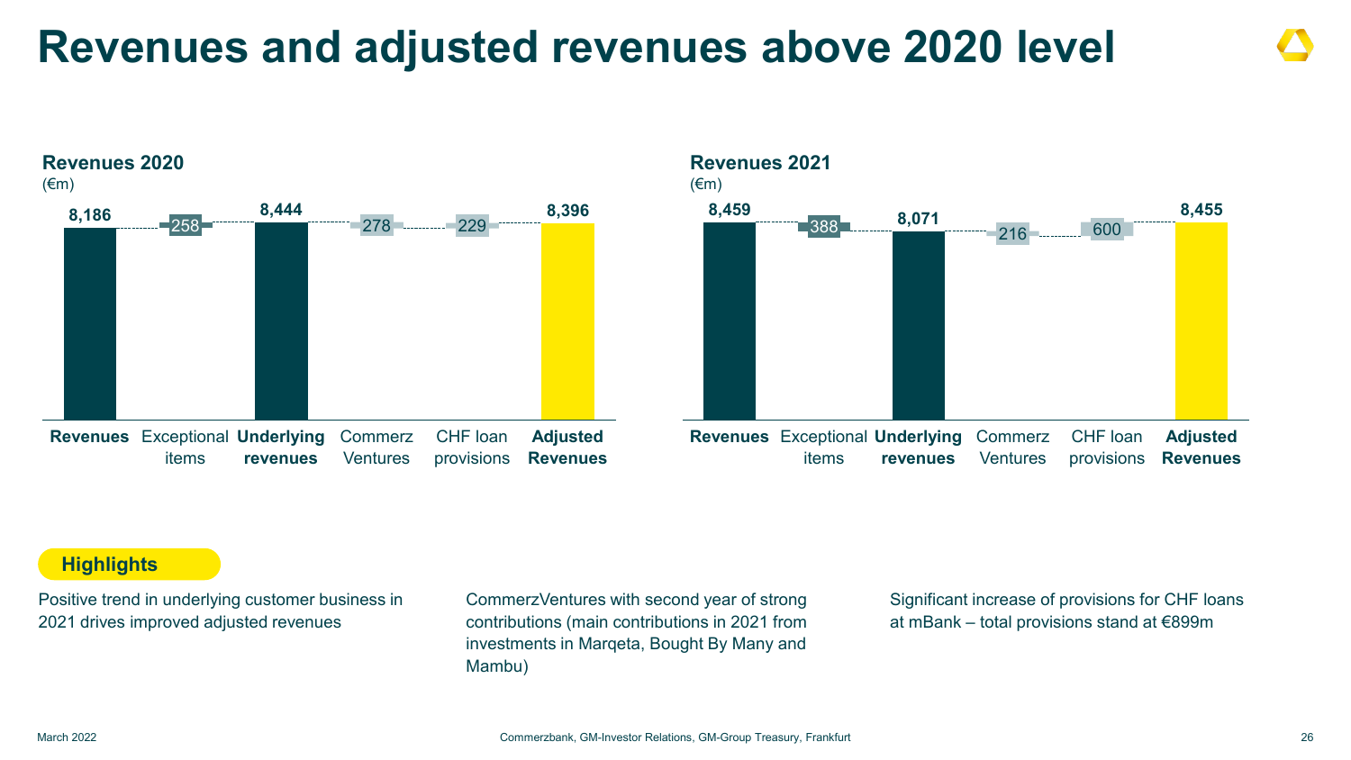# Revenues and adjusted revenues above 2020 level

**Revenues 2020**
(€m)

| Revenues | Exceptional items | Underlying revenues | Commerz Ventures | CHF loan provisions | Adjusted Revenues |
|---|---|---|---|---|---|
| 8,186 | 258 | 8,444 | 278 | 229 | 8,396 |

**Revenues 2021**
(€m)

| Revenues | Exceptional items | Underlying revenues | Commerz Ventures | CHF loan provisions | Adjusted Revenues |
|---|---|---|---|---|---|
| 8,459 | 388 | 8,071 | 216 | 600 | 8,455 |

**Highlights**

Positive trend in underlying customer business in 2021 drives improved adjusted revenues

CommerzVentures with second year of strong contributions (main contributions in 2021 from investments in Marqeta, Bought By Many and Mambu)

Significant increase of provisions for CHF loans at mBank – total provisions stand at €899m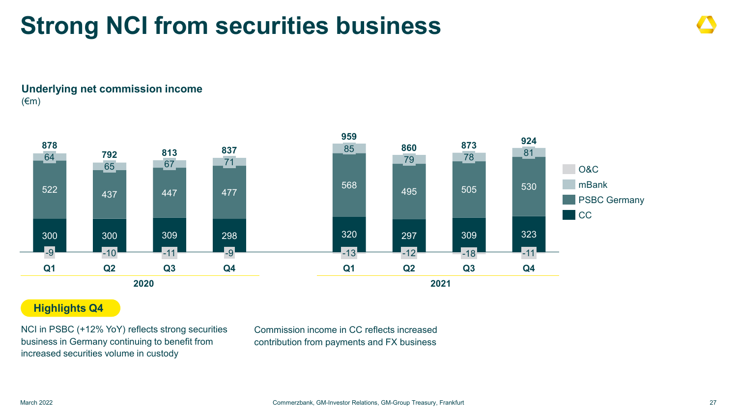# Strong NCI from securities business

**Underlying net commission income**
(€m)

| | 2020 Q1 | 2020 Q2 | 2020 Q3 | 2020 Q4 | 2021 Q1 | 2021 Q2 | 2021 Q3 | 2021 Q4 |
|---|---|---|---|---|---|---|---|---|
| mBank | 64 | 65 | 67 | 71 | 85 | 79 | 78 | 81 |
| PSBC Germany | 522 | 437 | 447 | 477 | 568 | 495 | 505 | 530 |
| CC | 300 | 300 | 309 | 298 | 320 | 297 | 309 | 323 |
| O&C | -9 | -10 | -11 | -9 | -13 | -12 | -18 | -11 |
| **Total** | **878** | **792** | **813** | **837** | **959** | **860** | **873** | **924** |

**Highlights Q4**

NCI in PSBC (+12% YoY) reflects strong securities business in Germany continuing to benefit from increased securities volume in custody

Commission income in CC reflects increased contribution from payments and FX business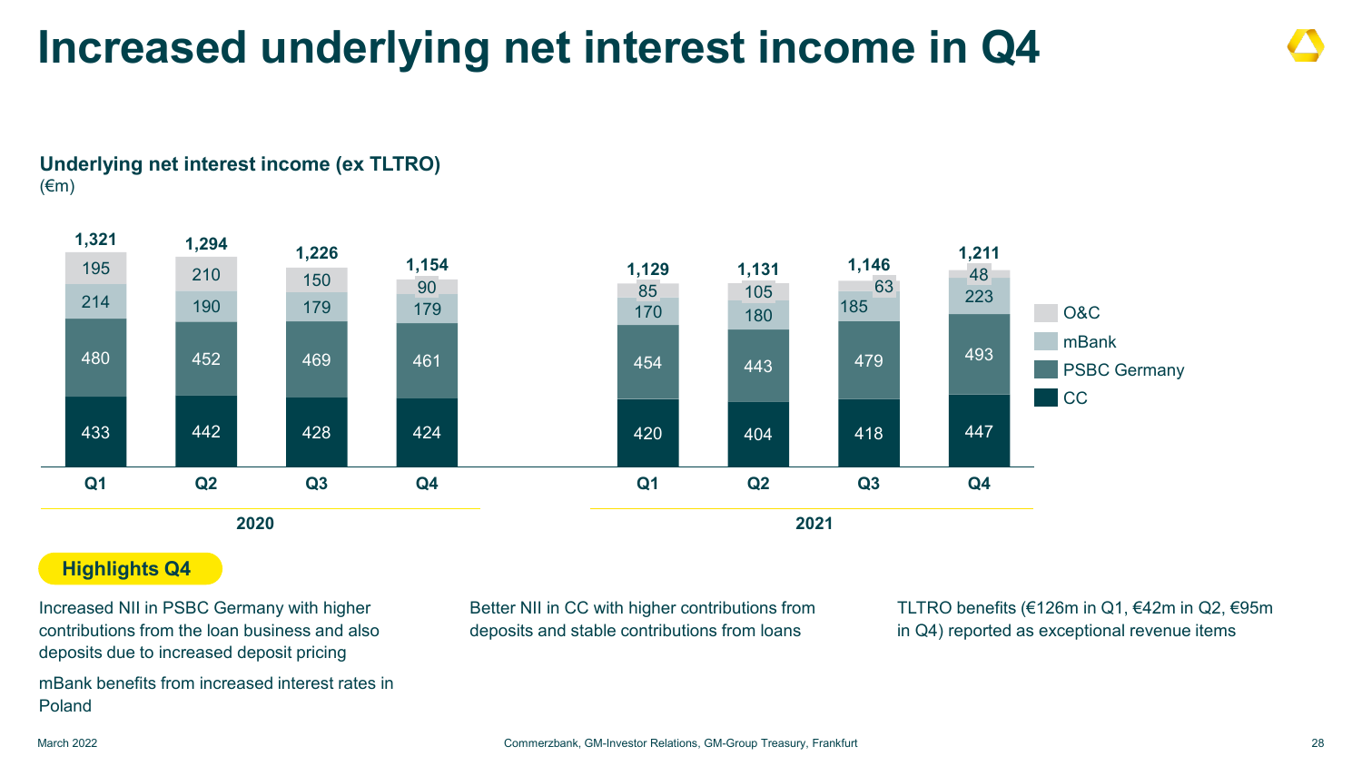# Increased underlying net interest income in Q4

## Underlying net interest income (ex TLTRO)

(€m)

| | 2020 Q1 | 2020 Q2 | 2020 Q3 | 2020 Q4 | 2021 Q1 | 2021 Q2 | 2021 Q3 | 2021 Q4 |
|---|---|---|---|---|---|---|---|---|
| O&C | 195 | 210 | 150 | 90 | 85 | 105 | 63 | 48 |
| mBank | 214 | 190 | 179 | 179 | 170 | 180 | 185 | 223 |
| PSBC Germany | 480 | 452 | 469 | 461 | 454 | 443 | 479 | 493 |
| CC | 433 | 442 | 428 | 424 | 420 | 404 | 418 | 447 |
| **Total** | **1,321** | **1,294** | **1,226** | **1,154** | **1,129** | **1,131** | **1,146** | **1,211** |

**Highlights Q4**

Increased NII in PSBC Germany with higher contributions from the loan business and also deposits due to increased deposit pricing

mBank benefits from increased interest rates in Poland

Better NII in CC with higher contributions from deposits and stable contributions from loans

TLTRO benefits (€126m in Q1, €42m in Q2, €95m in Q4) reported as exceptional revenue items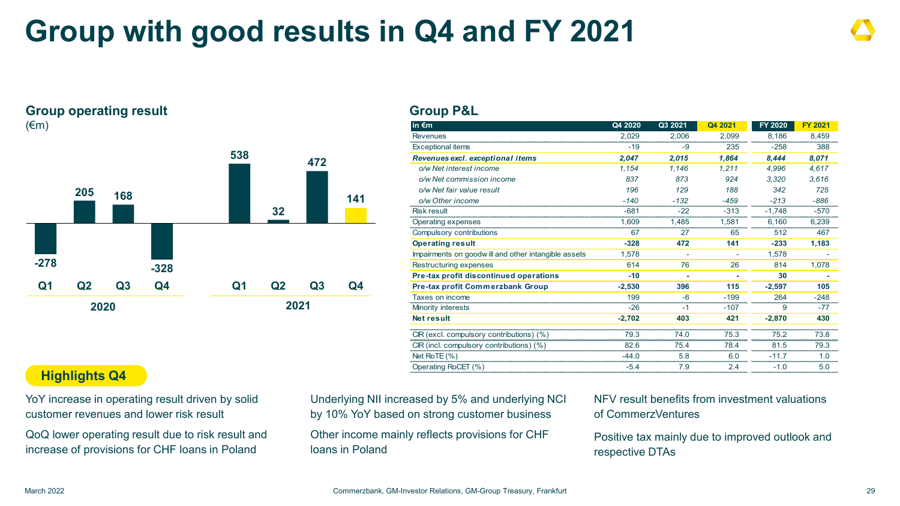# Group with good results in Q4 and FY 2021

## Group operating result

(€m)

| | Q1 | Q2 | Q3 | Q4 |
|---|---|---|---|---|
| 2020 | -278 | 205 | 168 | -328 |
| 2021 | 538 | 32 | 472 | 141 |

## Group P&L

| in €m | Q4 2020 | Q3 2021 | Q4 2021 | FY 2020 | FY 2021 |
|---|---|---|---|---|---|
| Revenues | 2,029 | 2,006 | 2,099 | 8,186 | 8,459 |
| Exceptional items | -19 | -9 | 235 | -258 | 388 |
| ***Revenues excl. exceptional items*** | ***2,047*** | ***2,015*** | ***1,864*** | ***8,444*** | ***8,071*** |
| *o/w Net interest income* | *1,154* | *1,146* | *1,211* | *4,996* | *4,617* |
| *o/w Net commission income* | *837* | *873* | *924* | *3,320* | *3,616* |
| *o/w Net fair value result* | *196* | *129* | *188* | *342* | *725* |
| *o/w Other income* | *-140* | *-132* | *-459* | *-213* | *-886* |
| Risk result | -681 | -22 | -313 | -1,748 | -570 |
| Operating expenses | 1,609 | 1,485 | 1,581 | 6,160 | 6,239 |
| Compulsory contributions | 67 | 27 | 65 | 512 | 467 |
| **Operating result** | **-328** | **472** | **141** | **-233** | **1,183** |
| Impairments on goodwill and other intangible assets | 1,578 | - | - | 1,578 | - |
| Restructuring expenses | 614 | 76 | 26 | 814 | 1,078 |
| **Pre-tax profit discontinued operations** | **-10** | **-** | **-** | **30** | **-** |
| **Pre-tax profit Commerzbank Group** | **-2,530** | **396** | **115** | **-2,597** | **105** |
| Taxes on income | 199 | -6 | -199 | 264 | -248 |
| Minority interests | -26 | -1 | -107 | 9 | -77 |
| **Net result** | **-2,702** | **403** | **421** | **-2,870** | **430** |
| CIR (excl. compulsory contributions) (%) | 79.3 | 74.0 | 75.3 | 75.2 | 73.8 |
| CIR (incl. compulsory contributions) (%) | 82.6 | 75.4 | 78.4 | 81.5 | 79.3 |
| Net RoTE (%) | -44.0 | 5.8 | 6.0 | -11.7 | 1.0 |
| Operating RoCET (%) | -5.4 | 7.9 | 2.4 | -1.0 | 5.0 |

### Highlights Q4

YoY increase in operating result driven by solid customer revenues and lower risk result

QoQ lower operating result due to risk result and increase of provisions for CHF loans in Poland

Underlying NII increased by 5% and underlying NCI by 10% YoY based on strong customer business

Other income mainly reflects provisions for CHF loans in Poland

NFV result benefits from investment valuations of CommerzVentures

Positive tax mainly due to improved outlook and respective DTAs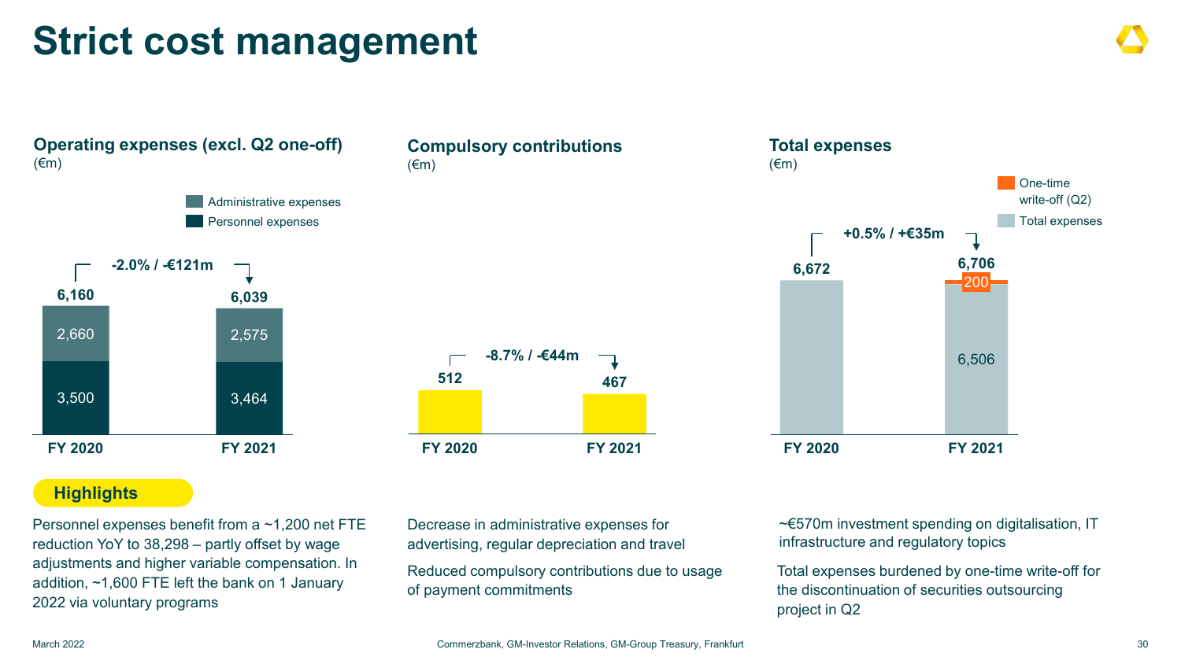# Strict cost management

### Operating expenses (excl. Q2 one-off)
(€m)

| | FY 2020 | FY 2021 |
|---|---|---|
| Administrative expenses | 2,660 | 2,575 |
| Personnel expenses | 3,500 | 3,464 |
| Total | 6,160 | 6,039 |

-2.0% / -€121m

### Compulsory contributions
(€m)

| | FY 2020 | FY 2021 |
|---|---|---|
| Compulsory contributions | 512 | 467 |

-8.7% / -€44m

### Total expenses
(€m)

| | FY 2020 | FY 2021 |
|---|---|---|
| Total expenses | 6,672 | 6,506 |
| One-time write-off (Q2) | | 200 |
| Total | 6,672 | 6,706 |

+0.5% / +€35m

## Highlights

Personnel expenses benefit from a ~1,200 net FTE reduction YoY to 38,298 – partly offset by wage adjustments and higher variable compensation. In addition, ~1,600 FTE left the bank on 1 January 2022 via voluntary programs

Decrease in administrative expenses for advertising, regular depreciation and travel

Reduced compulsory contributions due to usage of payment commitments

~€570m investment spending on digitalisation, IT infrastructure and regulatory topics

Total expenses burdened by one-time write-off for the discontinuation of securities outsourcing project in Q2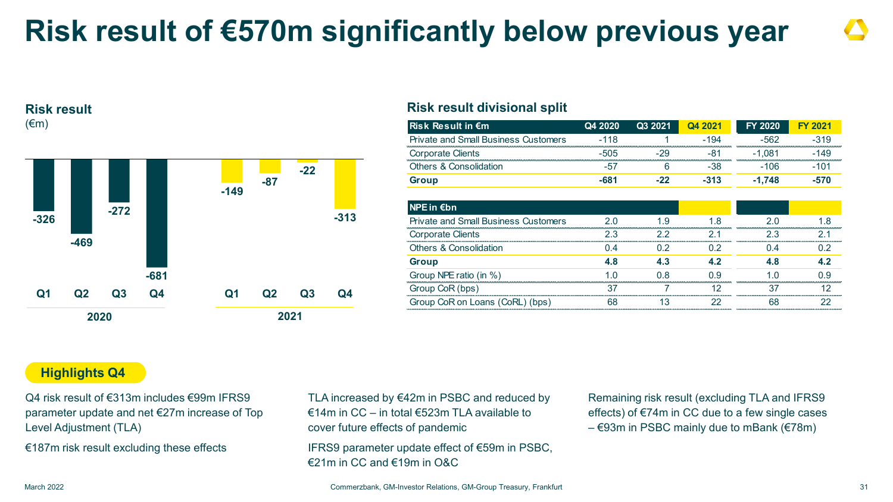# Risk result of €570m significantly below previous year

## Risk result

(€m)

| | Q1 | Q2 | Q3 | Q4 |
|---|---|---|---|---|
| 2020 | -326 | -469 | -272 | -681 |
| 2021 | -149 | -87 | -22 | -313 |

## Risk result divisional split

| Risk Result in €m | Q4 2020 | Q3 2021 | Q4 2021 | FY 2020 | FY 2021 |
|---|---|---|---|---|---|
| Private and Small Business Customers | -118 | 1 | -194 | -562 | -319 |
| Corporate Clients | -505 | -29 | -81 | -1,081 | -149 |
| Others & Consolidation | -57 | 6 | -38 | -106 | -101 |
| **Group** | **-681** | **-22** | **-313** | **-1,748** | **-570** |
| **NPE in €bn** | | | | | |
| Private and Small Business Customers | 2.0 | 1.9 | 1.8 | 2.0 | 1.8 |
| Corporate Clients | 2.3 | 2.2 | 2.1 | 2.3 | 2.1 |
| Others & Consolidation | 0.4 | 0.2 | 0.2 | 0.4 | 0.2 |
| **Group** | **4.8** | **4.3** | **4.2** | **4.8** | **4.2** |
| Group NPE ratio (in %) | 1.0 | 0.8 | 0.9 | 1.0 | 0.9 |
| Group CoR (bps) | 37 | 7 | 12 | 37 | 12 |
| Group CoR on Loans (CoRL) (bps) | 68 | 13 | 22 | 68 | 22 |

## Highlights Q4

Q4 risk result of €313m includes €99m IFRS9 parameter update and net €27m increase of Top Level Adjustment (TLA)

€187m risk result excluding these effects

TLA increased by €42m in PSBC and reduced by €14m in CC – in total €523m TLA available to cover future effects of pandemic

IFRS9 parameter update effect of €59m in PSBC, €21m in CC and €19m in O&C

Remaining risk result (excluding TLA and IFRS9 effects) of €74m in CC due to a few single cases – €93m in PSBC mainly due to mBank (€78m)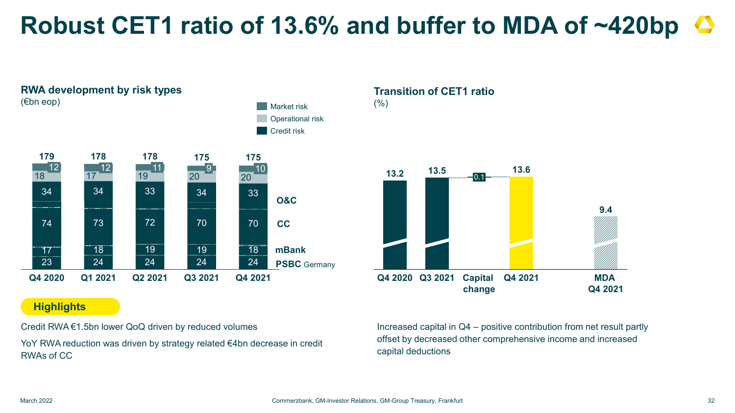# Robust CET1 ratio of 13.6% and buffer to MDA of ~420bp

## RWA development by risk types
(€bn eop)

| | Q4 2020 | Q1 2021 | Q2 2021 | Q3 2021 | Q4 2021 |
|---|---|---|---|---|---|
| Total | 179 | 178 | 178 | 175 | 175 |
| Market risk | 12 | 12 | 11 | 9 | 10 |
| Operational risk | 18 | 17 | 19 | 20 | 20 |
| Credit risk – O&C | 34 | 34 | 33 | 34 | 33 |
| Credit risk – CC | 74 | 73 | 72 | 70 | 70 |
| Credit risk – mBank | 17 | 18 | 19 | 19 | 18 |
| Credit risk – PSBC Germany | 23 | 24 | 24 | 24 | 24 |

## Transition of CET1 ratio
(%)

| Q4 2020 | Q3 2021 | Capital change | Q4 2021 | MDA Q4 2021 |
|---|---|---|---|---|
| 13.2 | 13.5 | 0.1 | 13.6 | 9.4 |

**Highlights**

Credit RWA €1.5bn lower QoQ driven by reduced volumes

YoY RWA reduction was driven by strategy related €4bn decrease in credit RWAs of CC

Increased capital in Q4 – positive contribution from net result partly offset by decreased other comprehensive income and increased capital deductions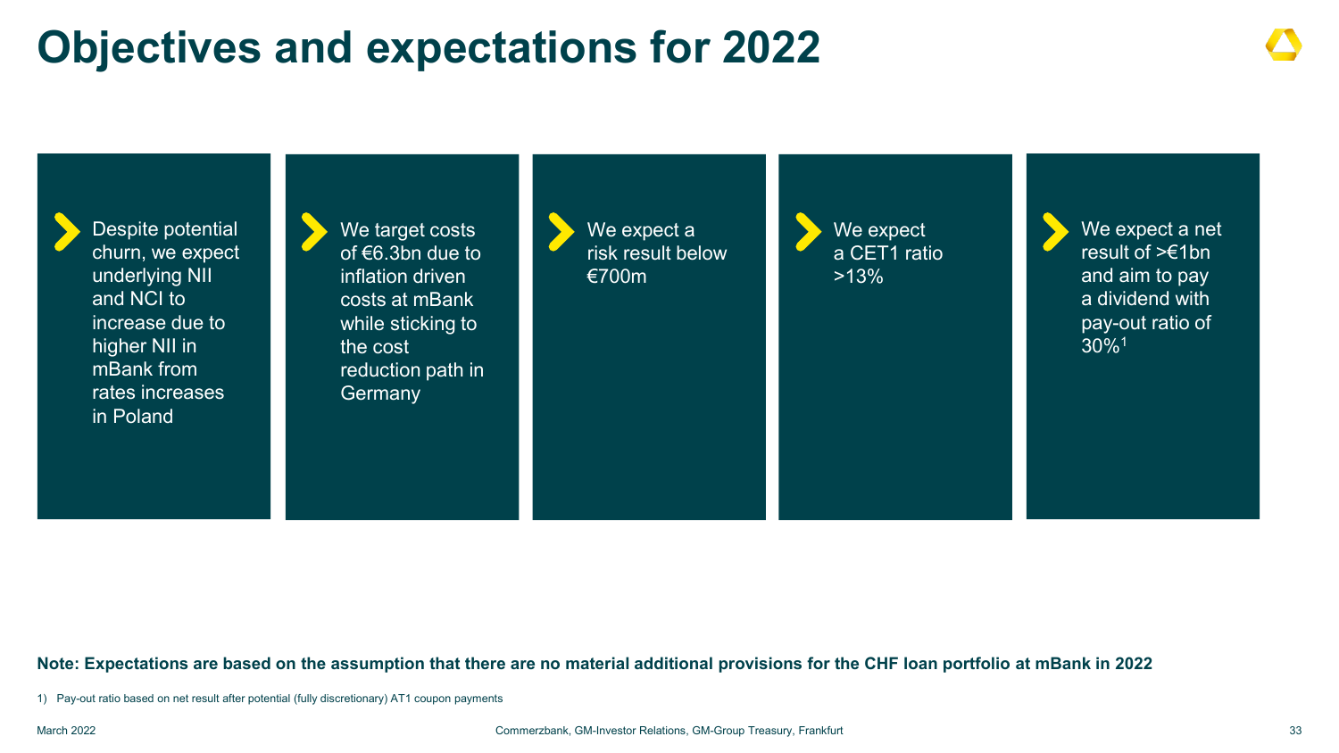# Objectives and expectations for 2022

- Despite potential churn, we expect underlying NII and NCI to increase due to higher NII in mBank from rates increases in Poland
- We target costs of €6.3bn due to inflation driven costs at mBank while sticking to the cost reduction path in Germany
- We expect a risk result below €700m
- We expect a CET1 ratio >13%
- We expect a net result of >€1bn and aim to pay a dividend with pay-out ratio of 30%[1]

**Note: Expectations are based on the assumption that there are no material additional provisions for the CHF loan portfolio at mBank in 2022**

1) Pay-out ratio based on net result after potential (fully discretionary) AT1 coupon payments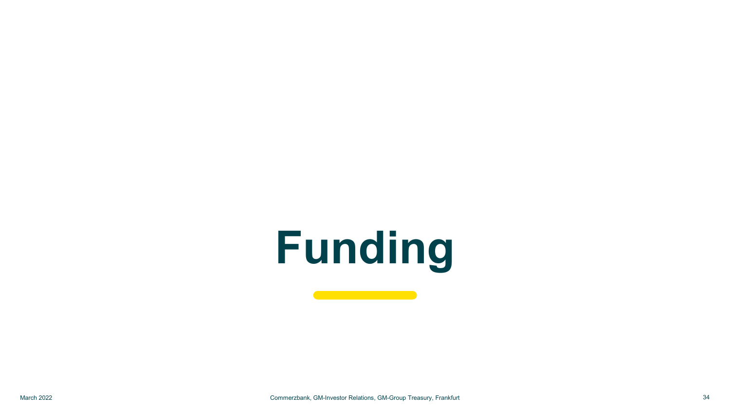# Funding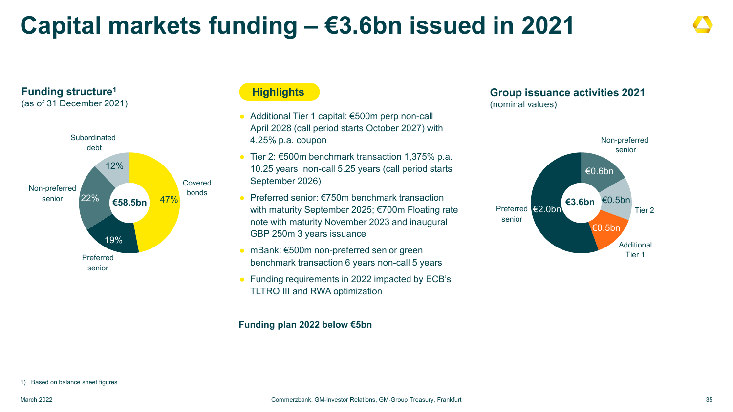# Capital markets funding – €3.6bn issued in 2021

## Funding structure[1]

(as of 31 December 2021)

| Segment | Share |
| --- | --- |
| Covered bonds | 47% |
| Preferred senior | 19% |
| Non-preferred senior | 22% |
| Subordinated debt | 12% |
| **Total** | **€58.5bn** |

## Highlights

- Additional Tier 1 capital: €500m perp non-call April 2028 (call period starts October 2027) with 4.25% p.a. coupon
- Tier 2: €500m benchmark transaction 1,375% p.a. 10.25 years non-call 5.25 years (call period starts September 2026)
- Preferred senior: €750m benchmark transaction with maturity September 2025; €700m Floating rate note with maturity November 2023 and inaugural GBP 250m 3 years issuance
- mBank: €500m non-preferred senior green benchmark transaction 6 years non-call 5 years
- Funding requirements in 2022 impacted by ECB's TLTRO III and RWA optimization

**Funding plan 2022 below €5bn**

## Group issuance activities 2021

(nominal values)

| Instrument | Amount |
| --- | --- |
| Non-preferred senior | €0.6bn |
| Tier 2 | €0.5bn |
| Additional Tier 1 | €0.5bn |
| Preferred senior | €2.0bn |
| **Total** | **€3.6bn** |

1) Based on balance sheet figures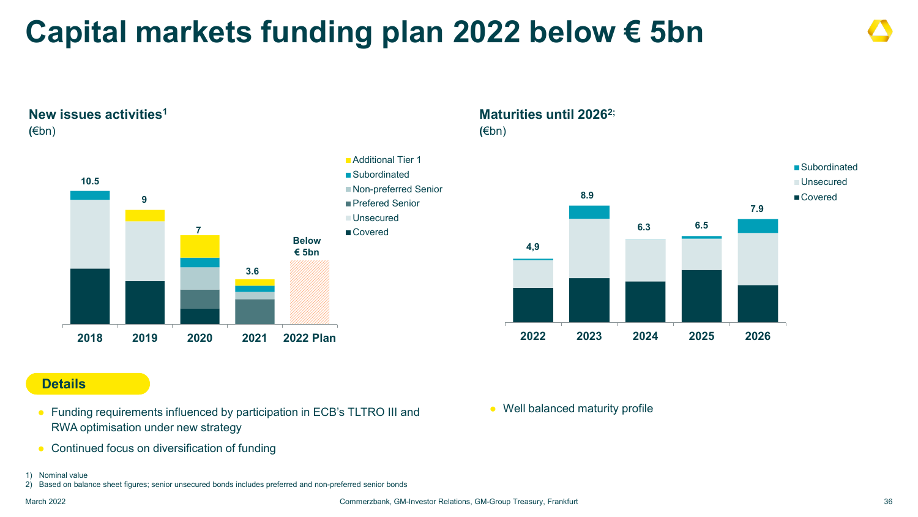# Capital markets funding plan 2022 below € 5bn

## New issues activities[1]

(€bn)

- Additional Tier 1
- Subordinated
- Non-preferred Senior
- Prefered Senior
- Unsecured
- Covered

| 2018 | 2019 | 2020 | 2021 | 2022 Plan |
|---|---|---|---|---|
| 10.5 | 9 | 7 | 3.6 | Below € 5bn |

## Maturities until 2026[2;]

(€bn)

- Subordinated
- Unsecured
- Covered

| 2022 | 2023 | 2024 | 2025 | 2026 |
|---|---|---|---|---|
| 4,9 | 8.9 | 6.3 | 6.5 | 7.9 |

**Details**

- Funding requirements influenced by participation in ECB's TLTRO III and RWA optimisation under new strategy
- Continued focus on diversification of funding

- Well balanced maturity profile

1) Nominal value
2) Based on balance sheet figures; senior unsecured bonds includes preferred and non-preferred senior bonds

March 2022

Commerzbank, GM-Investor Relations, GM-Group Treasury, Frankfurt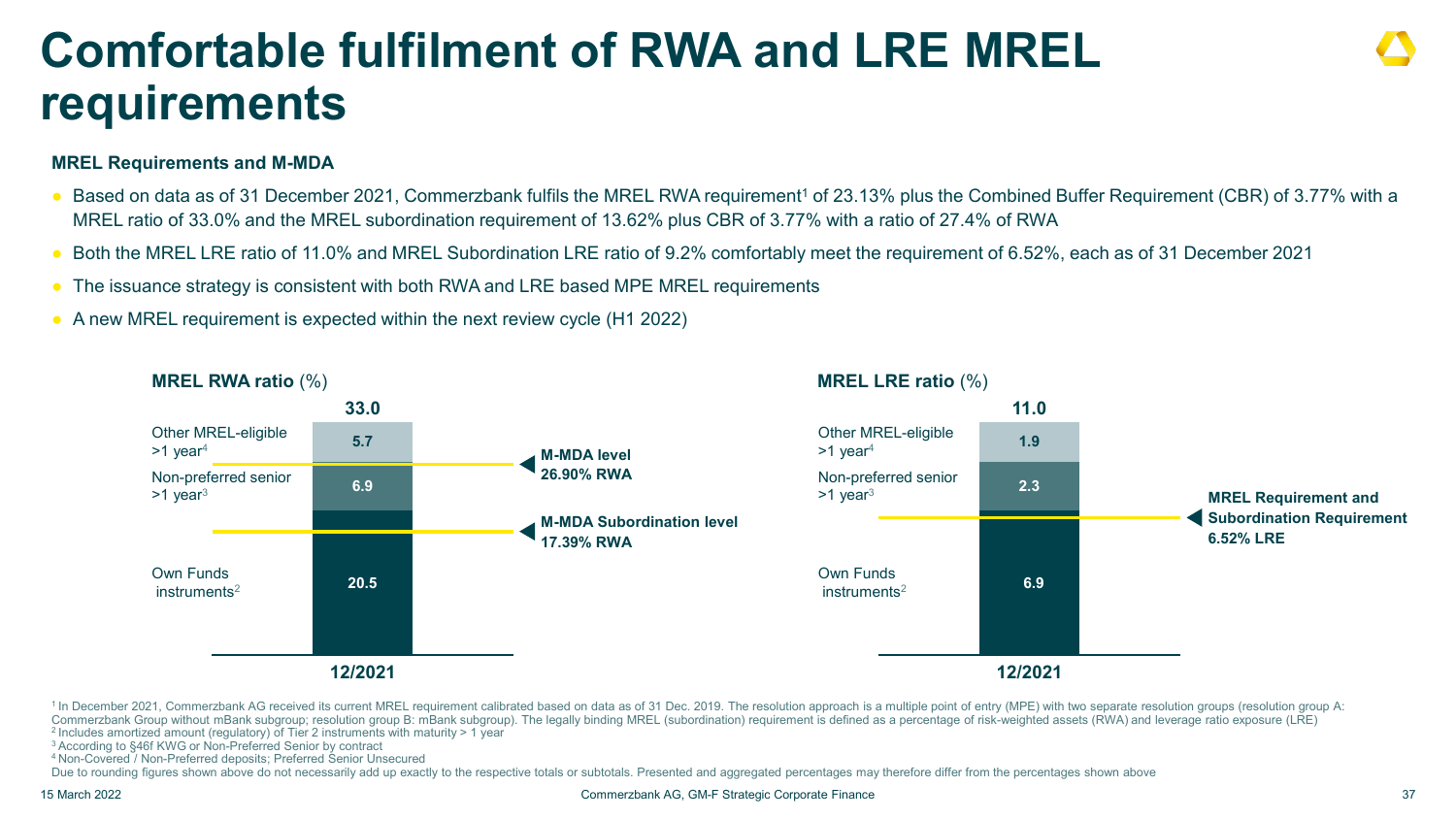# Comfortable fulfilment of RWA and LRE MREL requirements

### MREL Requirements and M-MDA

- Based on data as of 31 December 2021, Commerzbank fulfils the MREL RWA requirement[1] of 23.13% plus the Combined Buffer Requirement (CBR) of 3.77% with a MREL ratio of 33.0% and the MREL subordination requirement of 13.62% plus CBR of 3.77% with a ratio of 27.4% of RWA
- Both the MREL LRE ratio of 11.0% and MREL Subordination LRE ratio of 9.2% comfortably meet the requirement of 6.52%, each as of 31 December 2021
- The issuance strategy is consistent with both RWA and LRE based MPE MREL requirements
- A new MREL requirement is expected within the next review cycle (H1 2022)

**MREL RWA ratio** (%)

| | 12/2021 |
|---|---|
| Other MREL-eligible >1 year[4] | 5.7 |
| Non-preferred senior >1 year[3] | 6.9 |
| Own Funds instruments[2] | 20.5 |
| **Total** | **33.0** |

**M-MDA level 26.90% RWA**

**M-MDA Subordination level 17.39% RWA**

**MREL LRE ratio** (%)

| | 12/2021 |
|---|---|
| Other MREL-eligible >1 year[4] | 1.9 |
| Non-preferred senior >1 year[3] | 2.3 |
| Own Funds instruments[2] | 6.9 |
| **Total** | **11.0** |

**MREL Requirement and Subordination Requirement 6.52% LRE**

[1] In December 2021, Commerzbank AG received its current MREL requirement calibrated based on data as of 31 Dec. 2019. The resolution approach is a multiple point of entry (MPE) with two separate resolution groups (resolution group A: Commerzbank Group without mBank subgroup; resolution group B: mBank subgroup). The legally binding MREL (subordination) requirement is defined as a percentage of risk-weighted assets (RWA) and leverage ratio exposure (LRE)
[2] Includes amortized amount (regulatory) of Tier 2 instruments with maturity > 1 year
[3] According to §46f KWG or Non-Preferred Senior by contract
[4] Non-Covered / Non-Preferred deposits; Preferred Senior Unsecured
Due to rounding figures shown above do not necessarily add up exactly to the respective totals or subtotals. Presented and aggregated percentages may therefore differ from the percentages shown above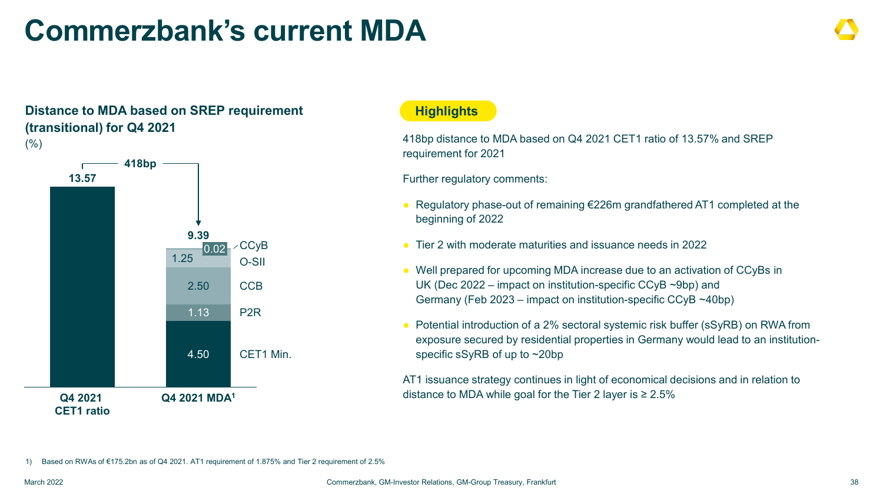# Commerzbank's current MDA

**Distance to MDA based on SREP requirement (transitional) for Q4 2021**
(%)

| | Q4 2021 CET1 ratio | Q4 2021 MDA[1] |
|---|---|---|
| CET1 ratio | 13.57 | |
| CET1 Min. | | 4.50 |
| P2R | | 1.13 |
| CCB | | 2.50 |
| O-SII | | 1.25 |
| CCyB | | 0.02 |
| Total | 13.57 | 9.39 |

418bp

**Highlights**

418bp distance to MDA based on Q4 2021 CET1 ratio of 13.57% and SREP requirement for 2021

Further regulatory comments:

- Regulatory phase-out of remaining €226m grandfathered AT1 completed at the beginning of 2022
- Tier 2 with moderate maturities and issuance needs in 2022
- Well prepared for upcoming MDA increase due to an activation of CCyBs in UK (Dec 2022 – impact on institution-specific CCyB ~9bp) and Germany (Feb 2023 – impact on institution-specific CCyB ~40bp)
- Potential introduction of a 2% sectoral systemic risk buffer (sSyRB) on RWA from exposure secured by residential properties in Germany would lead to an institution-specific sSyRB of up to ~20bp

AT1 issuance strategy continues in light of economical decisions and in relation to distance to MDA while goal for the Tier 2 layer is ≥ 2.5%

1) Based on RWAs of €175.2bn as of Q4 2021. AT1 requirement of 1.875% and Tier 2 requirement of 2.5%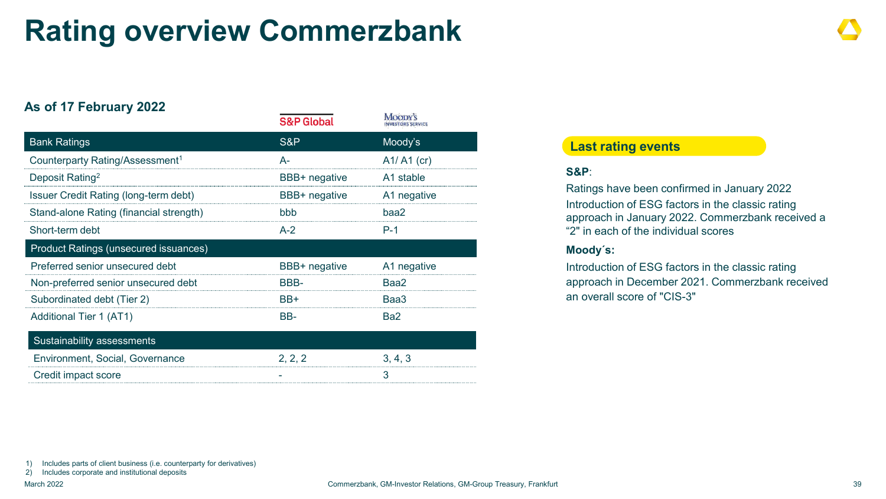# Rating overview Commerzbank

**As of 17 February 2022**

| Bank Ratings | S&P | Moody's |
|---|---|---|
| Counterparty Rating/Assessment[1] | A- | A1/ A1 (cr) |
| Deposit Rating[2] | BBB+ negative | A1 stable |
| Issuer Credit Rating (long-term debt) | BBB+ negative | A1 negative |
| Stand-alone Rating (financial strength) | bbb | baa2 |
| Short-term debt | A-2 | P-1 |
| **Product Ratings (unsecured issuances)** | | |
| Preferred senior unsecured debt | BBB+ negative | A1 negative |
| Non-preferred senior unsecured debt | BBB- | Baa2 |
| Subordinated debt (Tier 2) | BB+ | Baa3 |
| Additional Tier 1 (AT1) | BB- | Ba2 |
| **Sustainability assessments** | | |
| Environment, Social, Governance | 2, 2, 2 | 3, 4, 3 |
| Credit impact score | - | 3 |

## Last rating events

**S&P**:

Ratings have been confirmed in January 2022

Introduction of ESG factors in the classic rating approach in January 2022. Commerzbank received a "2" in each of the individual scores

**Moody´s:**

Introduction of ESG factors in the classic rating approach in December 2021. Commerzbank received an overall score of "CIS-3"

1) Includes parts of client business (i.e. counterparty for derivatives)
2) Includes corporate and institutional deposits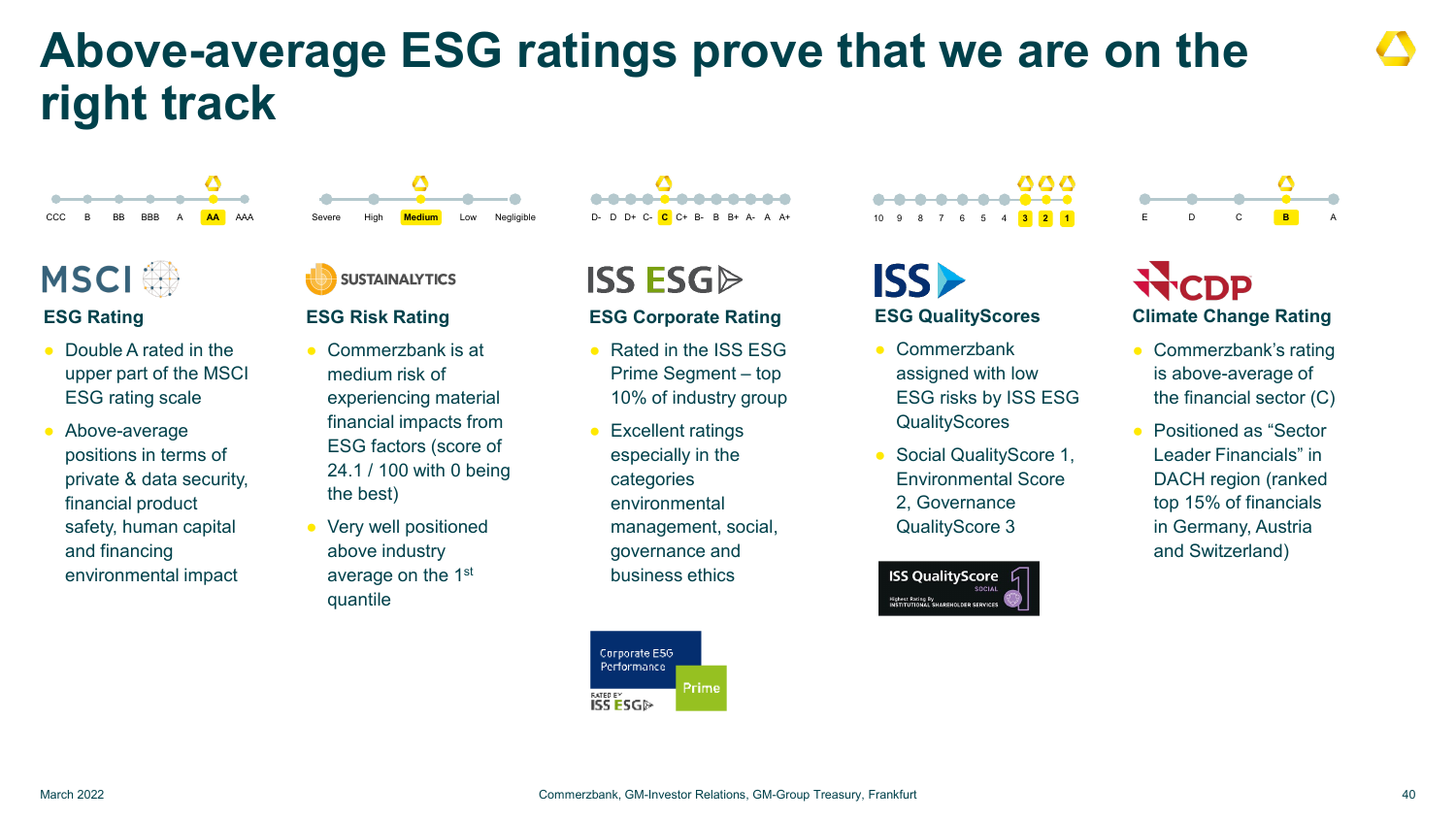# Above-average ESG ratings prove that we are on the right track

CCC B BB BBB A **AA** AAA

## MSCI
### ESG Rating

- Double A rated in the upper part of the MSCI ESG rating scale
- Above-average positions in terms of private & data security, financial product safety, human capital and financing environmental impact

Severe High **Medium** Low Negligible

## SUSTAINALYTICS
### ESG Risk Rating

- Commerzbank is at medium risk of experiencing material financial impacts from ESG factors (score of 24.1 / 100 with 0 being the best)
- Very well positioned above industry average on the 1st quantile

D- D D+ C- **C** C+ B- B B+ A- A A+

## ISS ESG
### ESG Corporate Rating

- Rated in the ISS ESG Prime Segment – top 10% of industry group
- Excellent ratings especially in the categories environmental management, social, governance and business ethics

Corporate ESG Performance – Prime – RATED BY ISS ESG

10 9 8 7 6 5 4 **3** **2** **1**

## ISS
### ESG QualityScores

- Commerzbank assigned with low ESG risks by ISS ESG QualityScores
- Social QualityScore 1, Environmental Score 2, Governance QualityScore 3

ISS QualityScore SOCIAL 1 – Highest Rating By INSTITUTIONAL SHAREHOLDER SERVICES

E D C **B** A

## CDP
### Climate Change Rating

- Commerzbank's rating is above-average of the financial sector (C)
- Positioned as "Sector Leader Financials" in DACH region (ranked top 15% of financials in Germany, Austria and Switzerland)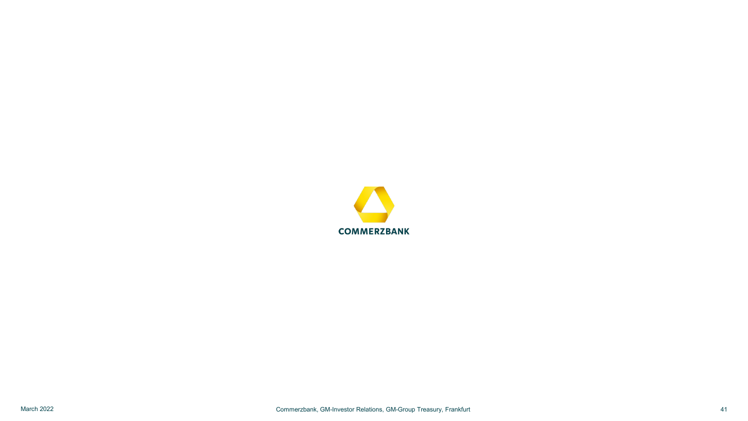COMMERZBANK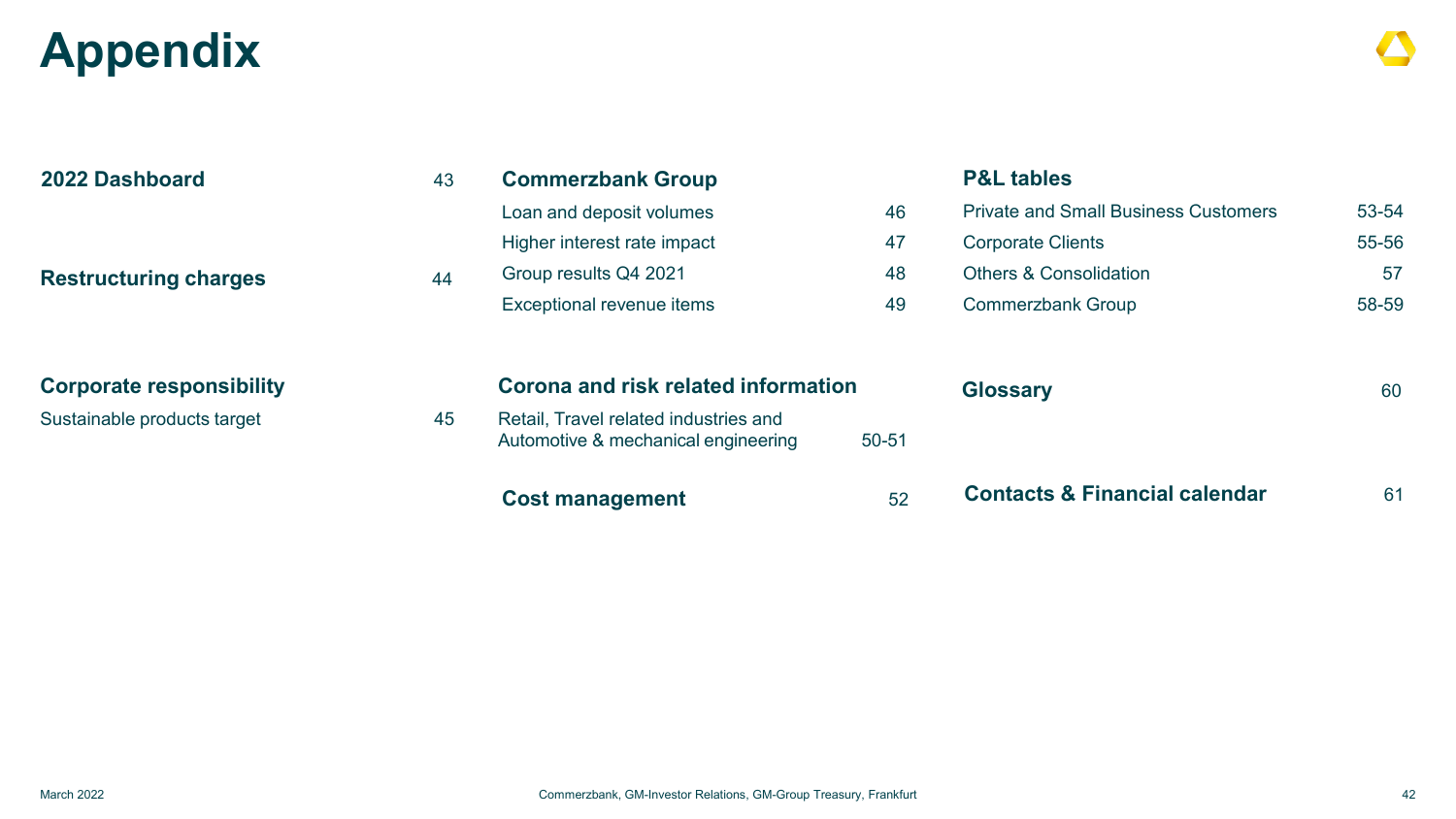# Appendix

| Section | Page |
| --- | --- |
| **2022 Dashboard** | 43 |
| **Restructuring charges** | 44 |
| **Corporate responsibility** | |
| Sustainable products target | 45 |
| **Commerzbank Group** | |
| Loan and deposit volumes | 46 |
| Higher interest rate impact | 47 |
| Group results Q4 2021 | 48 |
| Exceptional revenue items | 49 |
| **Corona and risk related information** | |
| Retail, Travel related industries and Automotive & mechanical engineering | 50-51 |
| **Cost management** | 52 |
| **P&L tables** | |
| Private and Small Business Customers | 53-54 |
| Corporate Clients | 55-56 |
| Others & Consolidation | 57 |
| Commerzbank Group | 58-59 |
| **Glossary** | 60 |
| **Contacts & Financial calendar** | 61 |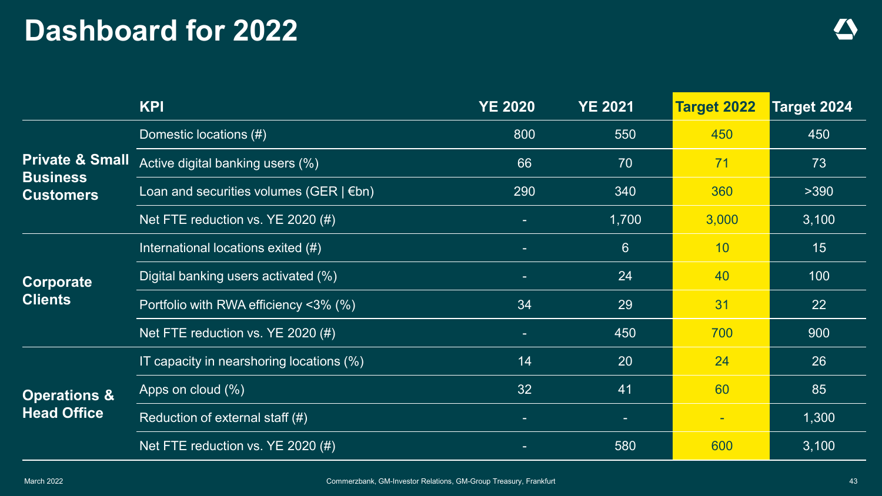# Dashboard for 2022

| | KPI | YE 2020 | YE 2021 | Target 2022 | Target 2024 |
|---|---|---|---|---|---|
| **Private & Small Business Customers** | Domestic locations (#) | 800 | 550 | 450 | 450 |
| | Active digital banking users (%) | 66 | 70 | 71 | 73 |
| | Loan and securities volumes (GER \| €bn) | 290 | 340 | 360 | >390 |
| | Net FTE reduction vs. YE 2020 (#) | - | 1,700 | 3,000 | 3,100 |
| **Corporate Clients** | International locations exited (#) | - | 6 | 10 | 15 |
| | Digital banking users activated (%) | - | 24 | 40 | 100 |
| | Portfolio with RWA efficiency <3% (%) | 34 | 29 | 31 | 22 |
| | Net FTE reduction vs. YE 2020 (#) | - | 450 | 700 | 900 |
| **Operations & Head Office** | IT capacity in nearshoring locations (%) | 14 | 20 | 24 | 26 |
| | Apps on cloud (%) | 32 | 41 | 60 | 85 |
| | Reduction of external staff (#) | - | - | - | 1,300 |
| | Net FTE reduction vs. YE 2020 (#) | - | 580 | 600 | 3,100 |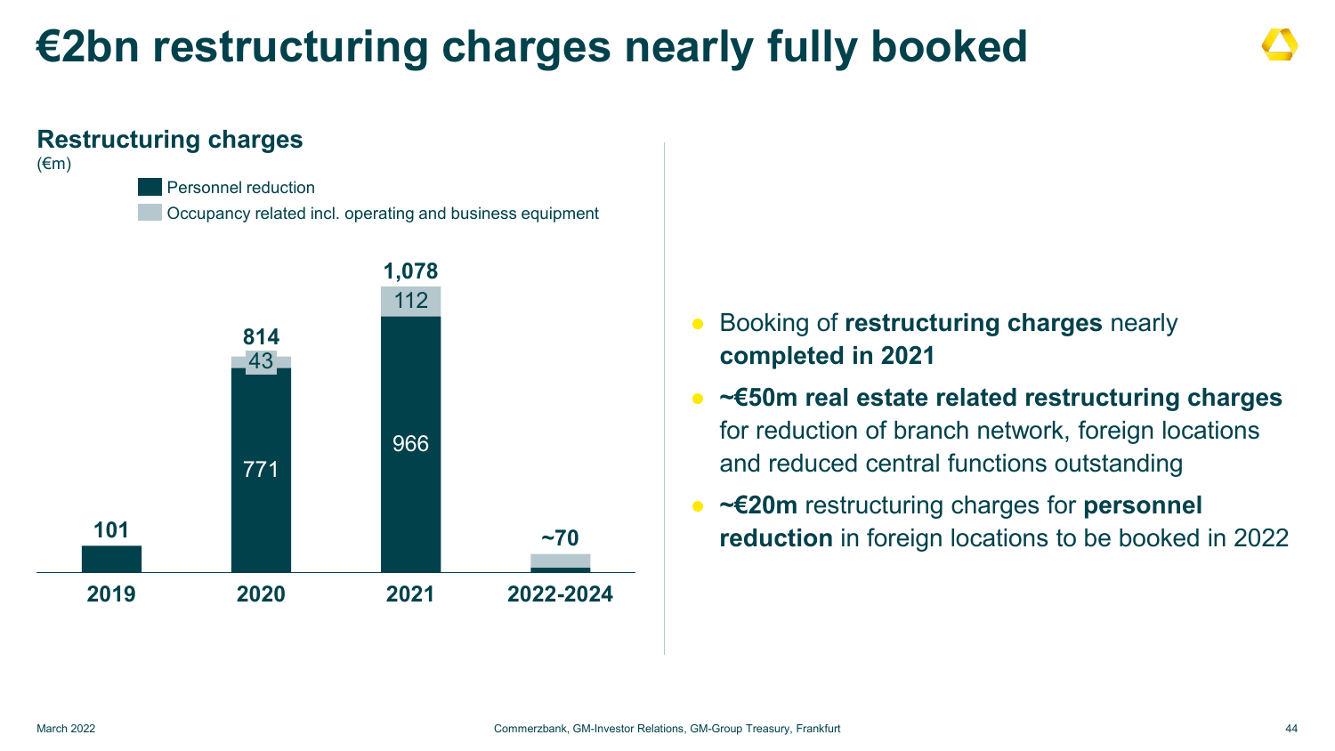# €2bn restructuring charges nearly fully booked

## Restructuring charges

(€m)

| | 2019 | 2020 | 2021 | 2022-2024 |
|---|---|---|---|---|
| Personnel reduction | | 771 | 966 | |
| Occupancy related incl. operating and business equipment | | 43 | 112 | |
| Total | 101 | 814 | 1,078 | ~70 |

- Booking of **restructuring charges** nearly **completed in 2021**
- **~€50m real estate related restructuring charges** for reduction of branch network, foreign locations and reduced central functions outstanding
- **~€20m** restructuring charges for **personnel reduction** in foreign locations to be booked in 2022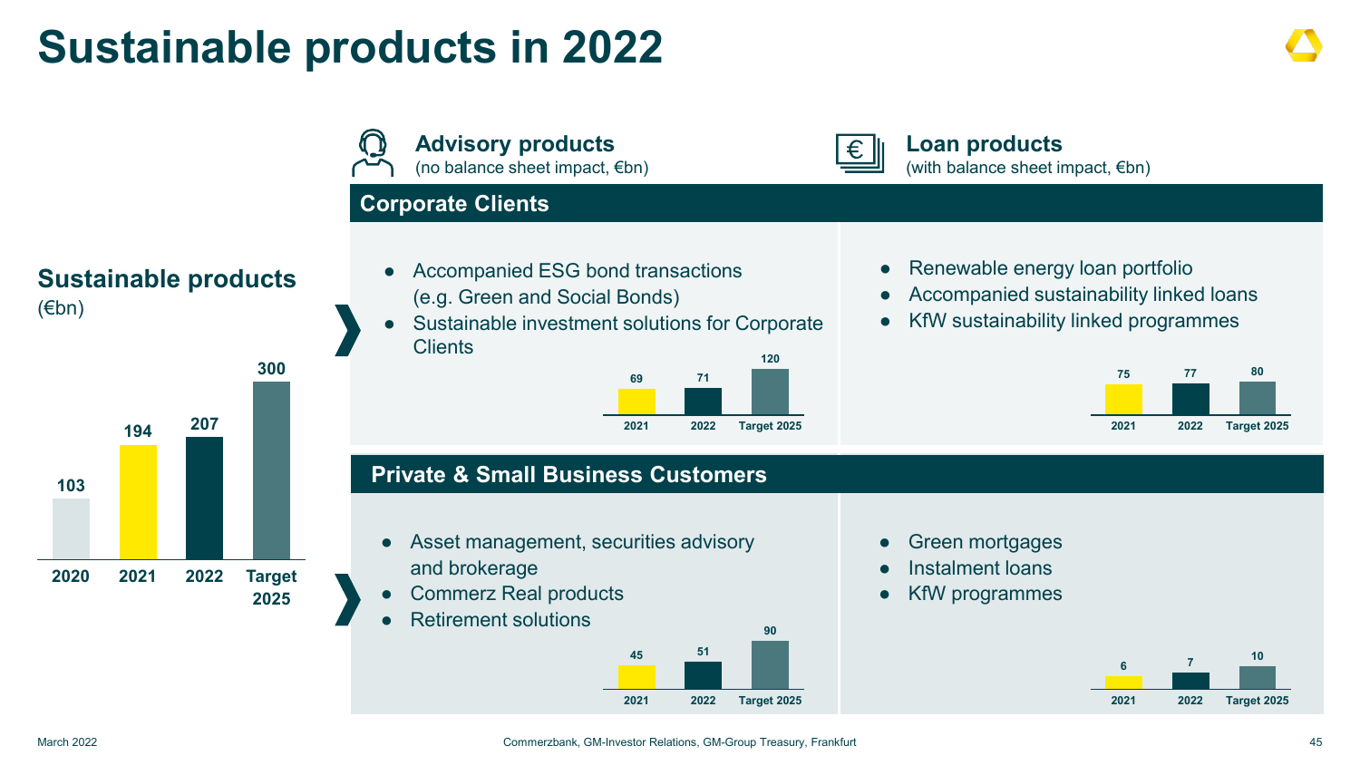# Sustainable products in 2022

## Sustainable products
(€bn)

| 2020 | 2021 | 2022 | Target 2025 |
|---|---|---|---|
| 103 | 194 | 207 | 300 |

### Advisory products
(no balance sheet impact, €bn)

### Loan products
(with balance sheet impact, €bn)

## Corporate Clients

**Advisory products**

- Accompanied ESG bond transactions (e.g. Green and Social Bonds)
- Sustainable investment solutions for Corporate Clients

| 2021 | 2022 | Target 2025 |
|---|---|---|
| 69 | 71 | 120 |

**Loan products**

- Renewable energy loan portfolio
- Accompanied sustainability linked loans
- KfW sustainability linked programmes

| 2021 | 2022 | Target 2025 |
|---|---|---|
| 75 | 77 | 80 |

## Private & Small Business Customers

**Advisory products**

- Asset management, securities advisory and brokerage
- Commerz Real products
- Retirement solutions

| 2021 | 2022 | Target 2025 |
|---|---|---|
| 45 | 51 | 90 |

**Loan products**

- Green mortgages
- Instalment loans
- KfW programmes

| 2021 | 2022 | Target 2025 |
|---|---|---|
| 6 | 7 | 10 |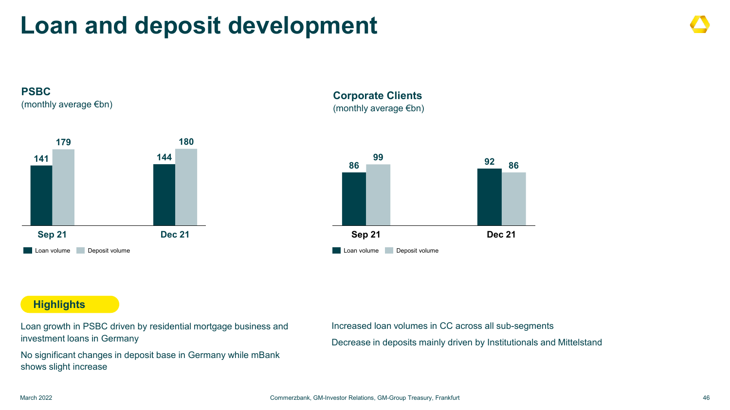# Loan and deposit development

## PSBC
(monthly average €bn)

| | Loan volume | Deposit volume |
|---|---|---|
| Sep 21 | 141 | 179 |
| Dec 21 | 144 | 180 |

## Corporate Clients
(monthly average €bn)

| | Loan volume | Deposit volume |
|---|---|---|
| Sep 21 | 86 | 99 |
| Dec 21 | 92 | 86 |

### Highlights

Loan growth in PSBC driven by residential mortgage business and investment loans in Germany

No significant changes in deposit base in Germany while mBank shows slight increase

Increased loan volumes in CC across all sub-segments

Decrease in deposits mainly driven by Institutionals and Mittelstand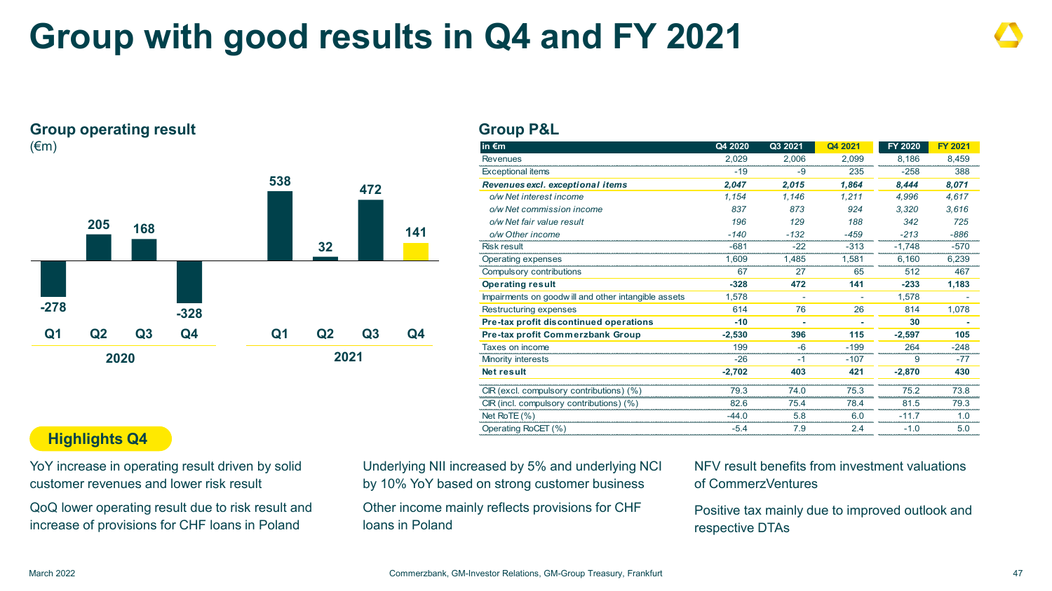# Group with good results in Q4 and FY 2021

## Group operating result

(€m)

| | Q1 | Q2 | Q3 | Q4 |
|---|---|---|---|---|
| 2020 | -278 | 205 | 168 | -328 |
| 2021 | 538 | 32 | 472 | 141 |

## Group P&L

| in €m | Q4 2020 | Q3 2021 | Q4 2021 | FY 2020 | FY 2021 |
|---|---|---|---|---|---|
| Revenues | 2,029 | 2,006 | 2,099 | 8,186 | 8,459 |
| Exceptional items | -19 | -9 | 235 | -258 | 388 |
| ***Revenues excl. exceptional items*** | ***2,047*** | ***2,015*** | ***1,864*** | ***8,444*** | ***8,071*** |
| *o/w Net interest income* | *1,154* | *1,146* | *1,211* | *4,996* | *4,617* |
| *o/w Net commission income* | *837* | *873* | *924* | *3,320* | *3,616* |
| *o/w Net fair value result* | *196* | *129* | *188* | *342* | *725* |
| *o/w Other income* | *-140* | *-132* | *-459* | *-213* | *-886* |
| Risk result | -681 | -22 | -313 | -1,748 | -570 |
| Operating expenses | 1,609 | 1,485 | 1,581 | 6,160 | 6,239 |
| Compulsory contributions | 67 | 27 | 65 | 512 | 467 |
| **Operating result** | **-328** | **472** | **141** | **-233** | **1,183** |
| Impairments on goodwill and other intangible assets | 1,578 | - | - | 1,578 | - |
| Restructuring expenses | 614 | 76 | 26 | 814 | 1,078 |
| **Pre-tax profit discontinued operations** | **-10** | **-** | **-** | **30** | **-** |
| **Pre-tax profit Commerzbank Group** | **-2,530** | **396** | **115** | **-2,597** | **105** |
| Taxes on income | 199 | -6 | -199 | 264 | -248 |
| Minority interests | -26 | -1 | -107 | 9 | -77 |
| **Net result** | **-2,702** | **403** | **421** | **-2,870** | **430** |
| CIR (excl. compulsory contributions) (%) | 79.3 | 74.0 | 75.3 | 75.2 | 73.8 |
| CIR (incl. compulsory contributions) (%) | 82.6 | 75.4 | 78.4 | 81.5 | 79.3 |
| Net RoTE (%) | -44.0 | 5.8 | 6.0 | -11.7 | 1.0 |
| Operating RoCET (%) | -5.4 | 7.9 | 2.4 | -1.0 | 5.0 |

## Highlights Q4

YoY increase in operating result driven by solid customer revenues and lower risk result

QoQ lower operating result due to risk result and increase of provisions for CHF loans in Poland

Underlying NII increased by 5% and underlying NCI by 10% YoY based on strong customer business

Other income mainly reflects provisions for CHF loans in Poland

NFV result benefits from investment valuations of CommerzVentures

Positive tax mainly due to improved outlook and respective DTAs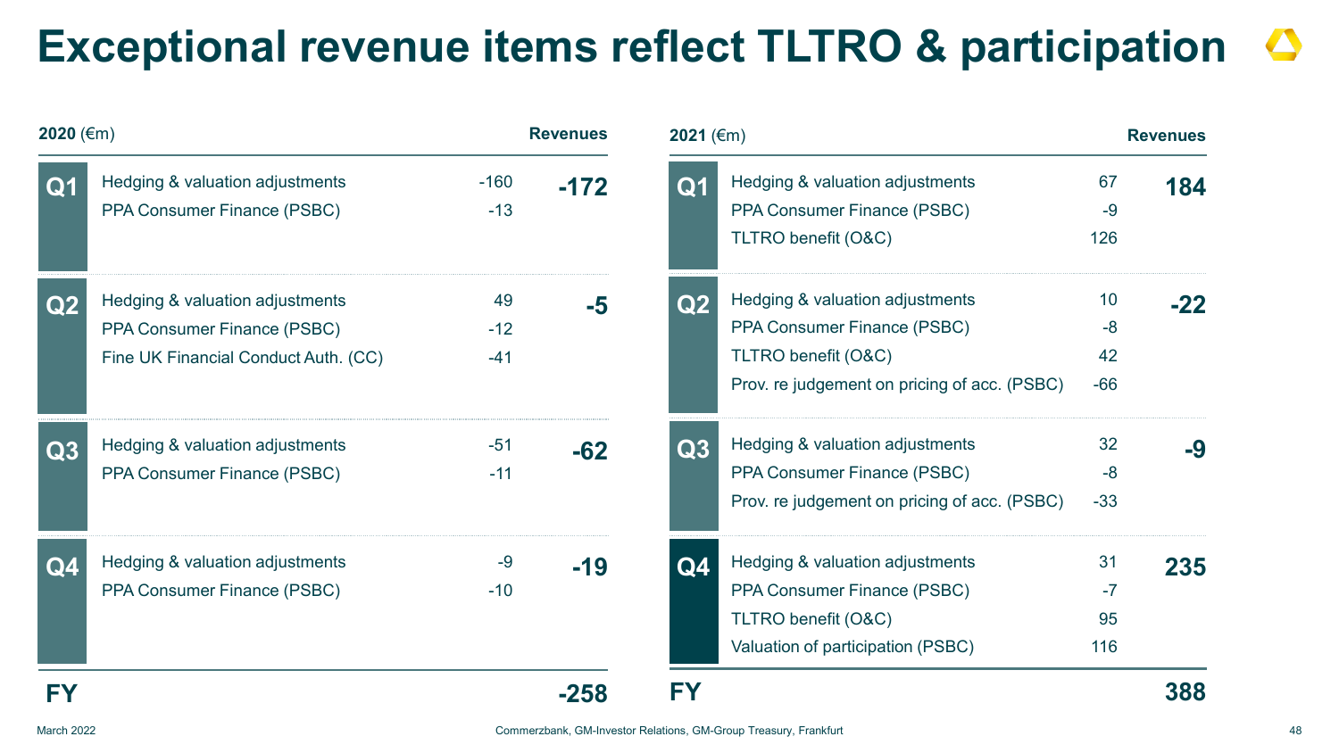# Exceptional revenue items reflect TLTRO & participation

| 2020 (€m) | | | Revenues |
|---|---|---|---|
| Q1 | Hedging & valuation adjustments | -160 | -172 |
| | PPA Consumer Finance (PSBC) | -13 | |
| Q2 | Hedging & valuation adjustments | 49 | -5 |
| | PPA Consumer Finance (PSBC) | -12 | |
| | Fine UK Financial Conduct Auth. (CC) | -41 | |
| Q3 | Hedging & valuation adjustments | -51 | -62 |
| | PPA Consumer Finance (PSBC) | -11 | |
| Q4 | Hedging & valuation adjustments | -9 | -19 |
| | PPA Consumer Finance (PSBC) | -10 | |
| **FY** | | | **-258** |

| 2021 (€m) | | | Revenues |
|---|---|---|---|
| Q1 | Hedging & valuation adjustments | 67 | 184 |
| | PPA Consumer Finance (PSBC) | -9 | |
| | TLTRO benefit (O&C) | 126 | |
| Q2 | Hedging & valuation adjustments | 10 | -22 |
| | PPA Consumer Finance (PSBC) | -8 | |
| | TLTRO benefit (O&C) | 42 | |
| | Prov. re judgement on pricing of acc. (PSBC) | -66 | |
| Q3 | Hedging & valuation adjustments | 32 | -9 |
| | PPA Consumer Finance (PSBC) | -8 | |
| | Prov. re judgement on pricing of acc. (PSBC) | -33 | |
| Q4 | Hedging & valuation adjustments | 31 | 235 |
| | PPA Consumer Finance (PSBC) | -7 | |
| | TLTRO benefit (O&C) | 95 | |
| | Valuation of participation (PSBC) | 116 | |
| **FY** | | | **388** |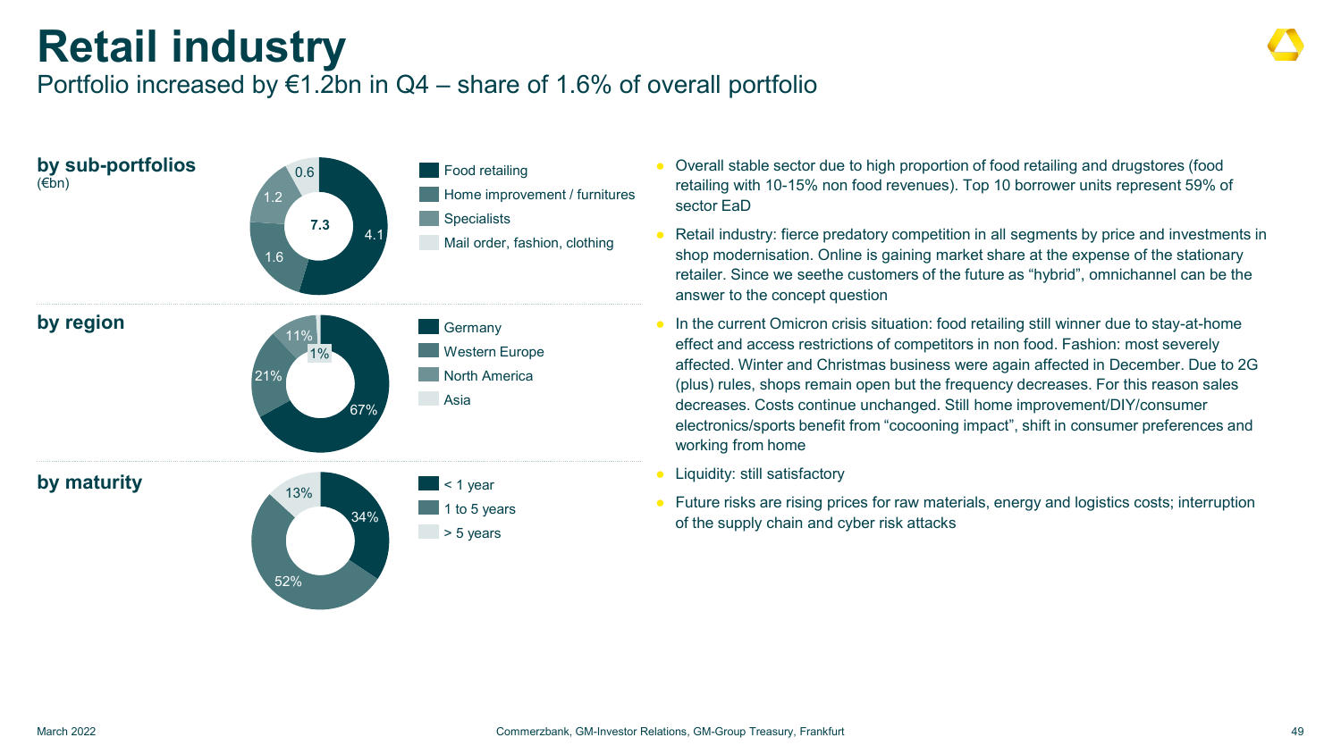# Retail industry

## Portfolio increased by €1.2bn in Q4 – share of 1.6% of overall portfolio

### by sub-portfolios
(€bn)

Total: 7.3

| Sub-portfolio | €bn |
| --- | --- |
| Food retailing | 4.1 |
| Home improvement / furnitures | 1.6 |
| Specialists | 1.2 |
| Mail order, fashion, clothing | 0.6 |

### by region

| Region | Share |
| --- | --- |
| Germany | 67% |
| Western Europe | 21% |
| North America | 11% |
| Asia | 1% |

### by maturity

| Maturity | Share |
| --- | --- |
| < 1 year | 34% |
| 1 to 5 years | 52% |
| > 5 years | 13% |

- Overall stable sector due to high proportion of food retailing and drugstores (food retailing with 10-15% non food revenues). Top 10 borrower units represent 59% of sector EaD
- Retail industry: fierce predatory competition in all segments by price and investments in shop modernisation. Online is gaining market share at the expense of the stationary retailer. Since we seethe customers of the future as "hybrid", omnichannel can be the answer to the concept question
- In the current Omicron crisis situation: food retailing still winner due to stay-at-home effect and access restrictions of competitors in non food. Fashion: most severely affected. Winter and Christmas business were again affected in December. Due to 2G (plus) rules, shops remain open but the frequency decreases. For this reason sales decreases. Costs continue unchanged. Still home improvement/DIY/consumer electronics/sports benefit from "cocooning impact", shift in consumer preferences and working from home
- Liquidity: still satisfactory
- Future risks are rising prices for raw materials, energy and logistics costs; interruption of the supply chain and cyber risk attacks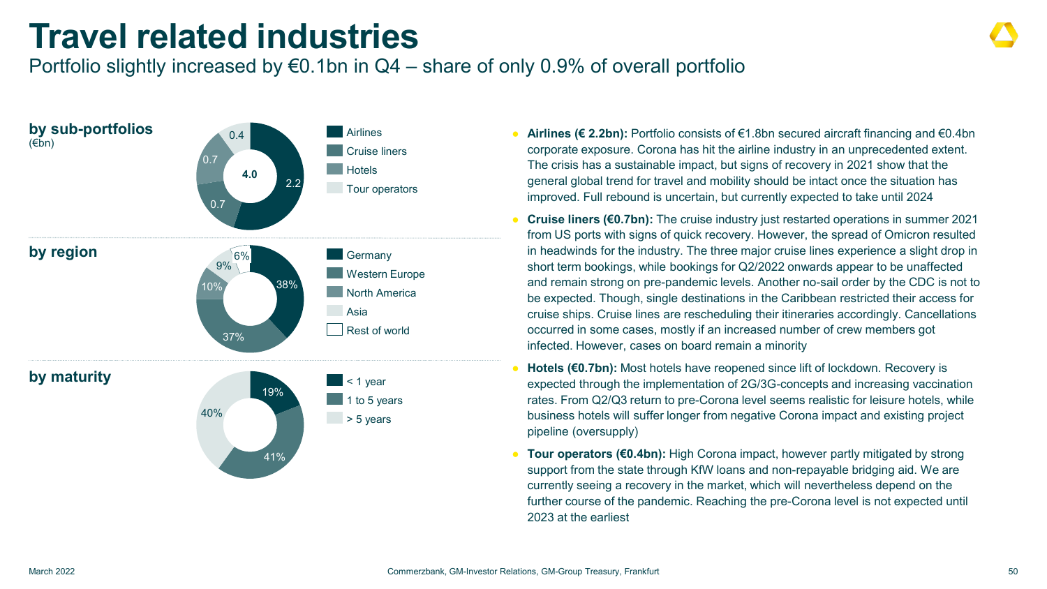# Travel related industries

Portfolio slightly increased by €0.1bn in Q4 – share of only 0.9% of overall portfolio

**by sub-portfolios** (€bn)

| Sub-portfolio | €bn |
|---|---|
| Airlines | 2.2 |
| Cruise liners | 0.7 |
| Hotels | 0.7 |
| Tour operators | 0.4 |
| Total | 4.0 |

**by region**

| Region | Share |
|---|---|
| Germany | 38% |
| Western Europe | 37% |
| North America | 10% |
| Asia | 9% |
| Rest of world | 6% |

**by maturity**

| Maturity | Share |
|---|---|
| < 1 year | 19% |
| 1 to 5 years | 41% |
| > 5 years | 40% |

- **Airlines (€ 2.2bn):** Portfolio consists of €1.8bn secured aircraft financing and €0.4bn corporate exposure. Corona has hit the airline industry in an unprecedented extent. The crisis has a sustainable impact, but signs of recovery in 2021 show that the general global trend for travel and mobility should be intact once the situation has improved. Full rebound is uncertain, but currently expected to take until 2024
- **Cruise liners (€0.7bn):** The cruise industry just restarted operations in summer 2021 from US ports with signs of quick recovery. However, the spread of Omicron resulted in headwinds for the industry. The three major cruise lines experience a slight drop in short term bookings, while bookings for Q2/2022 onwards appear to be unaffected and remain strong on pre-pandemic levels. Another no-sail order by the CDC is not to be expected. Though, single destinations in the Caribbean restricted their access for cruise ships. Cruise lines are rescheduling their itineraries accordingly. Cancellations occurred in some cases, mostly if an increased number of crew members got infected. However, cases on board remain a minority
- **Hotels (€0.7bn):** Most hotels have reopened since lift of lockdown. Recovery is expected through the implementation of 2G/3G-concepts and increasing vaccination rates. From Q2/Q3 return to pre-Corona level seems realistic for leisure hotels, while business hotels will suffer longer from negative Corona impact and existing project pipeline (oversupply)
- **Tour operators (€0.4bn):** High Corona impact, however partly mitigated by strong support from the state through KfW loans and non-repayable bridging aid. We are currently seeing a recovery in the market, which will nevertheless depend on the further course of the pandemic. Reaching the pre-Corona level is not expected until 2023 at the earliest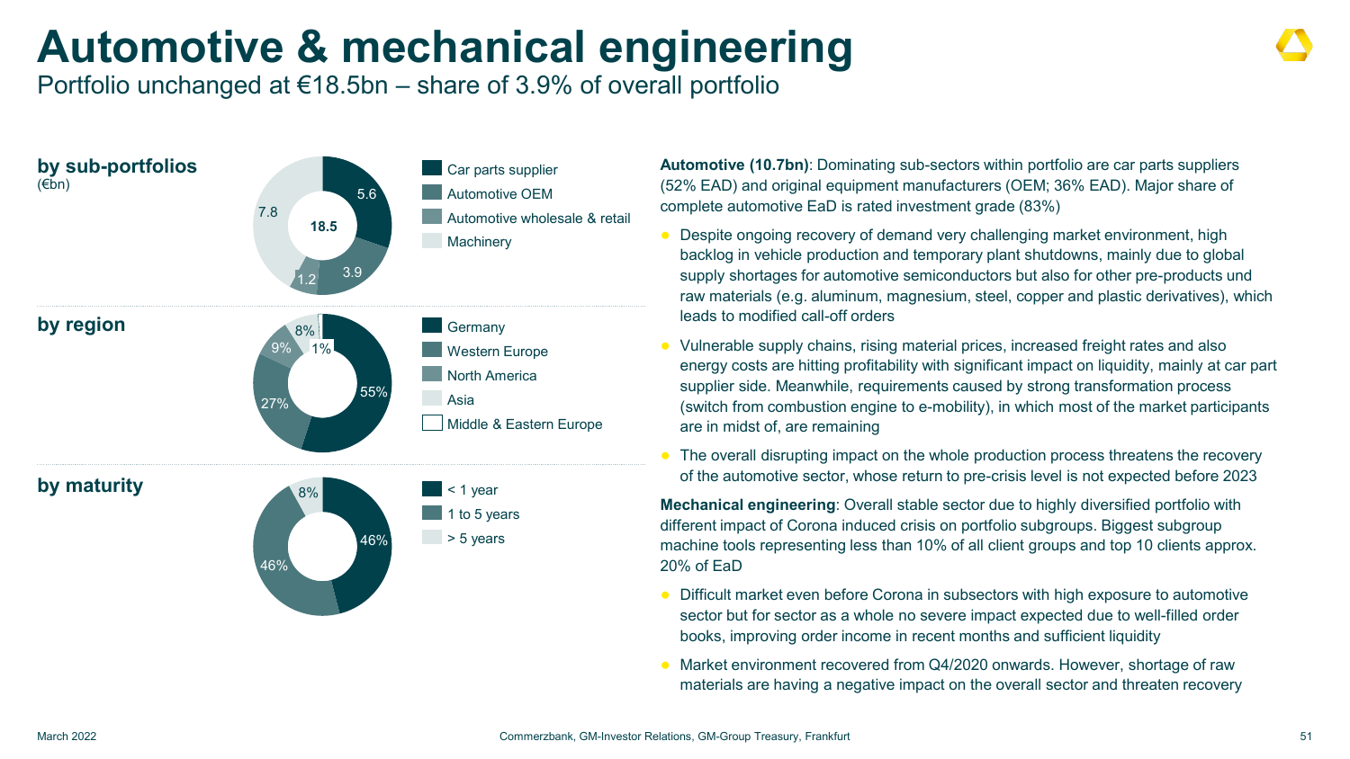# Automotive & mechanical engineering

Portfolio unchanged at €18.5bn – share of 3.9% of overall portfolio

### by sub-portfolios

(€bn)

| Sub-portfolio | €bn |
| --- | --- |
| Car parts supplier | 5.6 |
| Automotive OEM | 3.9 |
| Automotive wholesale & retail | 1.2 |
| Machinery | 7.8 |
| Total | 18.5 |

### by region

| Region | Share |
| --- | --- |
| Germany | 55% |
| Western Europe | 27% |
| North America | 9% |
| Asia | 8% |
| Middle & Eastern Europe | 1% |

### by maturity

| Maturity | Share |
| --- | --- |
| < 1 year | 46% |
| 1 to 5 years | 46% |
| > 5 years | 8% |

**Automotive (10.7bn)**: Dominating sub-sectors within portfolio are car parts suppliers (52% EAD) and original equipment manufacturers (OEM; 36% EAD). Major share of complete automotive EaD is rated investment grade (83%)

- Despite ongoing recovery of demand very challenging market environment, high backlog in vehicle production and temporary plant shutdowns, mainly due to global supply shortages for automotive semiconductors but also for other pre-products und raw materials (e.g. aluminum, magnesium, steel, copper and plastic derivatives), which leads to modified call-off orders
- Vulnerable supply chains, rising material prices, increased freight rates and also energy costs are hitting profitability with significant impact on liquidity, mainly at car part supplier side. Meanwhile, requirements caused by strong transformation process (switch from combustion engine to e-mobility), in which most of the market participants are in midst of, are remaining
- The overall disrupting impact on the whole production process threatens the recovery of the automotive sector, whose return to pre-crisis level is not expected before 2023

**Mechanical engineering**: Overall stable sector due to highly diversified portfolio with different impact of Corona induced crisis on portfolio subgroups. Biggest subgroup machine tools representing less than 10% of all client groups and top 10 clients approx. 20% of EaD

- Difficult market even before Corona in subsectors with high exposure to automotive sector but for sector as a whole no severe impact expected due to well-filled order books, improving order income in recent months and sufficient liquidity
- Market environment recovered from Q4/2020 onwards. However, shortage of raw materials are having a negative impact on the overall sector and threaten recovery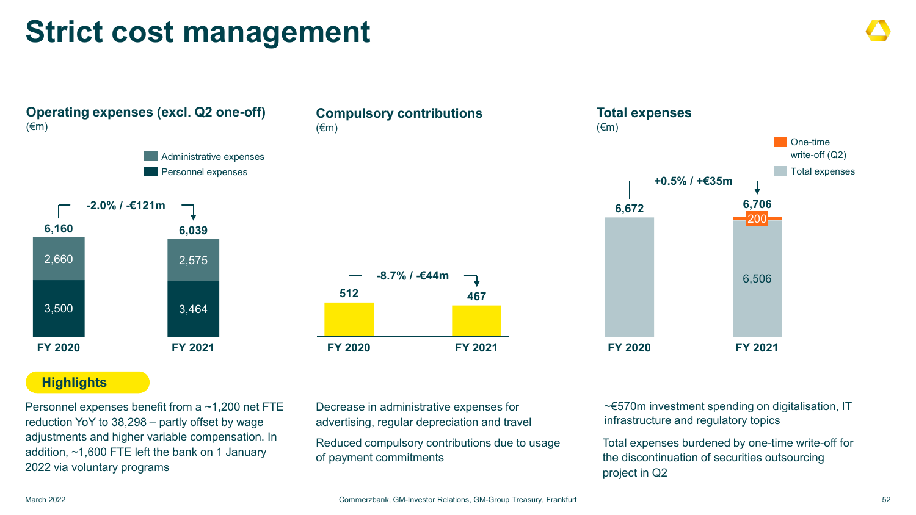# Strict cost management

### Operating expenses (excl. Q2 one-off)
(€m)

| | FY 2020 | FY 2021 |
|---|---|---|
| Administrative expenses | 2,660 | 2,575 |
| Personnel expenses | 3,500 | 3,464 |
| Total | 6,160 | 6,039 |

-2.0% / -€121m

### Compulsory contributions
(€m)

| | FY 2020 | FY 2021 |
|---|---|---|
| Compulsory contributions | 512 | 467 |

-8.7% / -€44m

### Total expenses
(€m)

| | FY 2020 | FY 2021 |
|---|---|---|
| One-time write-off (Q2) | | 200 |
| Total expenses | 6,672 | 6,506 |
| Total | 6,672 | 6,706 |

+0.5% / +€35m

**Highlights**

Personnel expenses benefit from a ~1,200 net FTE reduction YoY to 38,298 – partly offset by wage adjustments and higher variable compensation. In addition, ~1,600 FTE left the bank on 1 January 2022 via voluntary programs

Decrease in administrative expenses for advertising, regular depreciation and travel

Reduced compulsory contributions due to usage of payment commitments

~€570m investment spending on digitalisation, IT infrastructure and regulatory topics

Total expenses burdened by one-time write-off for the discontinuation of securities outsourcing project in Q2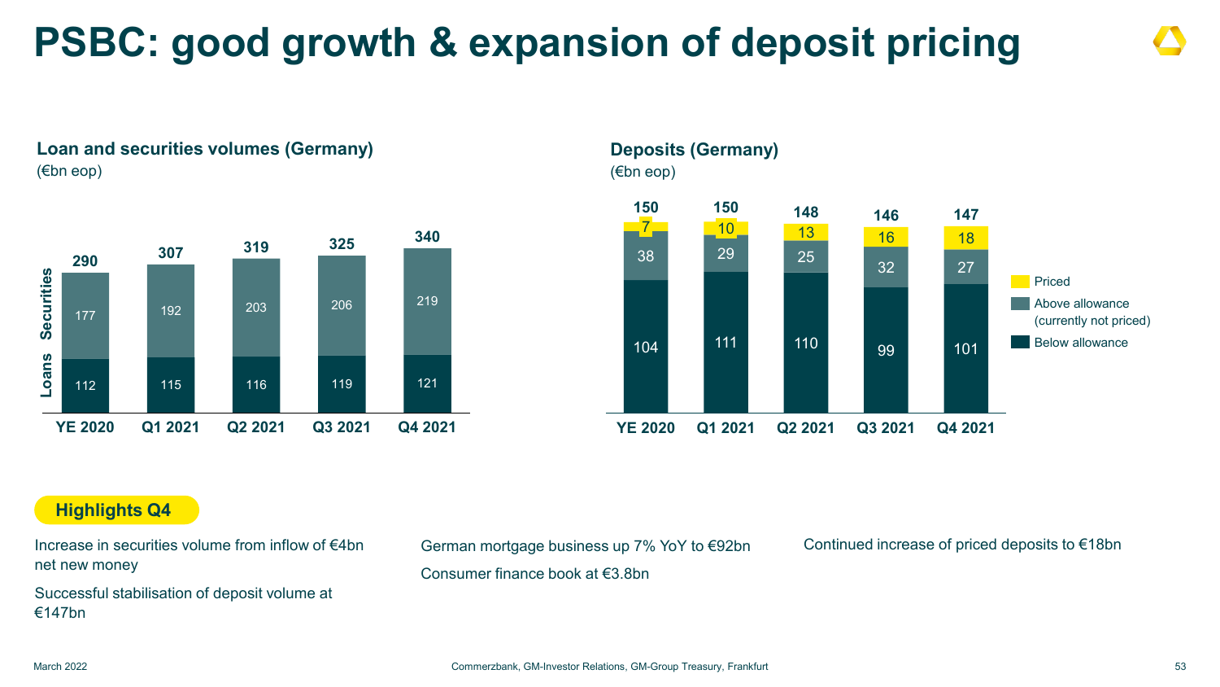# PSBC: good growth & expansion of deposit pricing

### Loan and securities volumes (Germany)

(€bn eop)

| | YE 2020 | Q1 2021 | Q2 2021 | Q3 2021 | Q4 2021 |
|---|---|---|---|---|---|
| Securities | 177 | 192 | 203 | 206 | 219 |
| Loans | 112 | 115 | 116 | 119 | 121 |
| Total | 290 | 307 | 319 | 325 | 340 |

### Deposits (Germany)

(€bn eop)

| | YE 2020 | Q1 2021 | Q2 2021 | Q3 2021 | Q4 2021 |
|---|---|---|---|---|---|
| Priced | 7 | 10 | 13 | 16 | 18 |
| Above allowance (currently not priced) | 38 | 29 | 25 | 32 | 27 |
| Below allowance | 104 | 111 | 110 | 99 | 101 |
| Total | 150 | 150 | 148 | 146 | 147 |

**Highlights Q4**

Increase in securities volume from inflow of €4bn net new money

Successful stabilisation of deposit volume at €147bn

German mortgage business up 7% YoY to €92bn

Consumer finance book at €3.8bn

Continued increase of priced deposits to €18bn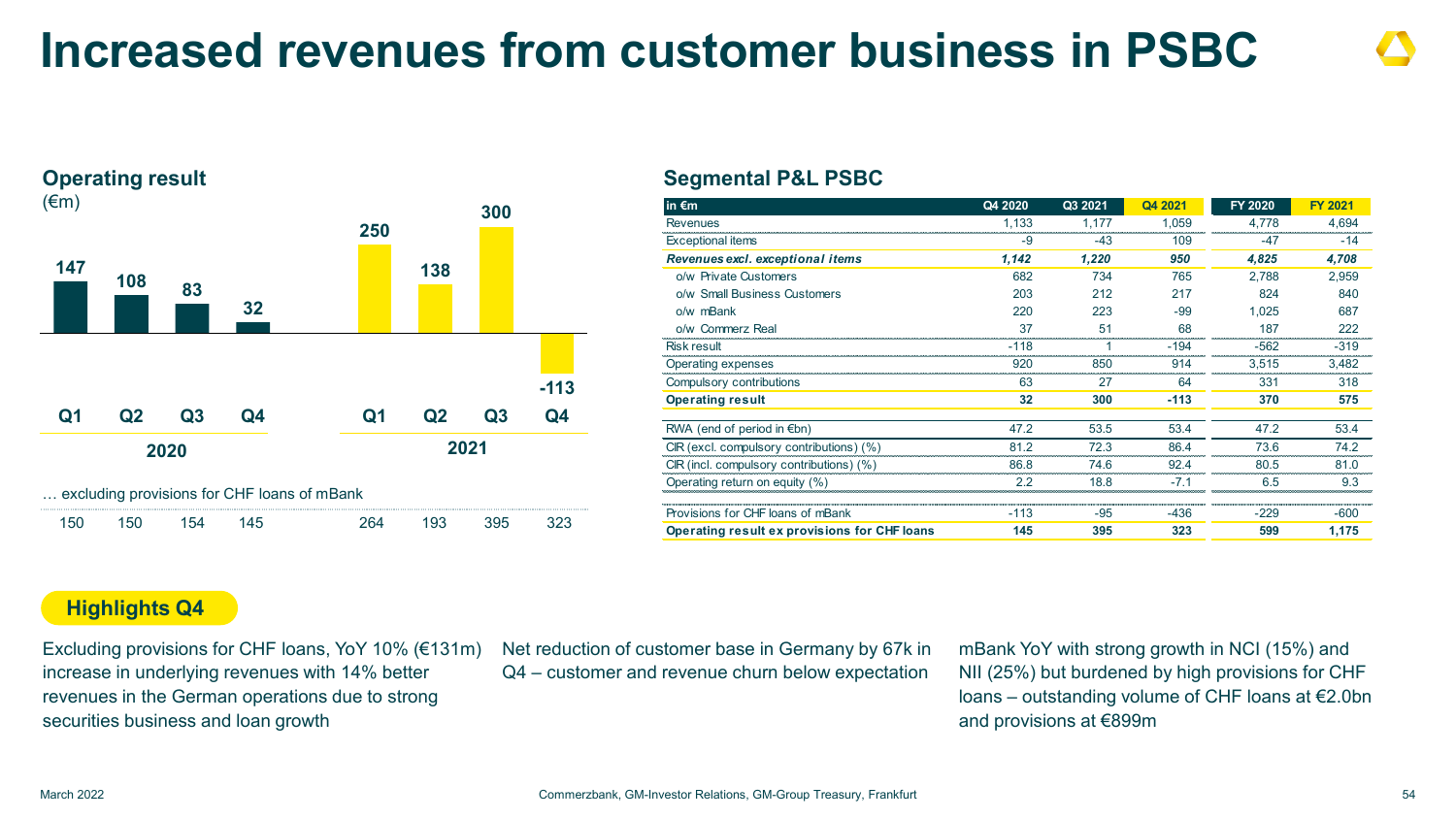# Increased revenues from customer business in PSBC

## Operating result

(€m)

| | 2020 Q1 | 2020 Q2 | 2020 Q3 | 2020 Q4 | 2021 Q1 | 2021 Q2 | 2021 Q3 | 2021 Q4 |
|---|---|---|---|---|---|---|---|---|
| Operating result | 147 | 108 | 83 | 32 | 250 | 138 | 300 | -113 |
| … excluding provisions for CHF loans of mBank | 150 | 150 | 154 | 145 | 264 | 193 | 395 | 323 |

## Segmental P&L PSBC

| in €m | Q4 2020 | Q3 2021 | Q4 2021 | FY 2020 | FY 2021 |
|---|---|---|---|---|---|
| Revenues | 1,133 | 1,177 | 1,059 | 4,778 | 4,694 |
| Exceptional items | -9 | -43 | 109 | -47 | -14 |
| ***Revenues excl. exceptional items*** | ***1,142*** | ***1,220*** | ***950*** | ***4,825*** | ***4,708*** |
| o/w Private Customers | 682 | 734 | 765 | 2,788 | 2,959 |
| o/w Small Business Customers | 203 | 212 | 217 | 824 | 840 |
| o/w mBank | 220 | 223 | -99 | 1,025 | 687 |
| o/w Commerz Real | 37 | 51 | 68 | 187 | 222 |
| Risk result | -118 | 1 | -194 | -562 | -319 |
| Operating expenses | 920 | 850 | 914 | 3,515 | 3,482 |
| Compulsory contributions | 63 | 27 | 64 | 331 | 318 |
| **Operating result** | **32** | **300** | **-113** | **370** | **575** |
| RWA (end of period in €bn) | 47.2 | 53.5 | 53.4 | 47.2 | 53.4 |
| CIR (excl. compulsory contributions) (%) | 81.2 | 72.3 | 86.4 | 73.6 | 74.2 |
| CIR (incl. compulsory contributions) (%) | 86.8 | 74.6 | 92.4 | 80.5 | 81.0 |
| Operating return on equity (%) | 2.2 | 18.8 | -7.1 | 6.5 | 9.3 |
| Provisions for CHF loans of mBank | -113 | -95 | -436 | -229 | -600 |
| **Operating result ex provisions for CHF loans** | **145** | **395** | **323** | **599** | **1,175** |

## Highlights Q4

Excluding provisions for CHF loans, YoY 10% (€131m) increase in underlying revenues with 14% better revenues in the German operations due to strong securities business and loan growth

Net reduction of customer base in Germany by 67k in Q4 – customer and revenue churn below expectation

mBank YoY with strong growth in NCI (15%) and NII (25%) but burdened by high provisions for CHF loans – outstanding volume of CHF loans at €2.0bn and provisions at €899m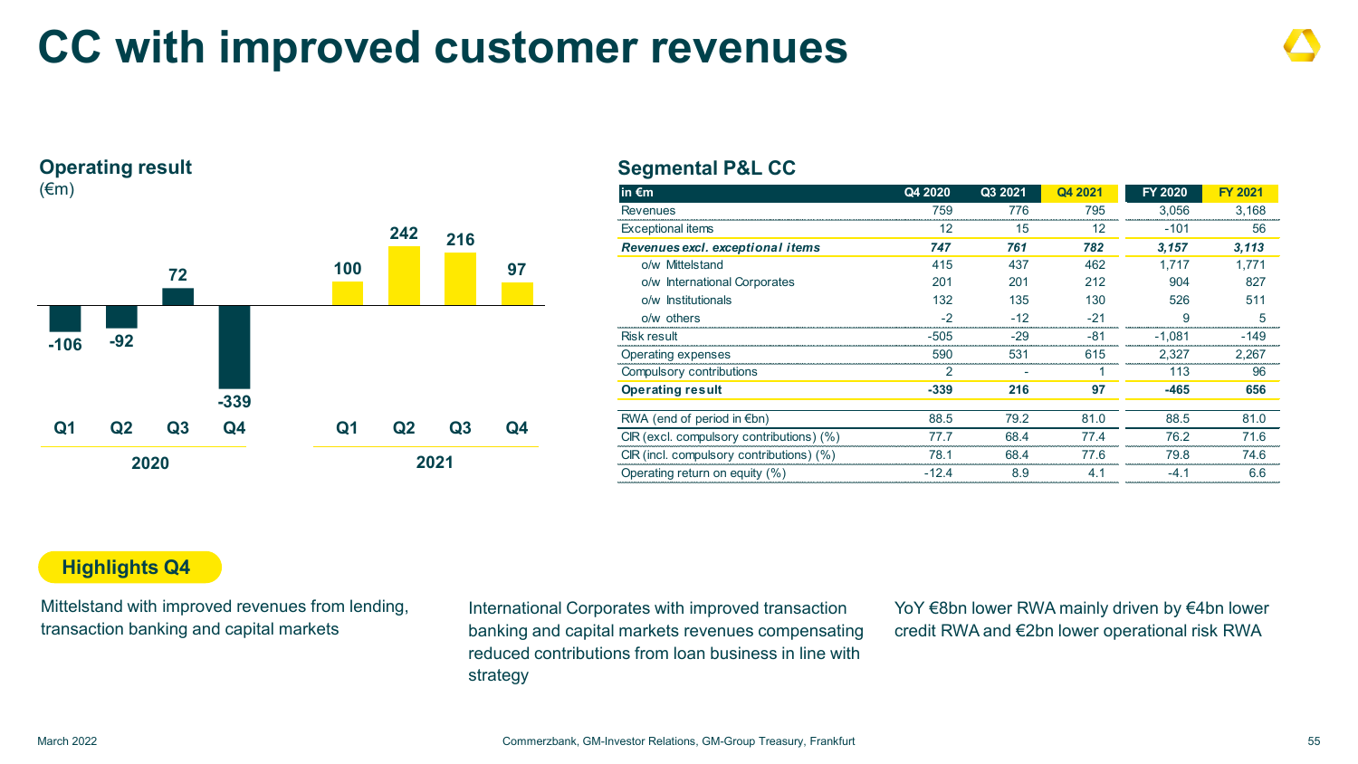# CC with improved customer revenues

## Operating result

(€m)

| | Q1 | Q2 | Q3 | Q4 |
|---|---|---|---|---|
| 2020 | -106 | -92 | 72 | -339 |
| 2021 | 100 | 242 | 216 | 97 |

## Segmental P&L CC

| in €m | Q4 2020 | Q3 2021 | Q4 2021 | FY 2020 | FY 2021 |
|---|---|---|---|---|---|
| Revenues | 759 | 776 | 795 | 3,056 | 3,168 |
| Exceptional items | 12 | 15 | 12 | -101 | 56 |
| ***Revenues excl. exceptional items*** | ***747*** | ***761*** | ***782*** | ***3,157*** | ***3,113*** |
| o/w Mittelstand | 415 | 437 | 462 | 1,717 | 1,771 |
| o/w International Corporates | 201 | 201 | 212 | 904 | 827 |
| o/w Institutionals | 132 | 135 | 130 | 526 | 511 |
| o/w others | -2 | -12 | -21 | 9 | 5 |
| Risk result | -505 | -29 | -81 | -1,081 | -149 |
| Operating expenses | 590 | 531 | 615 | 2,327 | 2,267 |
| Compulsory contributions | 2 | - | 1 | 113 | 96 |
| **Operating result** | **-339** | **216** | **97** | **-465** | **656** |
| RWA (end of period in €bn) | 88.5 | 79.2 | 81.0 | 88.5 | 81.0 |
| CIR (excl. compulsory contributions) (%) | 77.7 | 68.4 | 77.4 | 76.2 | 71.6 |
| CIR (incl. compulsory contributions) (%) | 78.1 | 68.4 | 77.6 | 79.8 | 74.6 |
| Operating return on equity (%) | -12.4 | 8.9 | 4.1 | -4.1 | 6.6 |

**Highlights Q4**

Mittelstand with improved revenues from lending, transaction banking and capital markets

International Corporates with improved transaction banking and capital markets revenues compensating reduced contributions from loan business in line with strategy

YoY €8bn lower RWA mainly driven by €4bn lower credit RWA and €2bn lower operational risk RWA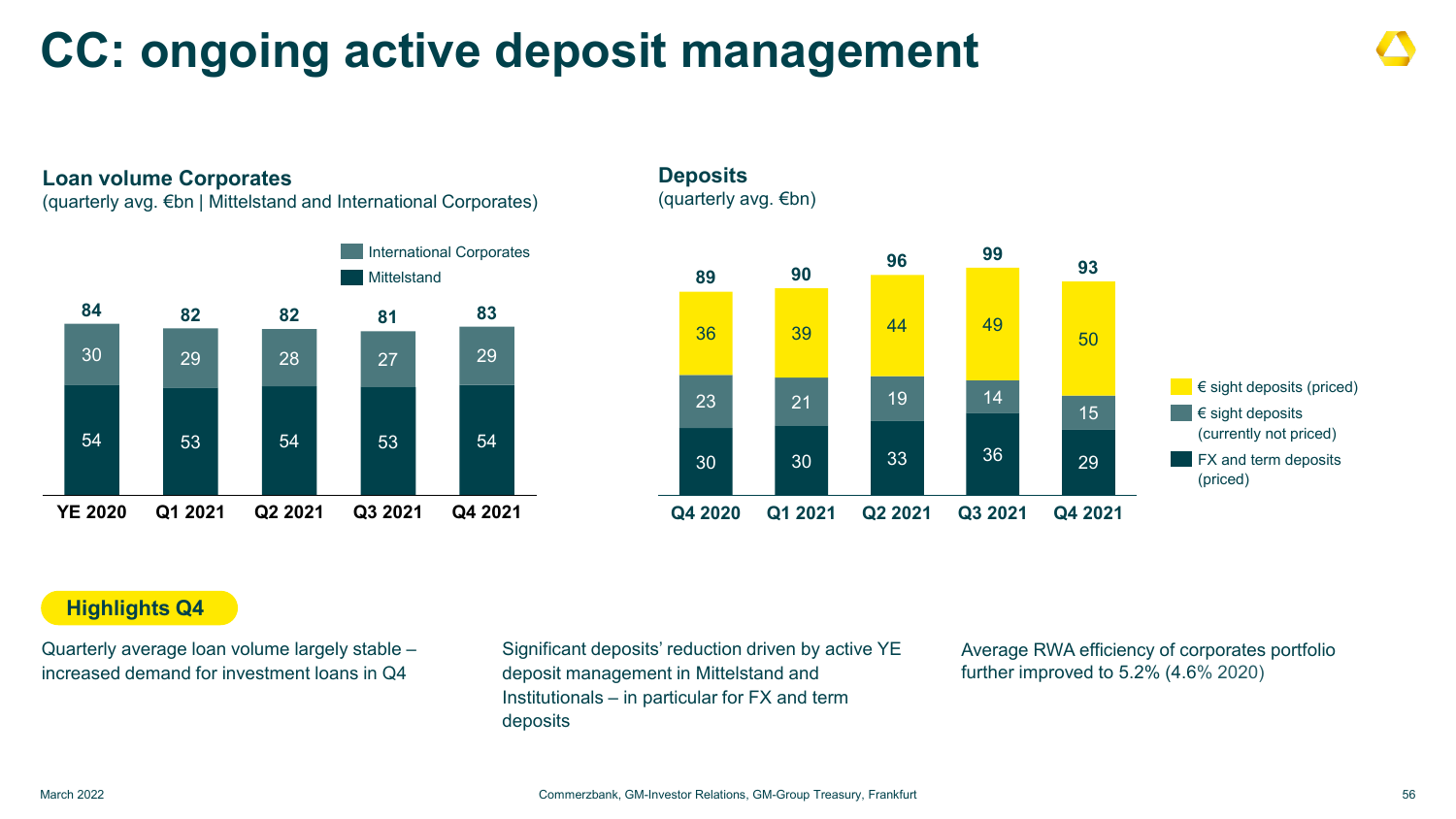# CC: ongoing active deposit management

## Loan volume Corporates

(quarterly avg. €bn | Mittelstand and International Corporates)

| | YE 2020 | Q1 2021 | Q2 2021 | Q3 2021 | Q4 2021 |
|---|---|---|---|---|---|
| International Corporates | 30 | 29 | 28 | 27 | 29 |
| Mittelstand | 54 | 53 | 54 | 53 | 54 |
| Total | 84 | 82 | 82 | 81 | 83 |

## Deposits

(quarterly avg. €bn)

| | Q4 2020 | Q1 2021 | Q2 2021 | Q3 2021 | Q4 2021 |
|---|---|---|---|---|---|
| € sight deposits (priced) | 36 | 39 | 44 | 49 | 50 |
| € sight deposits (currently not priced) | 23 | 21 | 19 | 14 | 15 |
| FX and term deposits (priced) | 30 | 30 | 33 | 36 | 29 |
| Total | 89 | 90 | 96 | 99 | 93 |

**Highlights Q4**

- Quarterly average loan volume largely stable – increased demand for investment loans in Q4
- Significant deposits' reduction driven by active YE deposit management in Mittelstand and Institutionals – in particular for FX and term deposits
- Average RWA efficiency of corporates portfolio further improved to 5.2% (4.6% 2020)

March 2022

Commerzbank, GM-Investor Relations, GM-Group Treasury, Frankfurt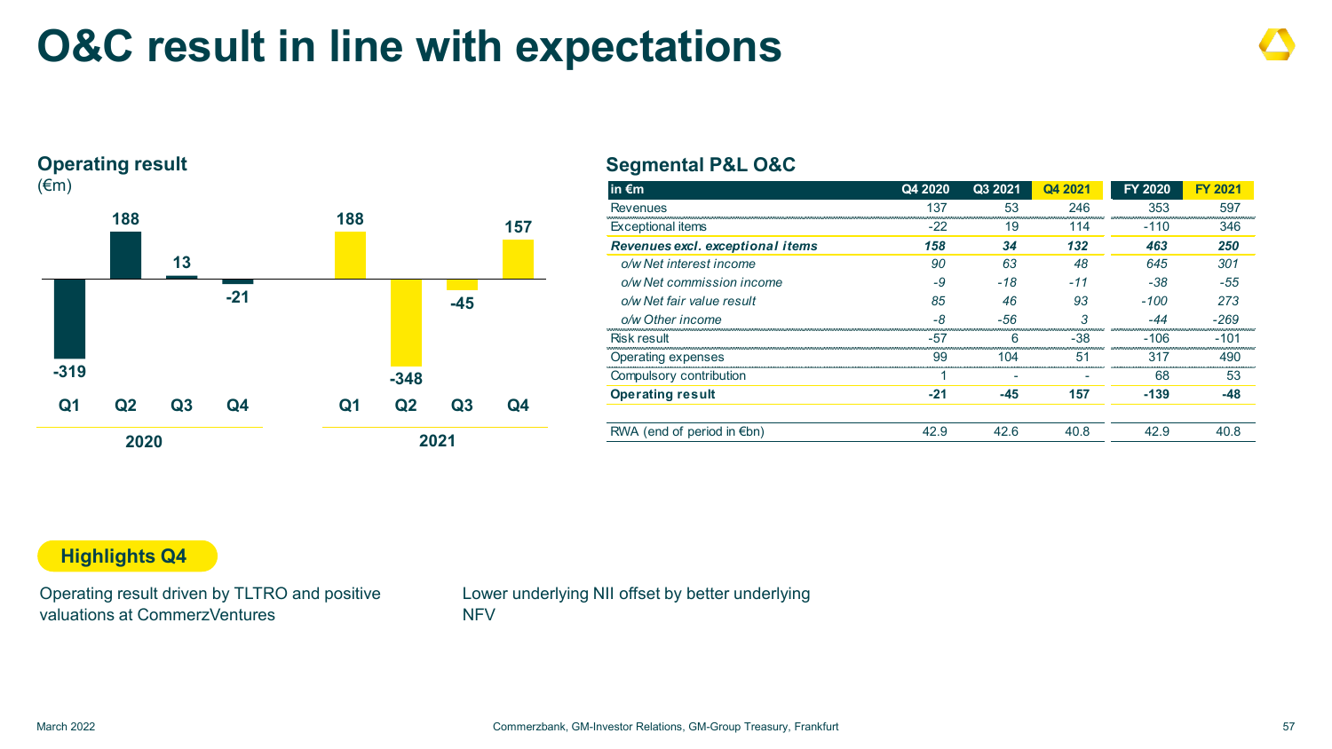# O&C result in line with expectations

## Operating result

(€m)

| | Q1 | Q2 | Q3 | Q4 |
|---|---|---|---|---|
| 2020 | -319 | 188 | 13 | -21 |
| 2021 | 188 | -348 | -45 | 157 |

## Segmental P&L O&C

| in €m | Q4 2020 | Q3 2021 | Q4 2021 | FY 2020 | FY 2021 |
|---|---|---|---|---|---|
| Revenues | 137 | 53 | 246 | 353 | 597 |
| Exceptional items | -22 | 19 | 114 | -110 | 346 |
| ***Revenues excl. exceptional items*** | ***158*** | ***34*** | ***132*** | ***463*** | ***250*** |
| *o/w Net interest income* | *90* | *63* | *48* | *645* | *301* |
| *o/w Net commission income* | *-9* | *-18* | *-11* | *-38* | *-55* |
| *o/w Net fair value result* | *85* | *46* | *93* | *-100* | *273* |
| *o/w Other income* | *-8* | *-56* | *3* | *-44* | *-269* |
| Risk result | -57 | 6 | -38 | -106 | -101 |
| Operating expenses | 99 | 104 | 51 | 317 | 490 |
| Compulsory contribution | 1 | - | - | 68 | 53 |
| **Operating result** | **-21** | **-45** | **157** | **-139** | **-48** |
| | | | | | |
| RWA (end of period in €bn) | 42.9 | 42.6 | 40.8 | 42.9 | 40.8 |

**Highlights Q4**

Operating result driven by TLTRO and positive valuations at CommerzVentures

Lower underlying NII offset by better underlying NFV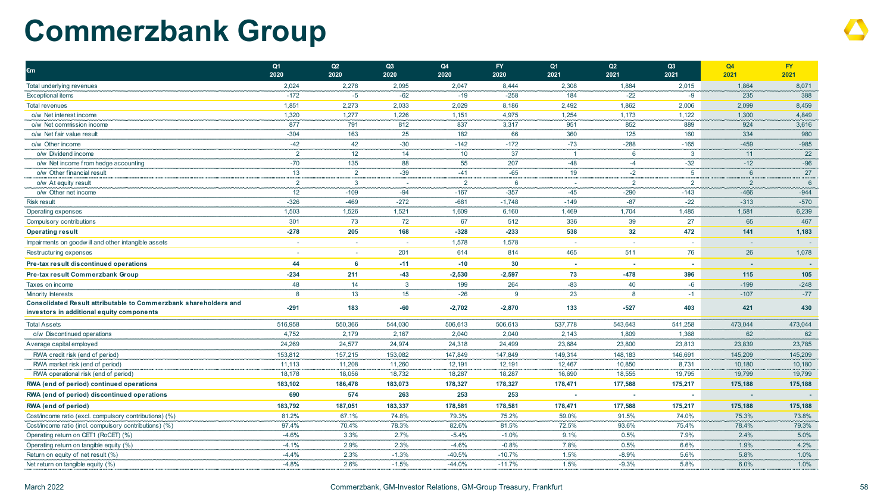# Commerzbank Group

| €m | Q1 2020 | Q2 2020 | Q3 2020 | Q4 2020 | FY 2020 | Q1 2021 | Q2 2021 | Q3 2021 | Q4 2021 | FY 2021 |
|---|---|---|---|---|---|---|---|---|---|---|
| Total underlying revenues | 2,024 | 2,278 | 2,095 | 2,047 | 8,444 | 2,308 | 1,884 | 2,015 | 1,864 | 8,071 |
| Exceptional items | -172 | -5 | -62 | -19 | -258 | 184 | -22 | -9 | 235 | 388 |
| Total revenues | 1,851 | 2,273 | 2,033 | 2,029 | 8,186 | 2,492 | 1,862 | 2,006 | 2,099 | 8,459 |
| o/w Net interest income | 1,320 | 1,277 | 1,226 | 1,151 | 4,975 | 1,254 | 1,173 | 1,122 | 1,300 | 4,849 |
| o/w Net commission income | 877 | 791 | 812 | 837 | 3,317 | 951 | 852 | 889 | 924 | 3,616 |
| o/w Net fair value result | -304 | 163 | 25 | 182 | 66 | 360 | 125 | 160 | 334 | 980 |
| o/w Other income | -42 | 42 | -30 | -142 | -172 | -73 | -288 | -165 | -459 | -985 |
| o/w Dividend income | 2 | 12 | 14 | 10 | 37 | 1 | 6 | 3 | 11 | 22 |
| o/w Net income from hedge accounting | -70 | 135 | 88 | 55 | 207 | -48 | -4 | -32 | -12 | -96 |
| o/w Other financial result | 13 | 2 | -39 | -41 | -65 | 19 | -2 | 5 | 6 | 27 |
| o/w At equity result | 2 | 3 | - | 2 | 6 | - | 2 | 2 | 2 | 6 |
| o/w Other net income | 12 | -109 | -94 | -167 | -357 | -45 | -290 | -143 | -466 | -944 |
| Risk result | -326 | -469 | -272 | -681 | -1,748 | -149 | -87 | -22 | -313 | -570 |
| Operating expenses | 1,503 | 1,526 | 1,521 | 1,609 | 6,160 | 1,469 | 1,704 | 1,485 | 1,581 | 6,239 |
| Compulsory contributions | 301 | 73 | 72 | 67 | 512 | 336 | 39 | 27 | 65 | 467 |
| **Operating result** | **-278** | **205** | **168** | **-328** | **-233** | **538** | **32** | **472** | **141** | **1,183** |
| Impairments on goodwill and other intangible assets | - | - | - | 1,578 | 1,578 | - | - | - | - | - |
| Restructuring expenses | - | - | 201 | 614 | 814 | 465 | 511 | 76 | 26 | 1,078 |
| **Pre-tax result discontinued operations** | **44** | **6** | **-11** | **-10** | **30** | **-** | **-** | **-** | **-** | **-** |
| **Pre-tax result Commerzbank Group** | **-234** | **211** | **-43** | **-2,530** | **-2,597** | **73** | **-478** | **396** | **115** | **105** |
| Taxes on income | 48 | 14 | 3 | 199 | 264 | -83 | 40 | -6 | -199 | -248 |
| Minority Interests | 8 | 13 | 15 | -26 | 9 | 23 | 8 | -1 | -107 | -77 |
| **Consolidated Result attributable to Commerzbank shareholders and investors in additional equity components** | **-291** | **183** | **-60** | **-2,702** | **-2,870** | **133** | **-527** | **403** | **421** | **430** |
| Total Assets | 516,958 | 550,366 | 544,030 | 506,613 | 506,613 | 537,778 | 543,643 | 541,258 | 473,044 | 473,044 |
| o/w Discontinued operations | 4,752 | 2,179 | 2,167 | 2,040 | 2,040 | 2,143 | 1,809 | 1,368 | 62 | 62 |
| Average capital employed | 24,269 | 24,577 | 24,974 | 24,318 | 24,499 | 23,684 | 23,800 | 23,813 | 23,839 | 23,785 |
| RWA credit risk (end of period) | 153,812 | 157,215 | 153,082 | 147,849 | 147,849 | 149,314 | 148,183 | 146,691 | 145,209 | 145,209 |
| RWA market risk (end of period) | 11,113 | 11,208 | 11,260 | 12,191 | 12,191 | 12,467 | 10,850 | 8,731 | 10,180 | 10,180 |
| RWA operational risk (end of period) | 18,178 | 18,056 | 18,732 | 18,287 | 18,287 | 16,690 | 18,555 | 19,795 | 19,799 | 19,799 |
| **RWA (end of period) continued operations** | **183,102** | **186,478** | **183,073** | **178,327** | **178,327** | **178,471** | **177,588** | **175,217** | **175,188** | **175,188** |
| **RWA (end of period) discontinued operations** | **690** | **574** | **263** | **253** | **253** | **-** | **-** | **-** | **-** | **-** |
| **RWA (end of period)** | **183,792** | **187,051** | **183,337** | **178,581** | **178,581** | **178,471** | **177,588** | **175,217** | **175,188** | **175,188** |
| Cost/income ratio (excl. compulsory contributions) (%) | 81.2% | 67.1% | 74.8% | 79.3% | 75.2% | 59.0% | 91.5% | 74.0% | 75.3% | 73.8% |
| Cost/income ratio (incl. compulsory contributions) (%) | 97.4% | 70.4% | 78.3% | 82.6% | 81.5% | 72.5% | 93.6% | 75.4% | 78.4% | 79.3% |
| Operating return on CET1 (RoCET) (%) | -4.6% | 3.3% | 2.7% | -5.4% | -1.0% | 9.1% | 0.5% | 7.9% | 2.4% | 5.0% |
| Operating return on tangible equity (%) | -4.1% | 2.9% | 2.3% | -4.6% | -0.8% | 7.8% | 0.5% | 6.6% | 1.9% | 4.2% |
| Return on equity of net result (%) | -4.4% | 2.3% | -1.3% | -40.5% | -10.7% | 1.5% | -8.9% | 5.6% | 5.8% | 1.0% |
| Net return on tangible equity (%) | -4.8% | 2.6% | -1.5% | -44.0% | -11.7% | 1.5% | -9.3% | 5.8% | 6.0% | 1.0% |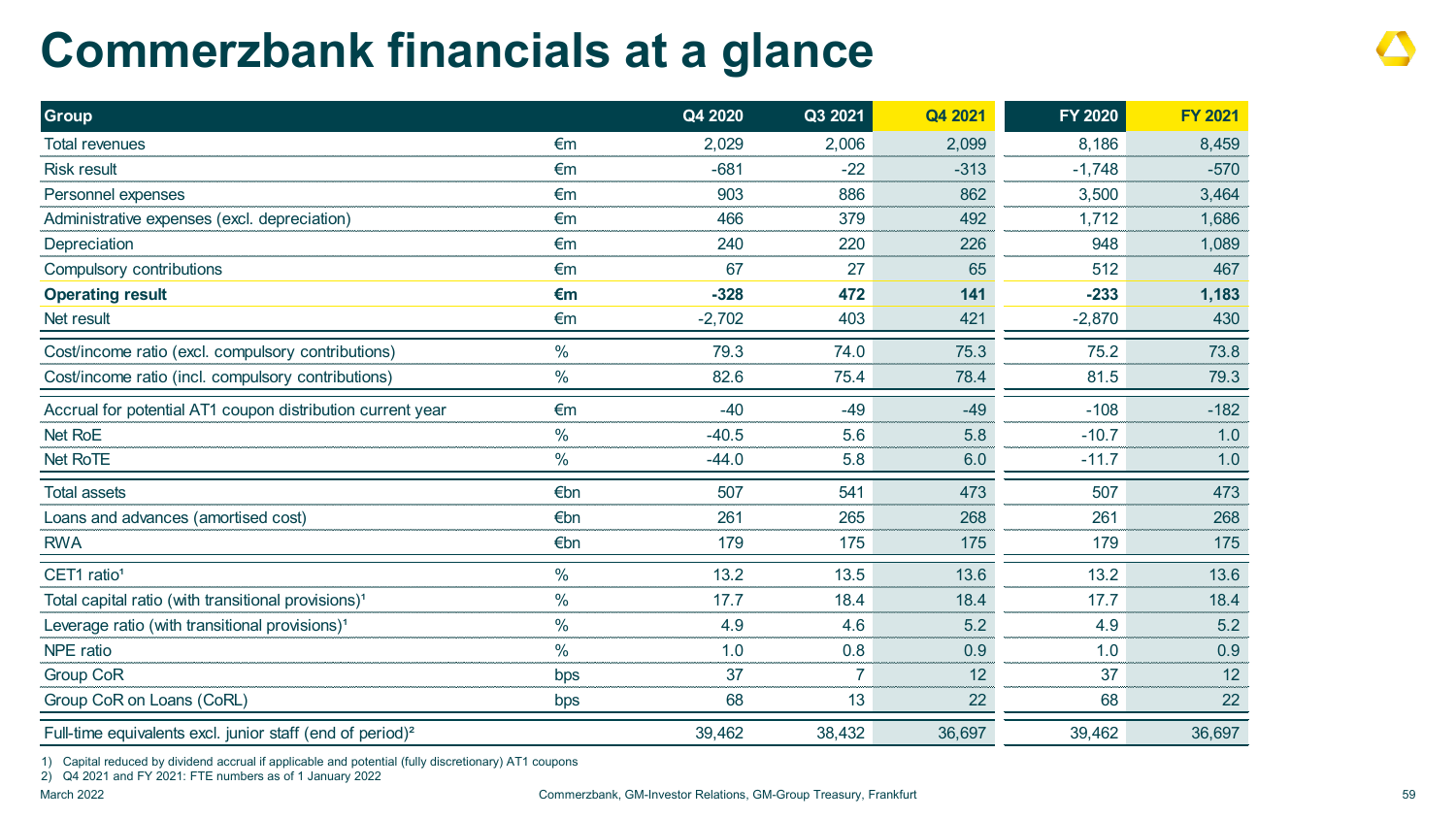# Commerzbank financials at a glance

| Group | | Q4 2020 | Q3 2021 | Q4 2021 | FY 2020 | FY 2021 |
|---|---|---|---|---|---|---|
| Total revenues | €m | 2,029 | 2,006 | 2,099 | 8,186 | 8,459 |
| Risk result | €m | -681 | -22 | -313 | -1,748 | -570 |
| Personnel expenses | €m | 903 | 886 | 862 | 3,500 | 3,464 |
| Administrative expenses (excl. depreciation) | €m | 466 | 379 | 492 | 1,712 | 1,686 |
| Depreciation | €m | 240 | 220 | 226 | 948 | 1,089 |
| Compulsory contributions | €m | 67 | 27 | 65 | 512 | 467 |
| **Operating result** | **€m** | **-328** | **472** | **141** | **-233** | **1,183** |
| Net result | €m | -2,702 | 403 | 421 | -2,870 | 430 |
| Cost/income ratio (excl. compulsory contributions) | % | 79.3 | 74.0 | 75.3 | 75.2 | 73.8 |
| Cost/income ratio (incl. compulsory contributions) | % | 82.6 | 75.4 | 78.4 | 81.5 | 79.3 |
| Accrual for potential AT1 coupon distribution current year | €m | -40 | -49 | -49 | -108 | -182 |
| Net RoE | % | -40.5 | 5.6 | 5.8 | -10.7 | 1.0 |
| Net RoTE | % | -44.0 | 5.8 | 6.0 | -11.7 | 1.0 |
| Total assets | €bn | 507 | 541 | 473 | 507 | 473 |
| Loans and advances (amortised cost) | €bn | 261 | 265 | 268 | 261 | 268 |
| RWA | €bn | 179 | 175 | 175 | 179 | 175 |
| CET1 ratio[1] | % | 13.2 | 13.5 | 13.6 | 13.2 | 13.6 |
| Total capital ratio (with transitional provisions)[1] | % | 17.7 | 18.4 | 18.4 | 17.7 | 18.4 |
| Leverage ratio (with transitional provisions)[1] | % | 4.9 | 4.6 | 5.2 | 4.9 | 5.2 |
| NPE ratio | % | 1.0 | 0.8 | 0.9 | 1.0 | 0.9 |
| Group CoR | bps | 37 | 7 | 12 | 37 | 12 |
| Group CoR on Loans (CoRL) | bps | 68 | 13 | 22 | 68 | 22 |
| Full-time equivalents excl. junior staff (end of period)[2] | | 39,462 | 38,432 | 36,697 | 39,462 | 36,697 |

1) Capital reduced by dividend accrual if applicable and potential (fully discretionary) AT1 coupons
2) Q4 2021 and FY 2021: FTE numbers as of 1 January 2022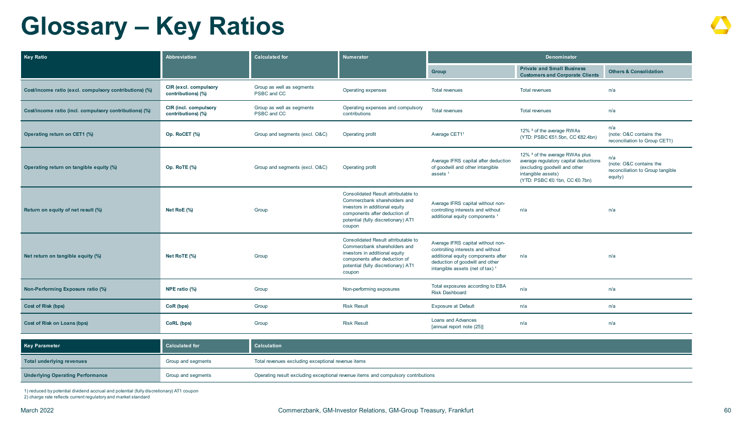# Glossary – Key Ratios

| Key Ratio | Abbreviation | Calculated for | Numerator | Denominator | | |
|---|---|---|---|---|---|---|
| | | | | Group | Private and Small Business Customers and Corporate Clients | Others & Consolidation |
| Cost/income ratio (excl. compulsory contributions) (%) | CIR (excl. compulsory contributions) (%) | Group as well as segments PSBC and CC | Operating expenses | Total revenues | Total revenues | n/a |
| Cost/income ratio (incl. compulsory contributions) (%) | CIR (incl. compulsory contributions) (%) | Group as well as segments PSBC and CC | Operating expenses and compulsory contributions | Total revenues | Total revenues | n/a |
| Operating return on CET1 (%) | Op. RoCET (%) | Group and segments (excl. O&C) | Operating profit | Average CET1[1] | 12% [2] of the average RWAs (YTD: PSBC €51.5bn, CC €82.4bn) | n/a (note: O&C contains the reconciliation to Group CET1) |
| Operating return on tangible equity (%) | Op. RoTE (%) | Group and segments (excl. O&C) | Operating profit | Average IFRS capital after deduction of goodwill and other intangible assets [1] | 12% [2] of the average RWAs plus average regulatory capital deductions (excluding goodwill and other intangible assets) (YTD: PSBC €0.1bn, CC €0.7bn) | n/a (note: O&C contains the reconciliation to Group tangible equity) |
| Return on equity of net result (%) | Net RoE (%) | Group | Consolidated Result attributable to Commerzbank shareholders and investors in additional equity components after deduction of potential (fully discretionary) AT1 coupon | Average IFRS capital without non-controlling interests and without additional equity components [1] | n/a | n/a |
| Net return on tangible equity (%) | Net RoTE (%) | Group | Consolidated Result attributable to Commerzbank shareholders and investors in additional equity components after deduction of potential (fully discretionary) AT1 coupon | Average IFRS capital without non-controlling interests and without additional equity components after deduction of goodwill and other intangible assets (net of tax) [1] | n/a | n/a |
| Non-Performing Exposure ratio (%) | NPE ratio (%) | Group | Non-performing exposures | Total exposures according to EBA Risk Dashboard | n/a | n/a |
| Cost of Risk (bps) | CoR (bps) | Group | Risk Result | Exposure at Default | n/a | n/a |
| Cost of Risk on Loans (bps) | CoRL (bps) | Group | Risk Result | Loans and Advances [annual report note (25)] | n/a | n/a |

| Key Parameter | Calculated for | Calculation |
|---|---|---|
| Total underlying revenues | Group and segments | Total revenues excluding exceptional revenue items |
| Underlying Operating Performance | Group and segments | Operating result excluding exceptional revenue items and compulsory contributions |

1) reduced by potential dividend accrual and potential (fully discretionary) AT1 coupon
2) charge rate reflects current regulatory and market standard

March 2022 Commerzbank, GM-Investor Relations, GM-Group Treasury, Frankfurt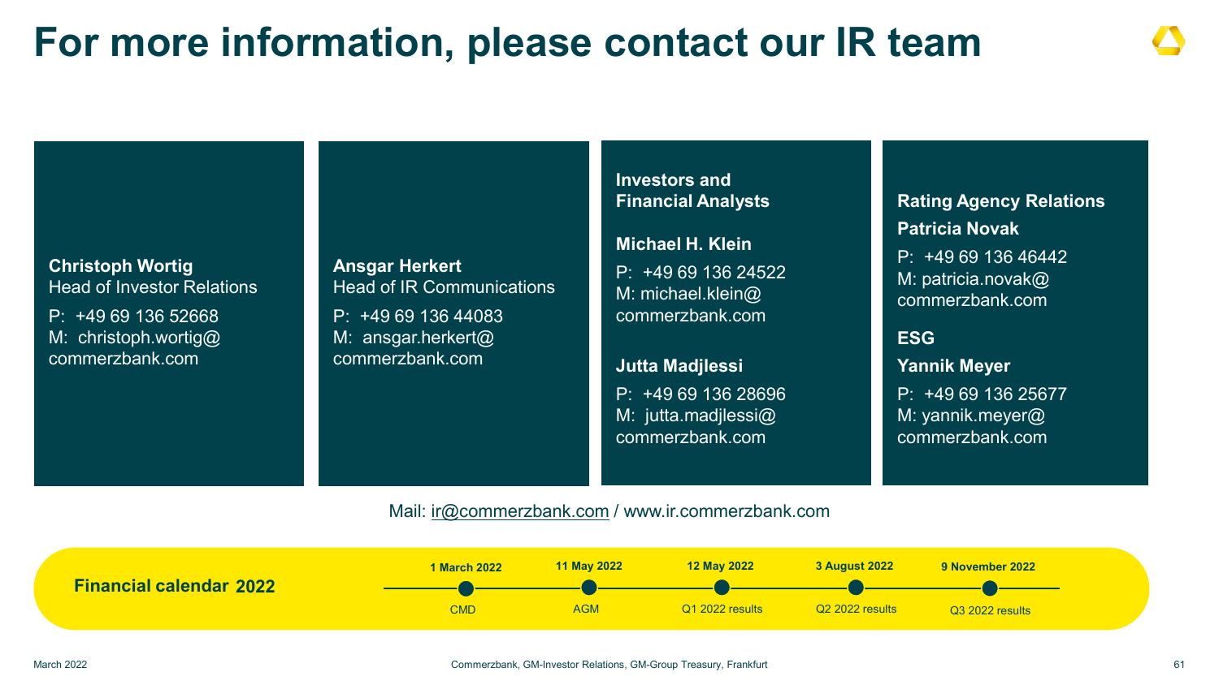# For more information, please contact our IR team

**Christoph Wortig**
Head of Investor Relations
P: +49 69 136 52668
M: christoph.wortig@commerzbank.com

**Ansgar Herkert**
Head of IR Communications
P: +49 69 136 44083
M: ansgar.herkert@commerzbank.com

**Investors and Financial Analysts**

**Michael H. Klein**
P: +49 69 136 24522
M: michael.klein@commerzbank.com

**Jutta Madjlessi**
P: +49 69 136 28696
M: jutta.madjlessi@commerzbank.com

**Rating Agency Relations**

**Patricia Novak**
P: +49 69 136 46442
M: patricia.novak@commerzbank.com

**ESG**

**Yannik Meyer**
P: +49 69 136 25677
M: yannik.meyer@commerzbank.com

Mail: ir@commerzbank.com / www.ir.commerzbank.com

**Financial calendar 2022**

- **1 March 2022** – CMD
- **11 May 2022** – AGM
- **12 May 2022** – Q1 2022 results
- **3 August 2022** – Q2 2022 results
- **9 November 2022** – Q3 2022 results